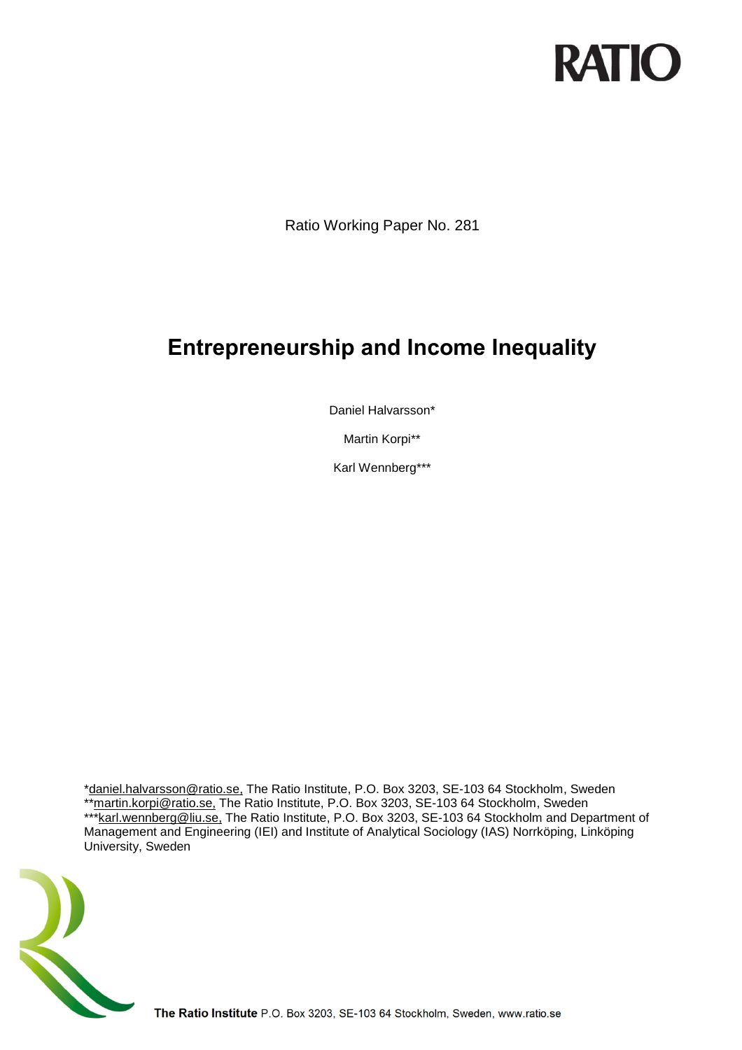RATIO

Ratio Working Paper No. 281

# Entrepreneurship and Income Inequality

Daniel Halvarsson*

Martin Korpi**

Karl Wennberg***

*daniel.halvarsson@ratio.se, The Ratio Institute, P.O. Box 3203, SE-103 64 Stockholm, Sweden
**martin.korpi@ratio.se, The Ratio Institute, P.O. Box 3203, SE-103 64 Stockholm, Sweden
***karl.wennberg@liu.se, The Ratio Institute, P.O. Box 3203, SE-103 64 Stockholm and Department of Management and Engineering (IEI) and Institute of Analytical Sociology (IAS) Norrköping, Linköping University, Sweden

**The Ratio Institute** P.O. Box 3203, SE-103 64 Stockholm, Sweden, www.ratio.se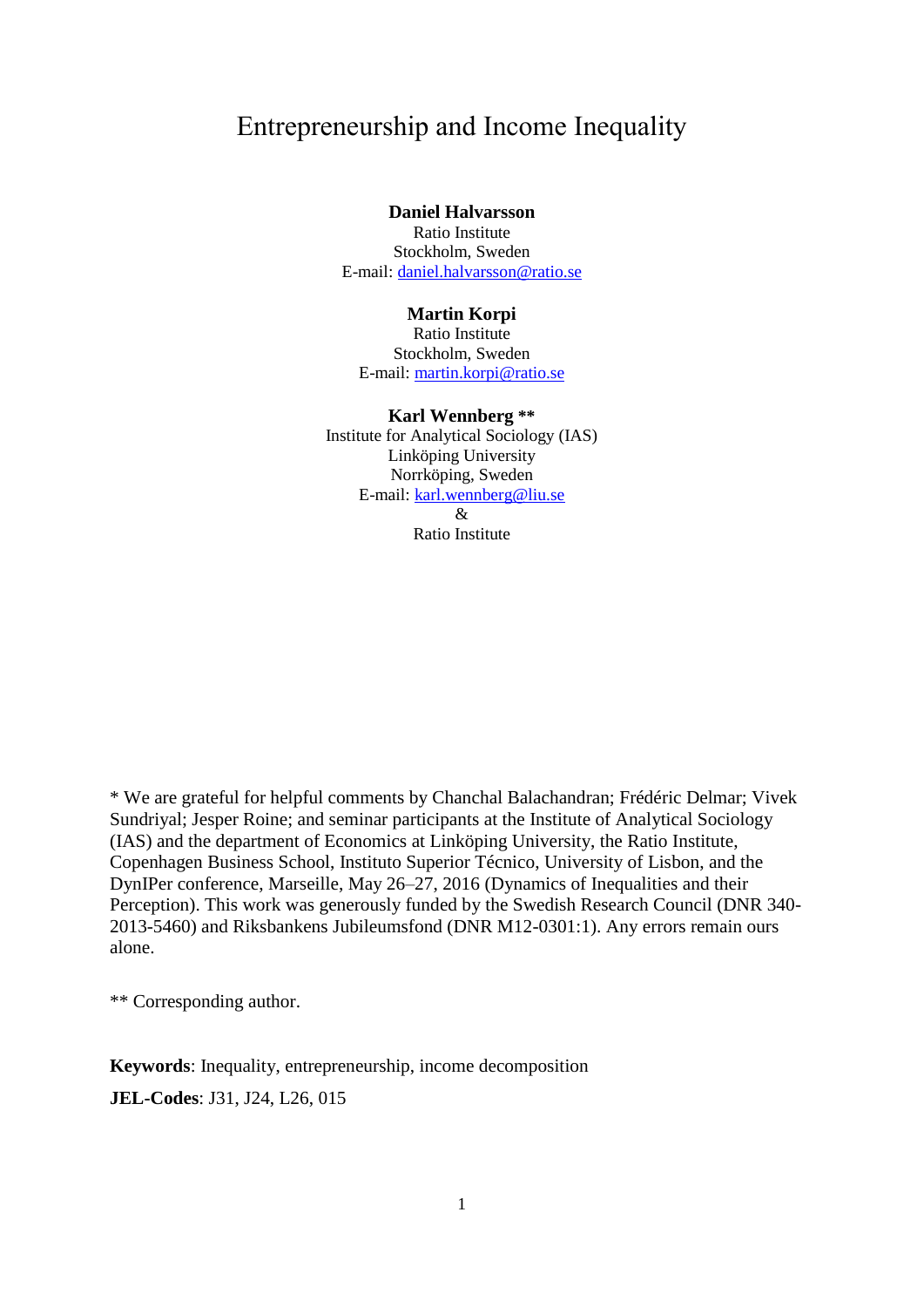# Entrepreneurship and Income Inequality

**Daniel Halvarsson**
Ratio Institute
Stockholm, Sweden
E-mail: daniel.halvarsson@ratio.se

**Martin Korpi**
Ratio Institute
Stockholm, Sweden
E-mail: martin.korpi@ratio.se

**Karl Wennberg \*\***
Institute for Analytical Sociology (IAS)
Linköping University
Norrköping, Sweden
E-mail: karl.wennberg@liu.se
&
Ratio Institute

\* We are grateful for helpful comments by Chanchal Balachandran; Frédéric Delmar; Vivek Sundriyal; Jesper Roine; and seminar participants at the Institute of Analytical Sociology (IAS) and the department of Economics at Linköping University, the Ratio Institute, Copenhagen Business School, Instituto Superior Técnico, University of Lisbon, and the DynIPer conference, Marseille, May 26–27, 2016 (Dynamics of Inequalities and their Perception). This work was generously funded by the Swedish Research Council (DNR 340-2013-5460) and Riksbankens Jubileumsfond (DNR M12-0301:1). Any errors remain ours alone.

\*\* Corresponding author.

**Keywords**: Inequality, entrepreneurship, income decomposition

**JEL-Codes**: J31, J24, L26, 015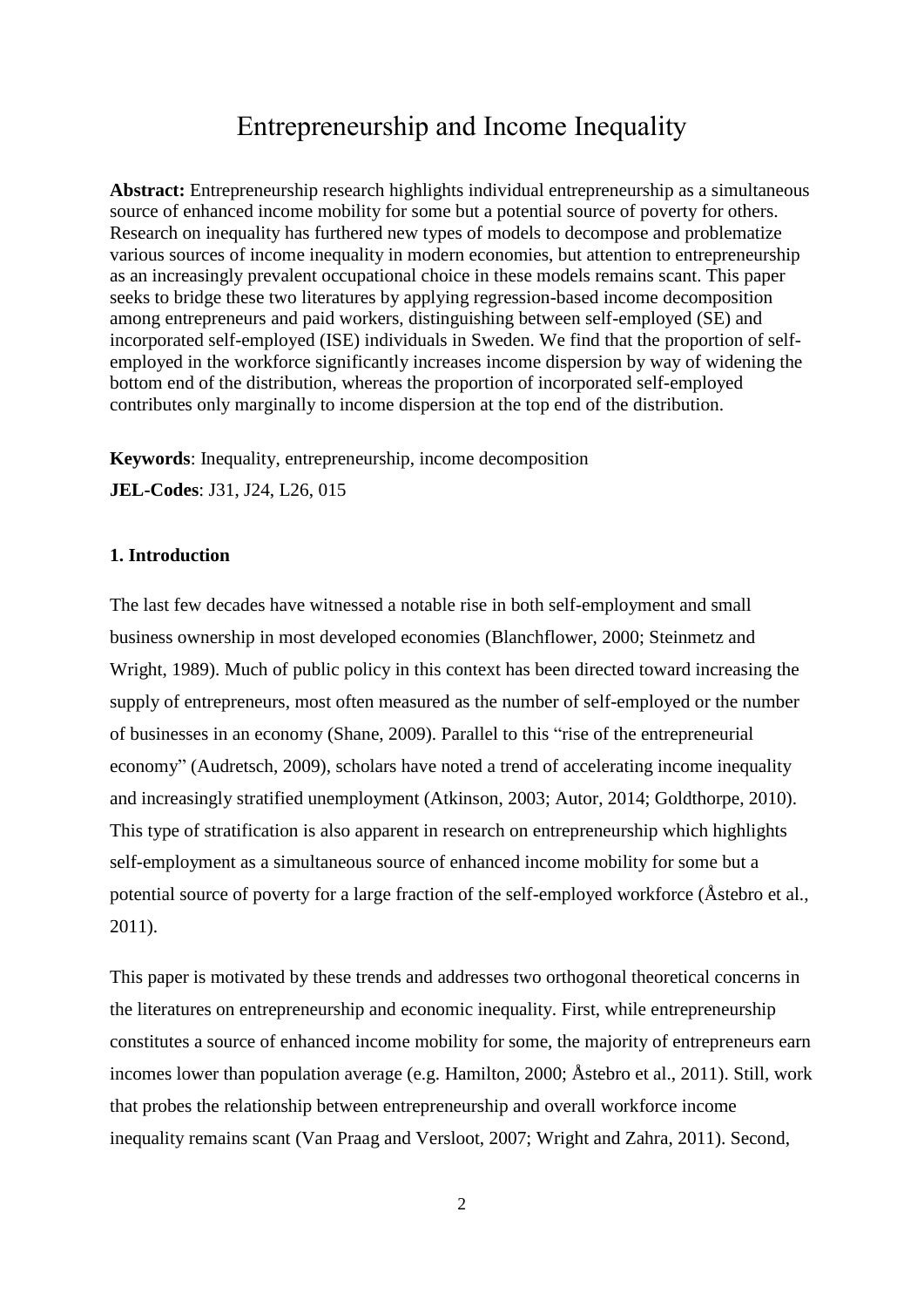# Entrepreneurship and Income Inequality

**Abstract:** Entrepreneurship research highlights individual entrepreneurship as a simultaneous source of enhanced income mobility for some but a potential source of poverty for others. Research on inequality has furthered new types of models to decompose and problematize various sources of income inequality in modern economies, but attention to entrepreneurship as an increasingly prevalent occupational choice in these models remains scant. This paper seeks to bridge these two literatures by applying regression-based income decomposition among entrepreneurs and paid workers, distinguishing between self-employed (SE) and incorporated self-employed (ISE) individuals in Sweden. We find that the proportion of self-employed in the workforce significantly increases income dispersion by way of widening the bottom end of the distribution, whereas the proportion of incorporated self-employed contributes only marginally to income dispersion at the top end of the distribution.

**Keywords**: Inequality, entrepreneurship, income decomposition

**JEL-Codes**: J31, J24, L26, 015

## 1. Introduction

The last few decades have witnessed a notable rise in both self-employment and small business ownership in most developed economies (Blanchflower, 2000; Steinmetz and Wright, 1989). Much of public policy in this context has been directed toward increasing the supply of entrepreneurs, most often measured as the number of self-employed or the number of businesses in an economy (Shane, 2009). Parallel to this "rise of the entrepreneurial economy" (Audretsch, 2009), scholars have noted a trend of accelerating income inequality and increasingly stratified unemployment (Atkinson, 2003; Autor, 2014; Goldthorpe, 2010). This type of stratification is also apparent in research on entrepreneurship which highlights self-employment as a simultaneous source of enhanced income mobility for some but a potential source of poverty for a large fraction of the self-employed workforce (Åstebro et al., 2011).

This paper is motivated by these trends and addresses two orthogonal theoretical concerns in the literatures on entrepreneurship and economic inequality. First, while entrepreneurship constitutes a source of enhanced income mobility for some, the majority of entrepreneurs earn incomes lower than population average (e.g. Hamilton, 2000; Åstebro et al., 2011). Still, work that probes the relationship between entrepreneurship and overall workforce income inequality remains scant (Van Praag and Versloot, 2007; Wright and Zahra, 2011). Second,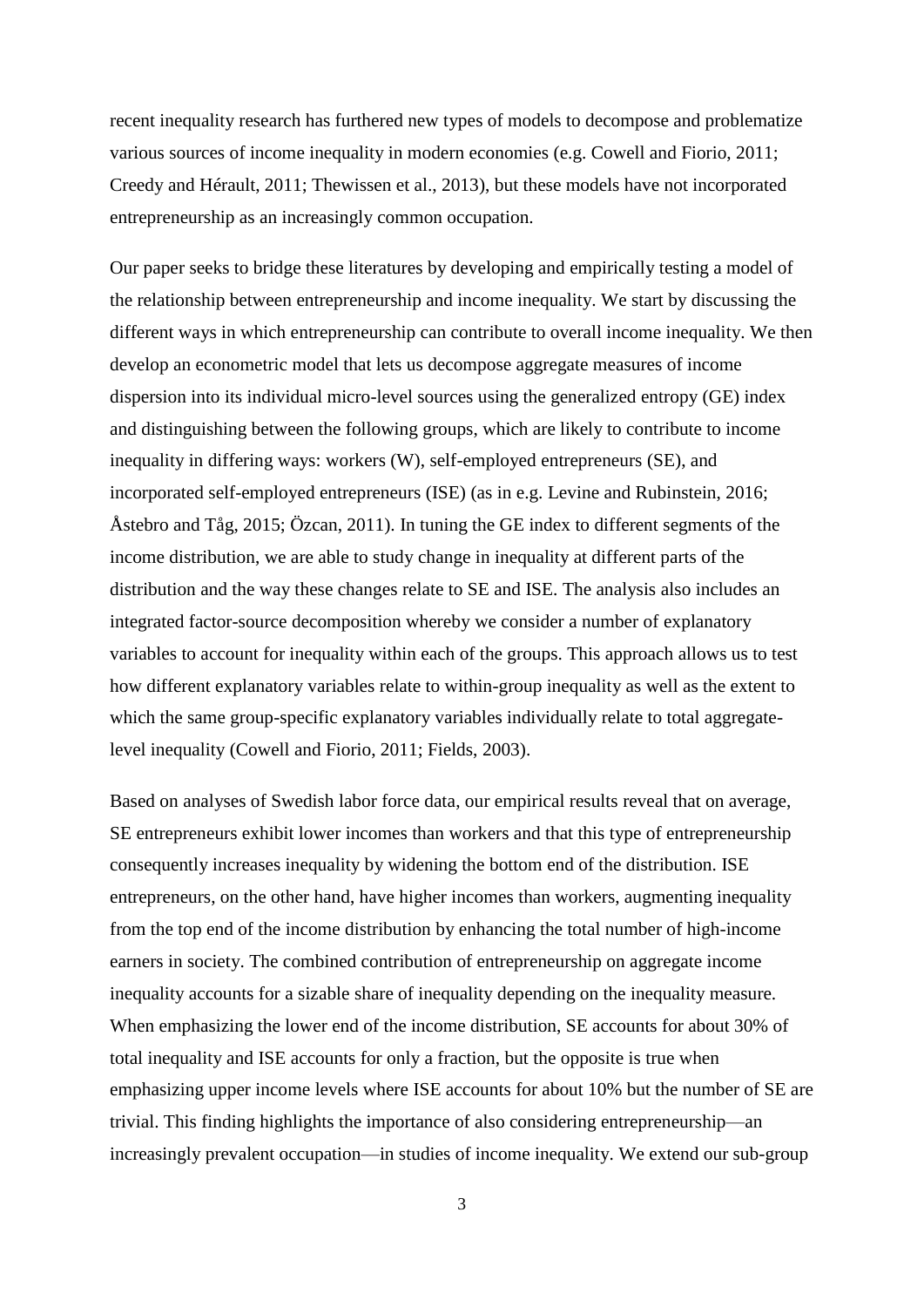recent inequality research has furthered new types of models to decompose and problematize various sources of income inequality in modern economies (e.g. Cowell and Fiorio, 2011; Creedy and Hérault, 2011; Thewissen et al., 2013), but these models have not incorporated entrepreneurship as an increasingly common occupation.

Our paper seeks to bridge these literatures by developing and empirically testing a model of the relationship between entrepreneurship and income inequality. We start by discussing the different ways in which entrepreneurship can contribute to overall income inequality. We then develop an econometric model that lets us decompose aggregate measures of income dispersion into its individual micro-level sources using the generalized entropy (GE) index and distinguishing between the following groups, which are likely to contribute to income inequality in differing ways: workers (W), self-employed entrepreneurs (SE), and incorporated self-employed entrepreneurs (ISE) (as in e.g. Levine and Rubinstein, 2016; Åstebro and Tåg, 2015; Özcan, 2011). In tuning the GE index to different segments of the income distribution, we are able to study change in inequality at different parts of the distribution and the way these changes relate to SE and ISE. The analysis also includes an integrated factor-source decomposition whereby we consider a number of explanatory variables to account for inequality within each of the groups. This approach allows us to test how different explanatory variables relate to within-group inequality as well as the extent to which the same group-specific explanatory variables individually relate to total aggregate-level inequality (Cowell and Fiorio, 2011; Fields, 2003).

Based on analyses of Swedish labor force data, our empirical results reveal that on average, SE entrepreneurs exhibit lower incomes than workers and that this type of entrepreneurship consequently increases inequality by widening the bottom end of the distribution. ISE entrepreneurs, on the other hand, have higher incomes than workers, augmenting inequality from the top end of the income distribution by enhancing the total number of high-income earners in society. The combined contribution of entrepreneurship on aggregate income inequality accounts for a sizable share of inequality depending on the inequality measure. When emphasizing the lower end of the income distribution, SE accounts for about 30% of total inequality and ISE accounts for only a fraction, but the opposite is true when emphasizing upper income levels where ISE accounts for about 10% but the number of SE are trivial. This finding highlights the importance of also considering entrepreneurship—an increasingly prevalent occupation—in studies of income inequality. We extend our sub-group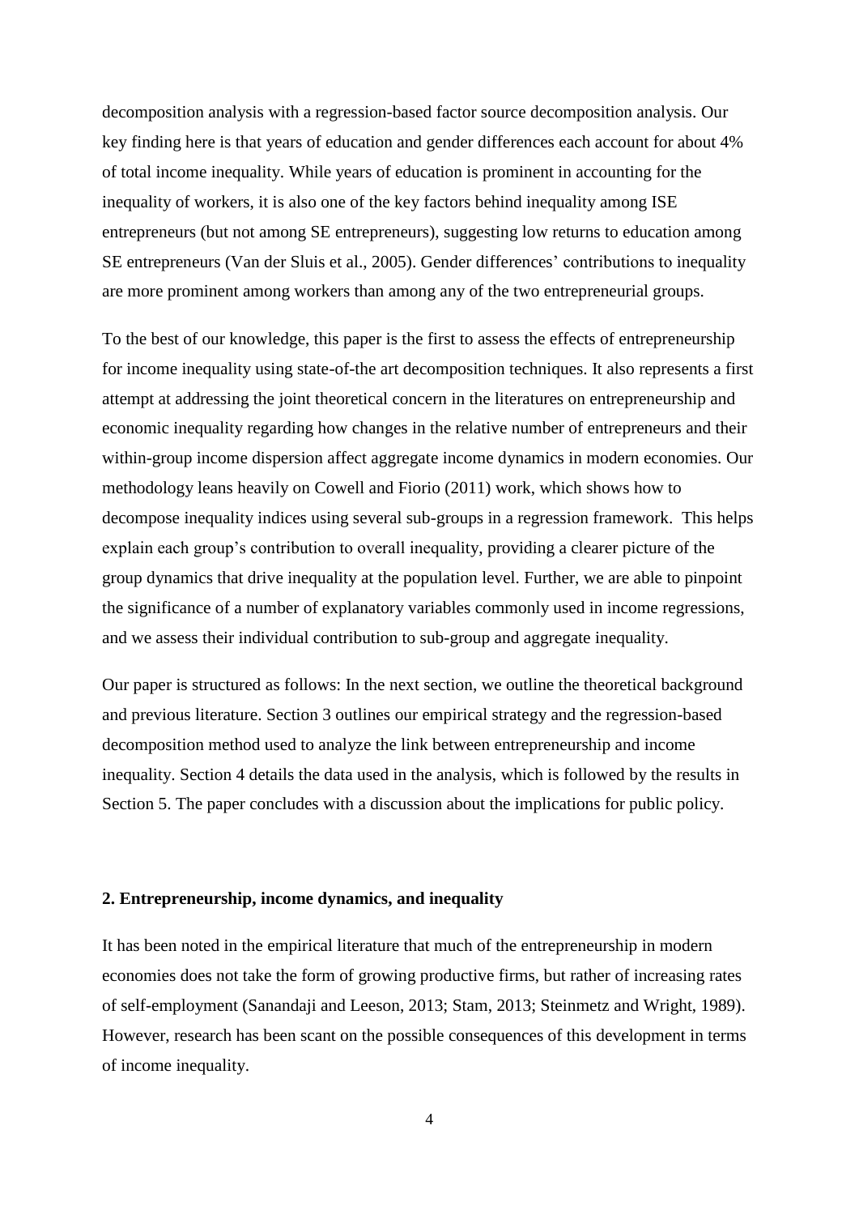decomposition analysis with a regression-based factor source decomposition analysis. Our key finding here is that years of education and gender differences each account for about 4% of total income inequality. While years of education is prominent in accounting for the inequality of workers, it is also one of the key factors behind inequality among ISE entrepreneurs (but not among SE entrepreneurs), suggesting low returns to education among SE entrepreneurs (Van der Sluis et al., 2005). Gender differences' contributions to inequality are more prominent among workers than among any of the two entrepreneurial groups.

To the best of our knowledge, this paper is the first to assess the effects of entrepreneurship for income inequality using state-of-the art decomposition techniques. It also represents a first attempt at addressing the joint theoretical concern in the literatures on entrepreneurship and economic inequality regarding how changes in the relative number of entrepreneurs and their within-group income dispersion affect aggregate income dynamics in modern economies. Our methodology leans heavily on Cowell and Fiorio (2011) work, which shows how to decompose inequality indices using several sub-groups in a regression framework. This helps explain each group's contribution to overall inequality, providing a clearer picture of the group dynamics that drive inequality at the population level. Further, we are able to pinpoint the significance of a number of explanatory variables commonly used in income regressions, and we assess their individual contribution to sub-group and aggregate inequality.

Our paper is structured as follows: In the next section, we outline the theoretical background and previous literature. Section 3 outlines our empirical strategy and the regression-based decomposition method used to analyze the link between entrepreneurship and income inequality. Section 4 details the data used in the analysis, which is followed by the results in Section 5. The paper concludes with a discussion about the implications for public policy.

## 2. Entrepreneurship, income dynamics, and inequality

It has been noted in the empirical literature that much of the entrepreneurship in modern economies does not take the form of growing productive firms, but rather of increasing rates of self-employment (Sanandaji and Leeson, 2013; Stam, 2013; Steinmetz and Wright, 1989). However, research has been scant on the possible consequences of this development in terms of income inequality.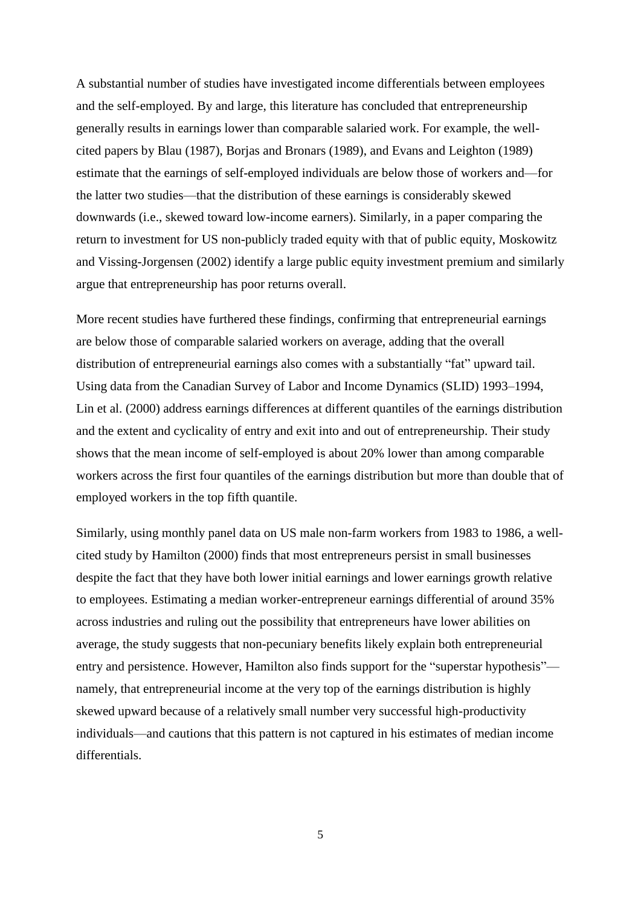A substantial number of studies have investigated income differentials between employees and the self-employed. By and large, this literature has concluded that entrepreneurship generally results in earnings lower than comparable salaried work. For example, the well-cited papers by Blau (1987), Borjas and Bronars (1989), and Evans and Leighton (1989) estimate that the earnings of self-employed individuals are below those of workers and—for the latter two studies—that the distribution of these earnings is considerably skewed downwards (i.e., skewed toward low-income earners). Similarly, in a paper comparing the return to investment for US non-publicly traded equity with that of public equity, Moskowitz and Vissing-Jorgensen (2002) identify a large public equity investment premium and similarly argue that entrepreneurship has poor returns overall.

More recent studies have furthered these findings, confirming that entrepreneurial earnings are below those of comparable salaried workers on average, adding that the overall distribution of entrepreneurial earnings also comes with a substantially "fat" upward tail. Using data from the Canadian Survey of Labor and Income Dynamics (SLID) 1993–1994, Lin et al. (2000) address earnings differences at different quantiles of the earnings distribution and the extent and cyclicality of entry and exit into and out of entrepreneurship. Their study shows that the mean income of self-employed is about 20% lower than among comparable workers across the first four quantiles of the earnings distribution but more than double that of employed workers in the top fifth quantile.

Similarly, using monthly panel data on US male non-farm workers from 1983 to 1986, a well-cited study by Hamilton (2000) finds that most entrepreneurs persist in small businesses despite the fact that they have both lower initial earnings and lower earnings growth relative to employees. Estimating a median worker-entrepreneur earnings differential of around 35% across industries and ruling out the possibility that entrepreneurs have lower abilities on average, the study suggests that non-pecuniary benefits likely explain both entrepreneurial entry and persistence. However, Hamilton also finds support for the "superstar hypothesis"—namely, that entrepreneurial income at the very top of the earnings distribution is highly skewed upward because of a relatively small number very successful high-productivity individuals—and cautions that this pattern is not captured in his estimates of median income differentials.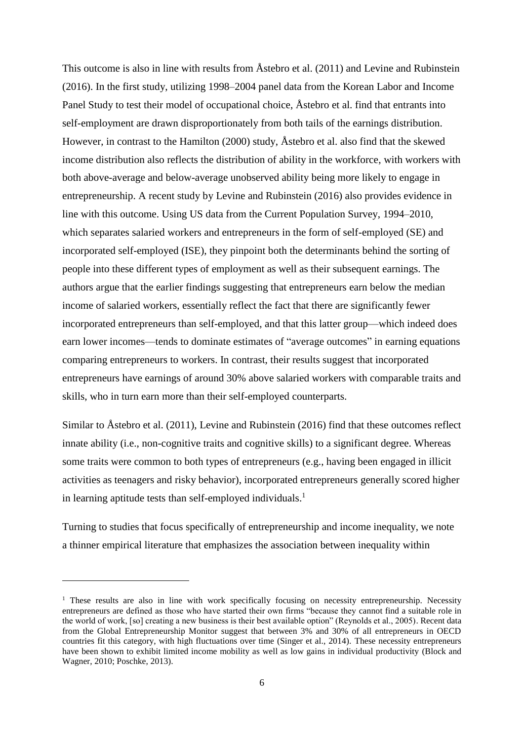This outcome is also in line with results from Åstebro et al. (2011) and Levine and Rubinstein (2016). In the first study, utilizing 1998–2004 panel data from the Korean Labor and Income Panel Study to test their model of occupational choice, Åstebro et al. find that entrants into self-employment are drawn disproportionately from both tails of the earnings distribution. However, in contrast to the Hamilton (2000) study, Åstebro et al. also find that the skewed income distribution also reflects the distribution of ability in the workforce, with workers with both above-average and below-average unobserved ability being more likely to engage in entrepreneurship. A recent study by Levine and Rubinstein (2016) also provides evidence in line with this outcome. Using US data from the Current Population Survey, 1994–2010, which separates salaried workers and entrepreneurs in the form of self-employed (SE) and incorporated self-employed (ISE), they pinpoint both the determinants behind the sorting of people into these different types of employment as well as their subsequent earnings. The authors argue that the earlier findings suggesting that entrepreneurs earn below the median income of salaried workers, essentially reflect the fact that there are significantly fewer incorporated entrepreneurs than self-employed, and that this latter group—which indeed does earn lower incomes—tends to dominate estimates of "average outcomes" in earning equations comparing entrepreneurs to workers. In contrast, their results suggest that incorporated entrepreneurs have earnings of around 30% above salaried workers with comparable traits and skills, who in turn earn more than their self-employed counterparts.

Similar to Åstebro et al. (2011), Levine and Rubinstein (2016) find that these outcomes reflect innate ability (i.e., non-cognitive traits and cognitive skills) to a significant degree. Whereas some traits were common to both types of entrepreneurs (e.g., having been engaged in illicit activities as teenagers and risky behavior), incorporated entrepreneurs generally scored higher in learning aptitude tests than self-employed individuals.[1]

Turning to studies that focus specifically of entrepreneurship and income inequality, we note a thinner empirical literature that emphasizes the association between inequality within

---

[1] These results are also in line with work specifically focusing on necessity entrepreneurship. Necessity entrepreneurs are defined as those who have started their own firms "because they cannot find a suitable role in the world of work, [so] creating a new business is their best available option" (Reynolds et al., 2005). Recent data from the Global Entrepreneurship Monitor suggest that between 3% and 30% of all entrepreneurs in OECD countries fit this category, with high fluctuations over time (Singer et al., 2014). These necessity entrepreneurs have been shown to exhibit limited income mobility as well as low gains in individual productivity (Block and Wagner, 2010; Poschke, 2013).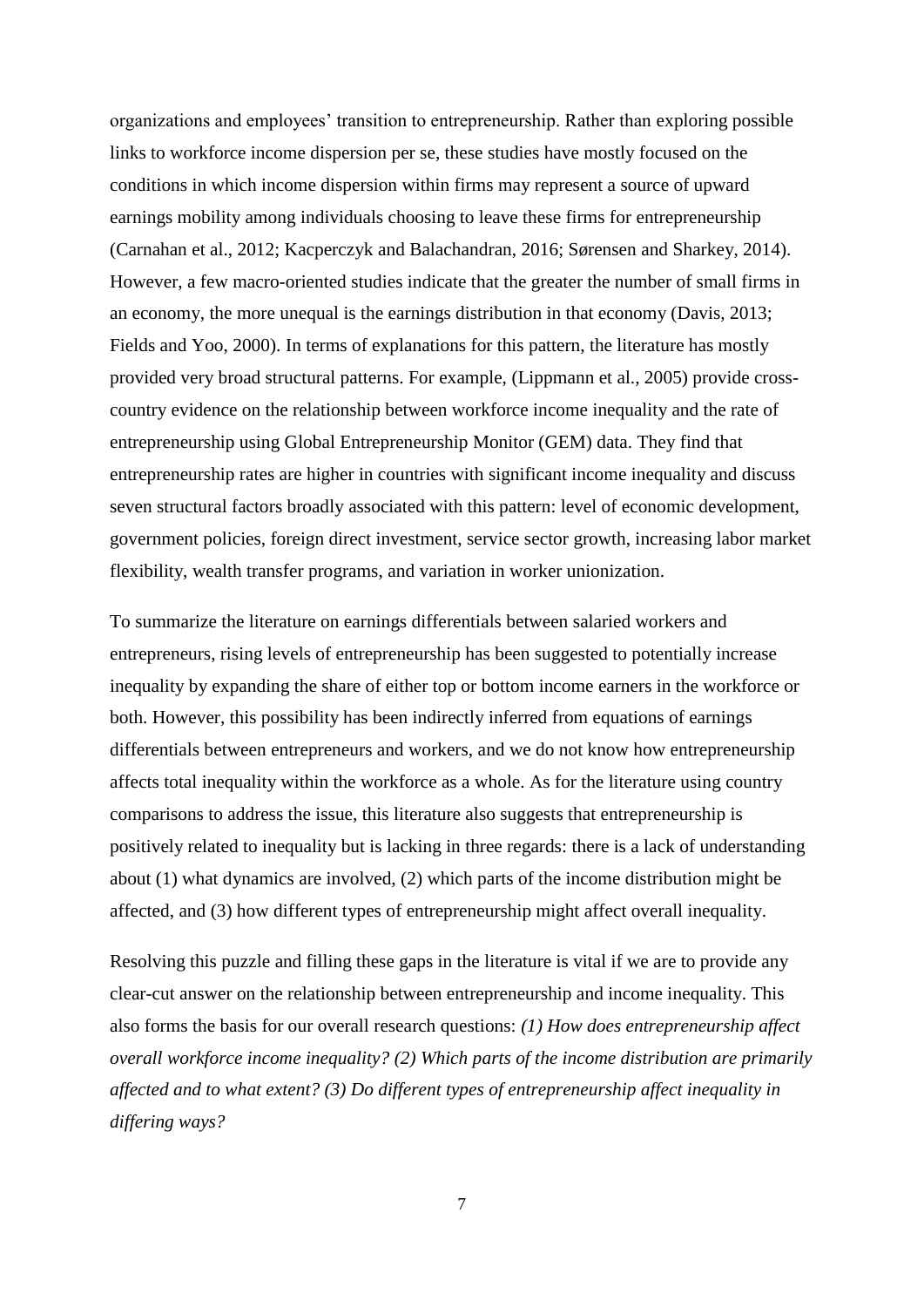organizations and employees' transition to entrepreneurship. Rather than exploring possible links to workforce income dispersion per se, these studies have mostly focused on the conditions in which income dispersion within firms may represent a source of upward earnings mobility among individuals choosing to leave these firms for entrepreneurship (Carnahan et al., 2012; Kacperczyk and Balachandran, 2016; Sørensen and Sharkey, 2014). However, a few macro-oriented studies indicate that the greater the number of small firms in an economy, the more unequal is the earnings distribution in that economy (Davis, 2013; Fields and Yoo, 2000). In terms of explanations for this pattern, the literature has mostly provided very broad structural patterns. For example, (Lippmann et al., 2005) provide cross-country evidence on the relationship between workforce income inequality and the rate of entrepreneurship using Global Entrepreneurship Monitor (GEM) data. They find that entrepreneurship rates are higher in countries with significant income inequality and discuss seven structural factors broadly associated with this pattern: level of economic development, government policies, foreign direct investment, service sector growth, increasing labor market flexibility, wealth transfer programs, and variation in worker unionization.

To summarize the literature on earnings differentials between salaried workers and entrepreneurs, rising levels of entrepreneurship has been suggested to potentially increase inequality by expanding the share of either top or bottom income earners in the workforce or both. However, this possibility has been indirectly inferred from equations of earnings differentials between entrepreneurs and workers, and we do not know how entrepreneurship affects total inequality within the workforce as a whole. As for the literature using country comparisons to address the issue, this literature also suggests that entrepreneurship is positively related to inequality but is lacking in three regards: there is a lack of understanding about (1) what dynamics are involved, (2) which parts of the income distribution might be affected, and (3) how different types of entrepreneurship might affect overall inequality.

Resolving this puzzle and filling these gaps in the literature is vital if we are to provide any clear-cut answer on the relationship between entrepreneurship and income inequality. This also forms the basis for our overall research questions: *(1) How does entrepreneurship affect overall workforce income inequality? (2) Which parts of the income distribution are primarily affected and to what extent? (3) Do different types of entrepreneurship affect inequality in differing ways?*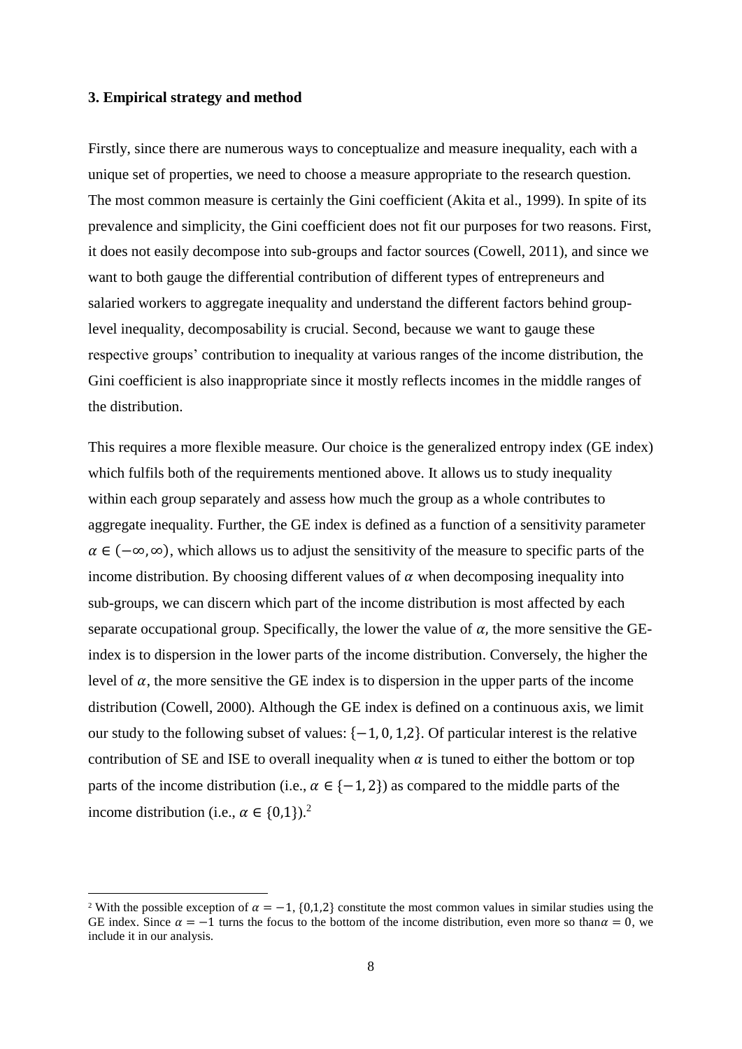### 3. Empirical strategy and method

Firstly, since there are numerous ways to conceptualize and measure inequality, each with a unique set of properties, we need to choose a measure appropriate to the research question. The most common measure is certainly the Gini coefficient (Akita et al., 1999). In spite of its prevalence and simplicity, the Gini coefficient does not fit our purposes for two reasons. First, it does not easily decompose into sub-groups and factor sources (Cowell, 2011), and since we want to both gauge the differential contribution of different types of entrepreneurs and salaried workers to aggregate inequality and understand the different factors behind group-level inequality, decomposability is crucial. Second, because we want to gauge these respective groups' contribution to inequality at various ranges of the income distribution, the Gini coefficient is also inappropriate since it mostly reflects incomes in the middle ranges of the distribution.

This requires a more flexible measure. Our choice is the generalized entropy index (GE index) which fulfils both of the requirements mentioned above. It allows us to study inequality within each group separately and assess how much the group as a whole contributes to aggregate inequality. Further, the GE index is defined as a function of a sensitivity parameter $\alpha \in (-\infty, \infty)$, which allows us to adjust the sensitivity of the measure to specific parts of the income distribution. By choosing different values of $\alpha$ when decomposing inequality into sub-groups, we can discern which part of the income distribution is most affected by each separate occupational group. Specifically, the lower the value of $\alpha$, the more sensitive the GE-index is to dispersion in the lower parts of the income distribution. Conversely, the higher the level of $\alpha$, the more sensitive the GE index is to dispersion in the upper parts of the income distribution (Cowell, 2000). Although the GE index is defined on a continuous axis, we limit our study to the following subset of values: $\{-1, 0, 1, 2\}$. Of particular interest is the relative contribution of SE and ISE to overall inequality when $\alpha$ is tuned to either the bottom or top parts of the income distribution (i.e., $\alpha \in \{-1, 2\}$) as compared to the middle parts of the income distribution (i.e., $\alpha \in \{0,1\}$).[2]

[2] With the possible exception of $\alpha = -1$, $\{0,1,2\}$ constitute the most common values in similar studies using the GE index. Since $\alpha = -1$ turns the focus to the bottom of the income distribution, even more so than $\alpha = 0$, we include it in our analysis.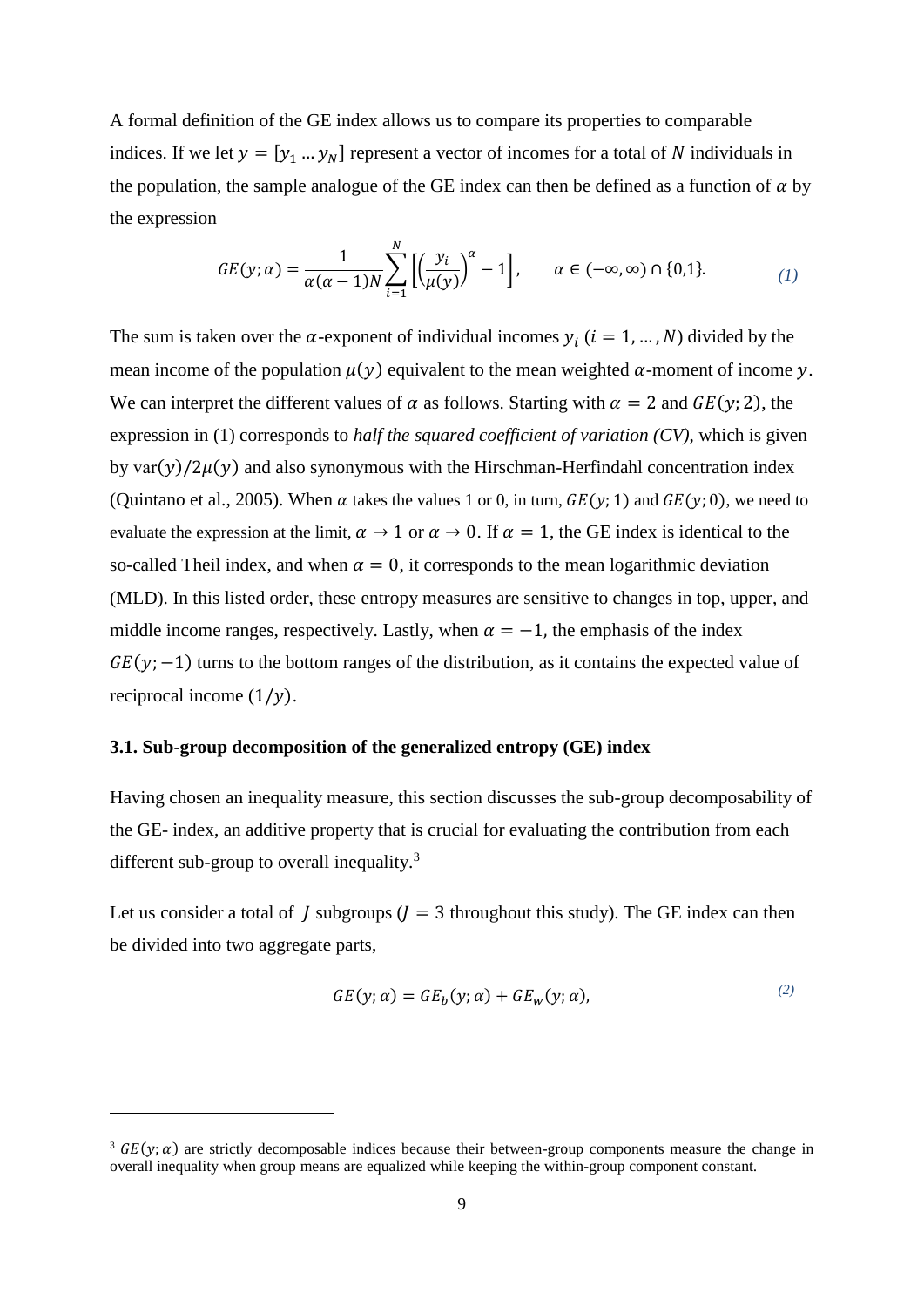A formal definition of the GE index allows us to compare its properties to comparable indices. If we let $y = [y_1 \dots y_N]$ represent a vector of incomes for a total of $N$ individuals in the population, the sample analogue of the GE index can then be defined as a function of $\alpha$ by the expression

$$GE(y;\alpha) = \frac{1}{\alpha(\alpha-1)N}\sum_{i=1}^{N}\left[\left(\frac{y_i}{\mu(y)}\right)^{\alpha} - 1\right], \qquad \alpha \in (-\infty,\infty) \cap \{0,1\}. \tag{1}$$

The sum is taken over the $\alpha$-exponent of individual incomes $y_i$ $(i = 1, \dots, N)$ divided by the mean income of the population $\mu(y)$ equivalent to the mean weighted $\alpha$-moment of income $y$. We can interpret the different values of $\alpha$ as follows. Starting with $\alpha = 2$ and $GE(y;2)$, the expression in (1) corresponds to *half the squared coefficient of variation (CV)*, which is given by $\text{var}(y)/2\mu(y)$ and also synonymous with the Hirschman-Herfindahl concentration index (Quintano et al., 2005). When $\alpha$ takes the values 1 or 0, in turn, $GE(y;1)$ and $GE(y;0)$, we need to evaluate the expression at the limit, $\alpha \to 1$ or $\alpha \to 0$. If $\alpha = 1$, the GE index is identical to the so-called Theil index, and when $\alpha = 0$, it corresponds to the mean logarithmic deviation (MLD). In this listed order, these entropy measures are sensitive to changes in top, upper, and middle income ranges, respectively. Lastly, when $\alpha = -1$, the emphasis of the index $GE(y;-1)$ turns to the bottom ranges of the distribution, as it contains the expected value of reciprocal income $(1/y)$.

### 3.1. Sub-group decomposition of the generalized entropy (GE) index

Having chosen an inequality measure, this section discusses the sub-group decomposability of the GE- index, an additive property that is crucial for evaluating the contribution from each different sub-group to overall inequality.[3]

Let us consider a total of $J$ subgroups ($J = 3$ throughout this study). The GE index can then be divided into two aggregate parts,

$$GE(y;\alpha) = GE_b(y;\alpha) + GE_w(y;\alpha), \tag{2}$$

---

[3] $GE(y;\alpha)$ are strictly decomposable indices because their between-group components measure the change in overall inequality when group means are equalized while keeping the within-group component constant.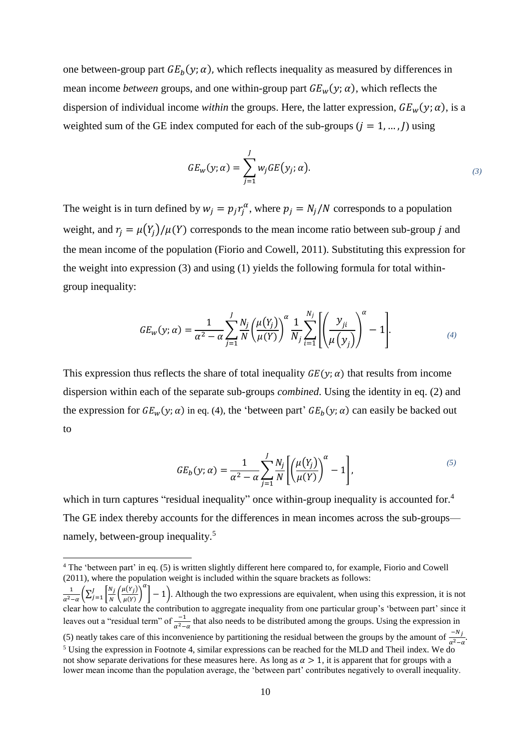one between-group part $GE_b(y;\alpha)$, which reflects inequality as measured by differences in mean income *between* groups, and one within-group part $GE_w(y;\alpha)$, which reflects the dispersion of individual income *within* the groups. Here, the latter expression, $GE_w(y;\alpha)$, is a weighted sum of the GE index computed for each of the sub-groups ($j = 1, \dots, J$) using

$$GE_w(y;\alpha) = \sum_{j=1}^{J} w_j GE(y_j;\alpha). \tag{3}$$

The weight is in turn defined by $w_j = p_j r_j^{\alpha}$, where $p_j = N_j/N$ corresponds to a population weight, and $r_j = \mu(Y_j)/\mu(Y)$ corresponds to the mean income ratio between sub-group $j$ and the mean income of the population (Fiorio and Cowell, 2011). Substituting this expression for the weight into expression (3) and using (1) yields the following formula for total within-group inequality:

$$GE_w(y;\alpha) = \frac{1}{\alpha^2 - \alpha} \sum_{j=1}^{J} \frac{N_j}{N} \left(\frac{\mu(Y_j)}{\mu(Y)}\right)^{\alpha} \frac{1}{N_j} \sum_{i=1}^{N_j} \left[\left(\frac{y_{ji}}{\mu(y_j)}\right)^{\alpha} - 1\right]. \tag{4}$$

This expression thus reflects the share of total inequality $GE(y;\alpha)$ that results from income dispersion within each of the separate sub-groups *combined*. Using the identity in eq. (2) and the expression for $GE_w(y;\alpha)$ in eq. (4), the 'between part' $GE_b(y;\alpha)$ can easily be backed out to

$$GE_b(y;\alpha) = \frac{1}{\alpha^2 - \alpha} \sum_{j=1}^{J} \frac{N_j}{N} \left[\left(\frac{\mu(Y_j)}{\mu(Y)}\right)^{\alpha} - 1\right], \tag{5}$$

which in turn captures "residual inequality" once within-group inequality is accounted for.[4] The GE index thereby accounts for the differences in mean incomes across the sub-groups—namely, between-group inequality.[5]

---

[4] The 'between part' in eq. (5) is written slightly different here compared to, for example, Fiorio and Cowell (2011), where the population weight is included within the square brackets as follows: $\frac{1}{\alpha^2-\alpha}\left(\sum_{j=1}^{J}\left[\frac{N_j}{N}\left(\frac{\mu(Y_j)}{\mu(Y)}\right)^{\alpha}\right] - 1\right)$. Although the two expressions are equivalent, when using this expression, it is not clear how to calculate the contribution to aggregate inequality from one particular group's 'between part' since it leaves out a "residual term" of $\frac{-1}{\alpha^2-\alpha}$ that also needs to be distributed among the groups. Using the expression in (5) neatly takes care of this inconvenience by partitioning the residual between the groups by the amount of $\frac{-N_j}{\alpha^2-\alpha}$.

[5] Using the expression in Footnote 4, similar expressions can be reached for the MLD and Theil index. We do not show separate derivations for these measures here. As long as $\alpha > 1$, it is apparent that for groups with a lower mean income than the population average, the 'between part' contributes negatively to overall inequality.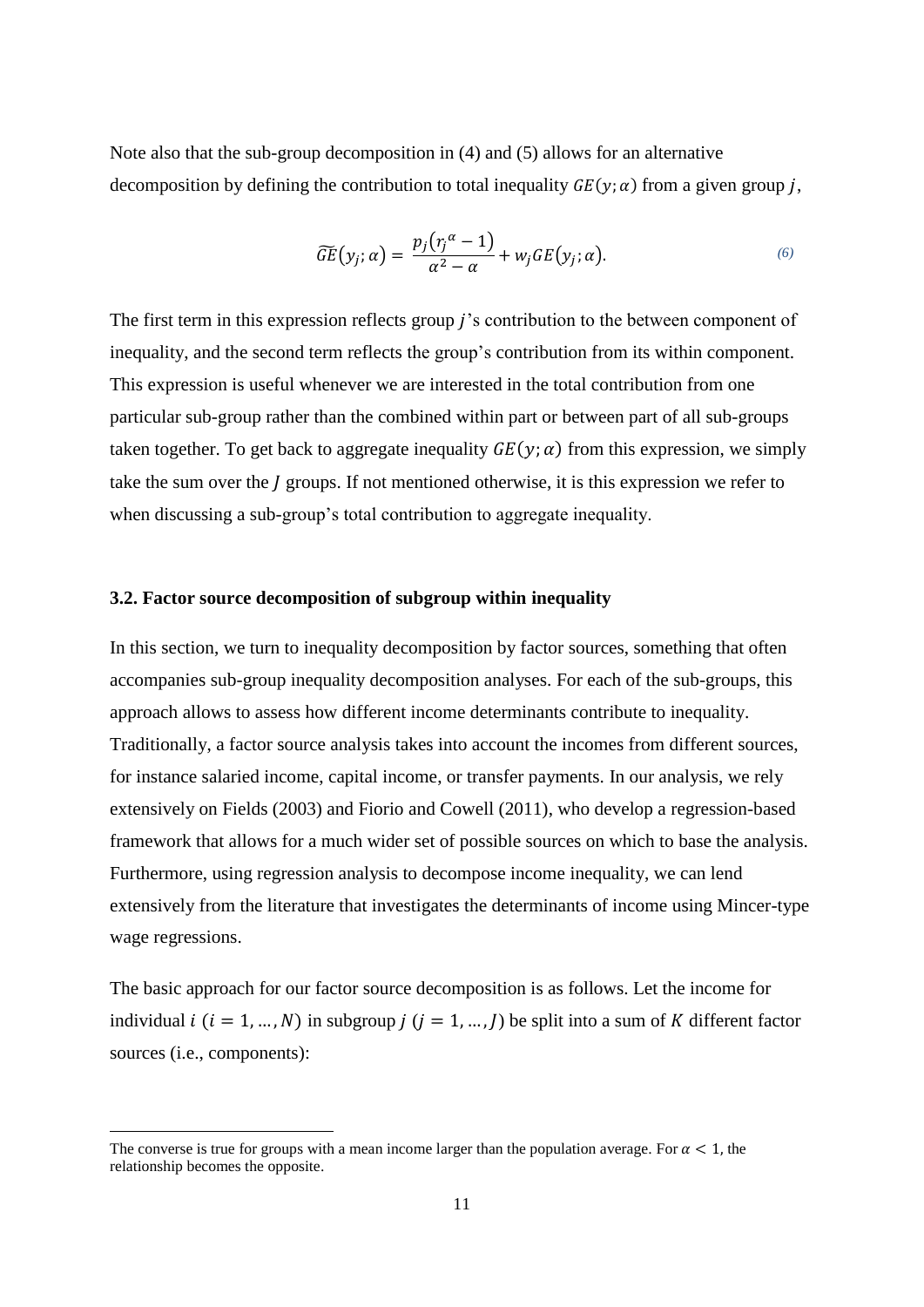Note also that the sub-group decomposition in (4) and (5) allows for an alternative decomposition by defining the contribution to total inequality $GE(y;\alpha)$ from a given group $j$,

$$\widetilde{GE}(y_j;\alpha) = \frac{p_j(r_j{}^{\alpha} - 1)}{\alpha^2 - \alpha} + w_j GE(y_j;\alpha). \tag{6}$$

The first term in this expression reflects group $j$'s contribution to the between component of inequality, and the second term reflects the group's contribution from its within component. This expression is useful whenever we are interested in the total contribution from one particular sub-group rather than the combined within part or between part of all sub-groups taken together. To get back to aggregate inequality $GE(y;\alpha)$ from this expression, we simply take the sum over the $J$ groups. If not mentioned otherwise, it is this expression we refer to when discussing a sub-group's total contribution to aggregate inequality.

### 3.2. Factor source decomposition of subgroup within inequality

In this section, we turn to inequality decomposition by factor sources, something that often accompanies sub-group inequality decomposition analyses. For each of the sub-groups, this approach allows to assess how different income determinants contribute to inequality. Traditionally, a factor source analysis takes into account the incomes from different sources, for instance salaried income, capital income, or transfer payments. In our analysis, we rely extensively on Fields (2003) and Fiorio and Cowell (2011), who develop a regression-based framework that allows for a much wider set of possible sources on which to base the analysis. Furthermore, using regression analysis to decompose income inequality, we can lend extensively from the literature that investigates the determinants of income using Mincer-type wage regressions.

The basic approach for our factor source decomposition is as follows. Let the income for individual $i$ ($i = 1, \ldots, N$) in subgroup $j$ ($j = 1, \ldots, J$) be split into a sum of $K$ different factor sources (i.e., components):

---

The converse is true for groups with a mean income larger than the population average. For $\alpha < 1$, the relationship becomes the opposite.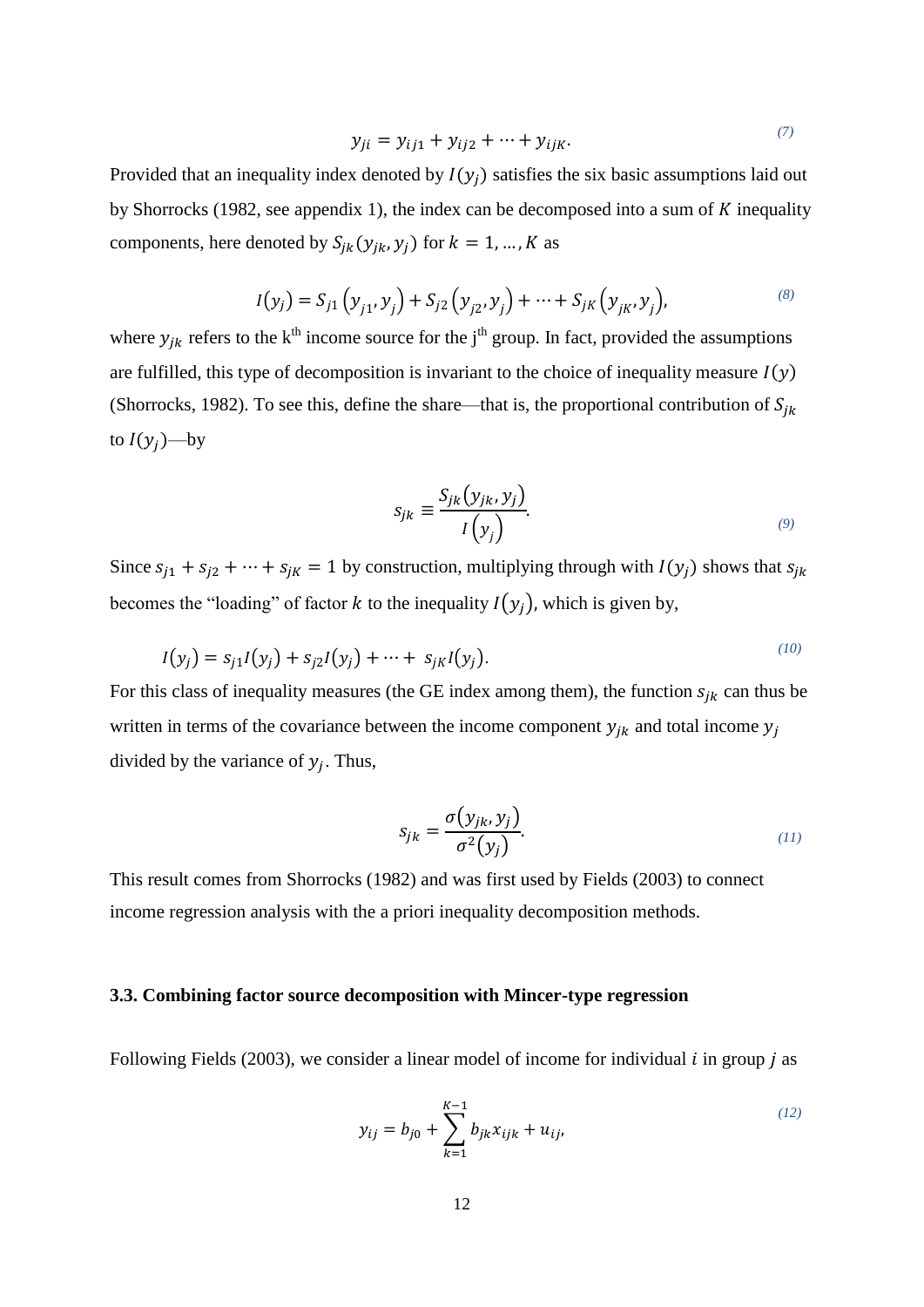$$y_{ji} = y_{ij1} + y_{ij2} + \cdots + y_{ijK}. \tag{7}$$

Provided that an inequality index denoted by $I(y_j)$ satisfies the six basic assumptions laid out by Shorrocks (1982, see appendix 1), the index can be decomposed into a sum of $K$ inequality components, here denoted by $S_{jk}(y_{jk}, y_j)$ for $k = 1, \ldots, K$ as

$$I(y_j) = S_{j1}\left(y_{j1}, y_j\right) + S_{j2}\left(y_{j2}, y_j\right) + \cdots + S_{jK}\left(y_{jK}, y_j\right), \tag{8}$$

where $y_{jk}$ refers to the k[th] income source for the j[th] group. In fact, provided the assumptions are fulfilled, this type of decomposition is invariant to the choice of inequality measure $I(y)$ (Shorrocks, 1982). To see this, define the share—that is, the proportional contribution of $S_{jk}$ to $I(y_j)$—by

$$s_{jk} \equiv \frac{S_{jk}(y_{jk}, y_j)}{I\left(y_j\right)}. \tag{9}$$

Since $s_{j1} + s_{j2} + \cdots + s_{jK} = 1$ by construction, multiplying through with $I(y_j)$ shows that $s_{jk}$ becomes the "loading" of factor $k$ to the inequality $I(y_j)$, which is given by,

$$I(y_j) = s_{j1}I(y_j) + s_{j2}I(y_j) + \cdots + s_{jK}I(y_j). \tag{10}$$

For this class of inequality measures (the GE index among them), the function $s_{jk}$ can thus be written in terms of the covariance between the income component $y_{jk}$ and total income $y_j$ divided by the variance of $y_j$. Thus,

$$s_{jk} = \frac{\sigma(y_{jk}, y_j)}{\sigma^2(y_j)}. \tag{11}$$

This result comes from Shorrocks (1982) and was first used by Fields (2003) to connect income regression analysis with the a priori inequality decomposition methods.

### 3.3. Combining factor source decomposition with Mincer-type regression

Following Fields (2003), we consider a linear model of income for individual $i$ in group $j$ as

$$y_{ij} = b_{j0} + \sum_{k=1}^{K-1} b_{jk}x_{ijk} + u_{ij}, \tag{12}$$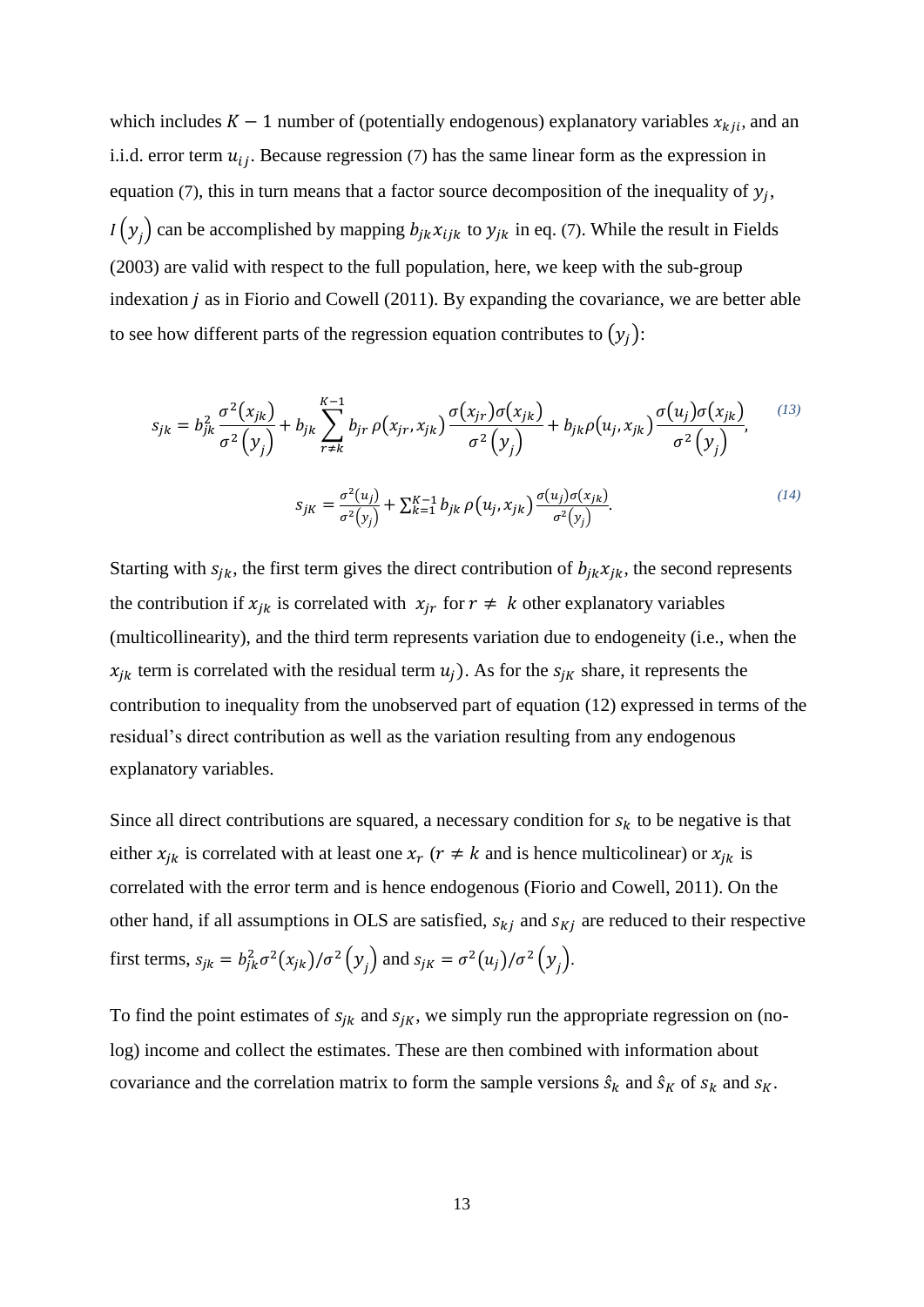which includes $K-1$ number of (potentially endogenous) explanatory variables $x_{kji}$, and an i.i.d. error term $u_{ij}$. Because regression (7) has the same linear form as the expression in equation (7), this in turn means that a factor source decomposition of the inequality of $y_j$, $I\left(y_j\right)$ can be accomplished by mapping $b_{jk}x_{ijk}$ to $y_{jk}$ in eq. (7). While the result in Fields (2003) are valid with respect to the full population, here, we keep with the sub-group indexation $j$ as in Fiorio and Cowell (2011). By expanding the covariance, we are better able to see how different parts of the regression equation contributes to $\left(y_j\right)$:

$$s_{jk} = b_{jk}^2 \frac{\sigma^2(x_{jk})}{\sigma^2\left(y_j\right)} + b_{jk} \sum_{r \neq k}^{K-1} b_{jr}\, \rho(x_{jr}, x_{jk}) \frac{\sigma(x_{jr})\sigma(x_{jk})}{\sigma^2\left(y_j\right)} + b_{jk}\rho(u_j, x_{jk}) \frac{\sigma(u_j)\sigma(x_{jk})}{\sigma^2\left(y_j\right)}, \tag{13}$$

$$s_{jK} = \frac{\sigma^2(u_j)}{\sigma^2(y_j)} + \sum_{k=1}^{K-1} b_{jk}\, \rho(u_j, x_{jk}) \frac{\sigma(u_j)\sigma(x_{jk})}{\sigma^2(y_j)}. \tag{14}$$

Starting with $s_{jk}$, the first term gives the direct contribution of $b_{jk}x_{jk}$, the second represents the contribution if $x_{jk}$ is correlated with $x_{jr}$ for $r \neq k$ other explanatory variables (multicollinearity), and the third term represents variation due to endogeneity (i.e., when the $x_{jk}$ term is correlated with the residual term $u_j$). As for the $s_{jK}$ share, it represents the contribution to inequality from the unobserved part of equation (12) expressed in terms of the residual's direct contribution as well as the variation resulting from any endogenous explanatory variables.

Since all direct contributions are squared, a necessary condition for $s_k$ to be negative is that either $x_{jk}$ is correlated with at least one $x_r$ ($r \neq k$ and is hence multicolinear) or $x_{jk}$ is correlated with the error term and is hence endogenous (Fiorio and Cowell, 2011). On the other hand, if all assumptions in OLS are satisfied, $s_{kj}$ and $s_{Kj}$ are reduced to their respective first terms, $s_{jk} = b_{jk}^2\sigma^2(x_{jk})/\sigma^2\left(y_j\right)$ and $s_{jK} = \sigma^2(u_j)/\sigma^2\left(y_j\right)$.

To find the point estimates of $s_{jk}$ and $s_{jK}$, we simply run the appropriate regression on (no-log) income and collect the estimates. These are then combined with information about covariance and the correlation matrix to form the sample versions $\hat{s}_k$ and $\hat{s}_K$ of $s_k$ and $s_K$.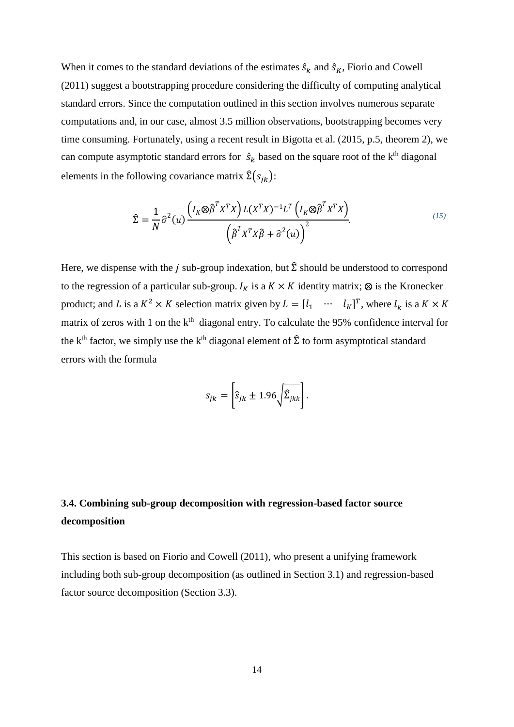When it comes to the standard deviations of the estimates $\hat{s}_k$ and $\hat{s}_K$, Fiorio and Cowell (2011) suggest a bootstrapping procedure considering the difficulty of computing analytical standard errors. Since the computation outlined in this section involves numerous separate computations and, in our case, almost 3.5 million observations, bootstrapping becomes very time consuming. Fortunately, using a recent result in Bigotta et al. (2015, p.5, theorem 2), we can compute asymptotic standard errors for $\hat{s}_k$ based on the square root of the k[th] diagonal elements in the following covariance matrix $\hat{\Sigma}(s_{jk})$:

$$\hat{\Sigma} = \frac{1}{N}\hat{\sigma}^2(u)\frac{\left(I_K \otimes \hat{\beta}^T X^T X\right) L (X^T X)^{-1} L^T \left(I_K \otimes \hat{\beta}^T X^T X\right)}{\left(\hat{\beta}^T X^T X \hat{\beta} + \hat{\sigma}^2(u)\right)^2}. \tag{15}$$

Here, we dispense with the $j$ sub-group indexation, but $\hat{\Sigma}$ should be understood to correspond to the regression of a particular sub-group. $I_K$ is a $K \times K$ identity matrix; $\otimes$ is the Kronecker product; and $L$ is a $K^2 \times K$ selection matrix given by $L = [l_1 \quad \cdots \quad l_K]^T$, where $l_k$ is a $K \times K$ matrix of zeros with 1 on the k[th] diagonal entry. To calculate the 95% confidence interval for the k[th] factor, we simply use the k[th] diagonal element of $\hat{\Sigma}$ to form asymptotical standard errors with the formula

$$s_{jk} = \left[\hat{s}_{jk} \pm 1.96\sqrt{\hat{\Sigma}_{jkk}}\right].$$

### 3.4. Combining sub-group decomposition with regression-based factor source decomposition

This section is based on Fiorio and Cowell (2011), who present a unifying framework including both sub-group decomposition (as outlined in Section 3.1) and regression-based factor source decomposition (Section 3.3).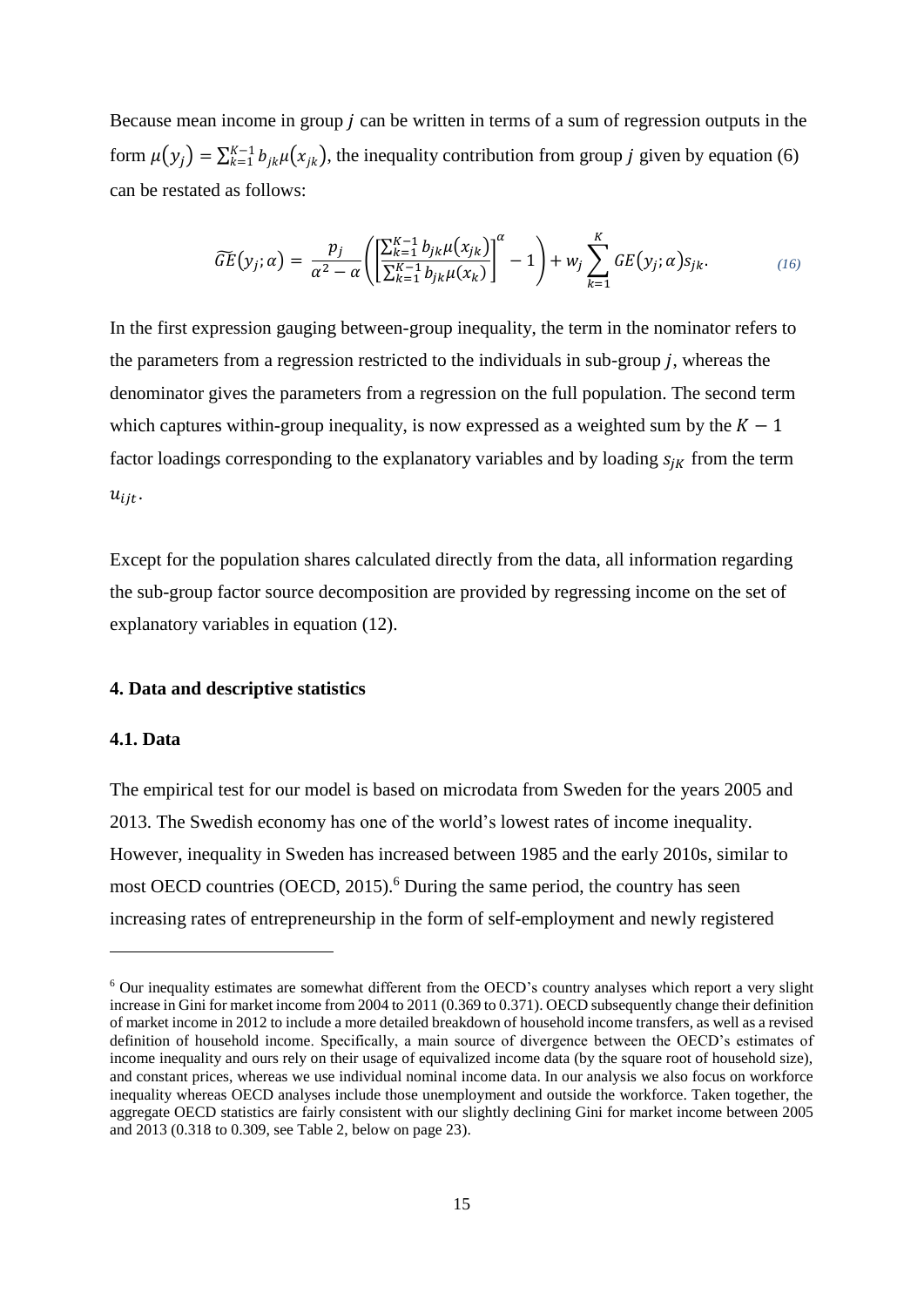Because mean income in group $j$ can be written in terms of a sum of regression outputs in the form $\mu(y_j) = \sum_{k=1}^{K-1} b_{jk}\mu(x_{jk})$, the inequality contribution from group $j$ given by equation (6) can be restated as follows:

$$\widetilde{GE}(y_j;\alpha) = \frac{p_j}{\alpha^2 - \alpha}\left(\left[\frac{\sum_{k=1}^{K-1} b_{jk}\mu(x_{jk})}{\sum_{k=1}^{K-1} b_{jk}\mu(x_k)}\right]^{\alpha} - 1\right) + w_j \sum_{k=1}^{K} GE(y_j;\alpha)s_{jk}. \tag{16}$$

In the first expression gauging between-group inequality, the term in the nominator refers to the parameters from a regression restricted to the individuals in sub-group $j$, whereas the denominator gives the parameters from a regression on the full population. The second term which captures within-group inequality, is now expressed as a weighted sum by the $K-1$ factor loadings corresponding to the explanatory variables and by loading $s_{jK}$ from the term $u_{ijt}$.

Except for the population shares calculated directly from the data, all information regarding the sub-group factor source decomposition are provided by regressing income on the set of explanatory variables in equation (12).

### 4. Data and descriptive statistics

#### 4.1. Data

The empirical test for our model is based on microdata from Sweden for the years 2005 and 2013. The Swedish economy has one of the world's lowest rates of income inequality. However, inequality in Sweden has increased between 1985 and the early 2010s, similar to most OECD countries (OECD, 2015).[6] During the same period, the country has seen increasing rates of entrepreneurship in the form of self-employment and newly registered

---

[6] Our inequality estimates are somewhat different from the OECD's country analyses which report a very slight increase in Gini for market income from 2004 to 2011 (0.369 to 0.371). OECD subsequently change their definition of market income in 2012 to include a more detailed breakdown of household income transfers, as well as a revised definition of household income. Specifically, a main source of divergence between the OECD's estimates of income inequality and ours rely on their usage of equivalized income data (by the square root of household size), and constant prices, whereas we use individual nominal income data. In our analysis we also focus on workforce inequality whereas OECD analyses include those unemployment and outside the workforce. Taken together, the aggregate OECD statistics are fairly consistent with our slightly declining Gini for market income between 2005 and 2013 (0.318 to 0.309, see Table 2, below on page 23).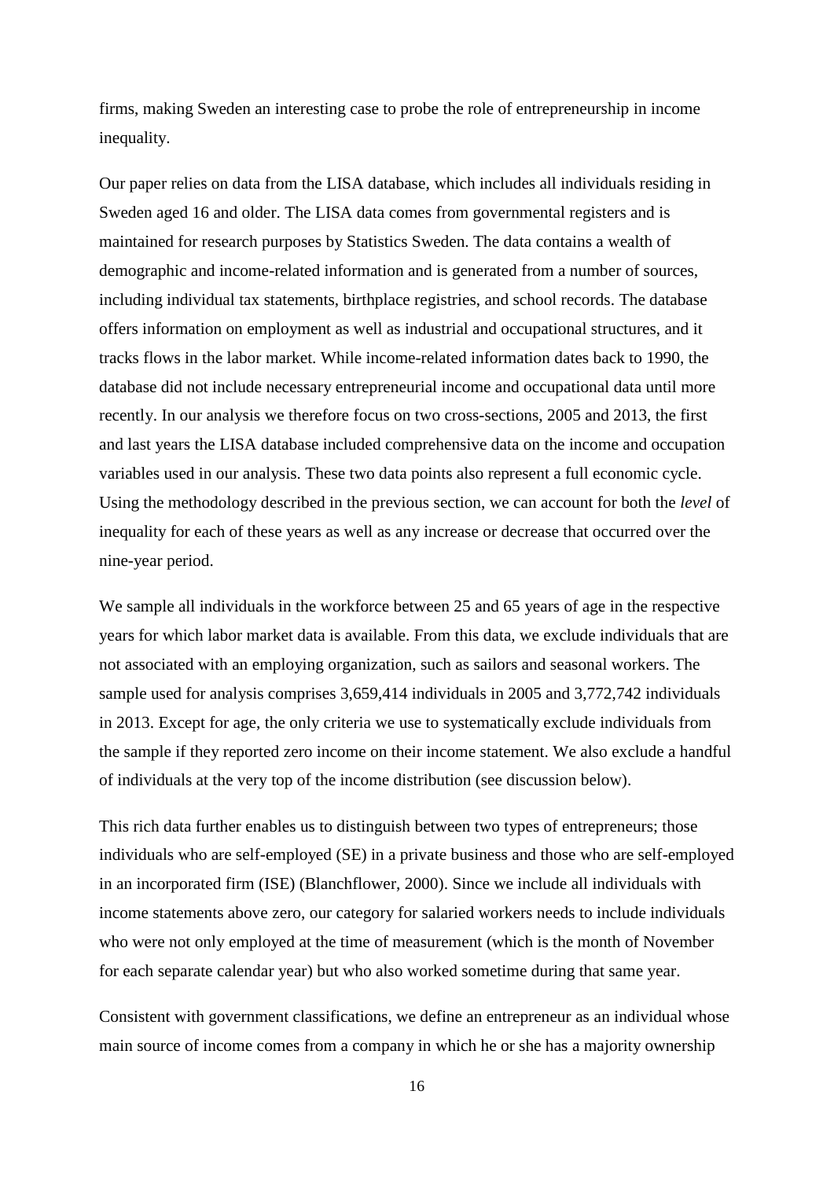firms, making Sweden an interesting case to probe the role of entrepreneurship in income inequality.

Our paper relies on data from the LISA database, which includes all individuals residing in Sweden aged 16 and older. The LISA data comes from governmental registers and is maintained for research purposes by Statistics Sweden. The data contains a wealth of demographic and income-related information and is generated from a number of sources, including individual tax statements, birthplace registries, and school records. The database offers information on employment as well as industrial and occupational structures, and it tracks flows in the labor market. While income-related information dates back to 1990, the database did not include necessary entrepreneurial income and occupational data until more recently. In our analysis we therefore focus on two cross-sections, 2005 and 2013, the first and last years the LISA database included comprehensive data on the income and occupation variables used in our analysis. These two data points also represent a full economic cycle. Using the methodology described in the previous section, we can account for both the *level* of inequality for each of these years as well as any increase or decrease that occurred over the nine-year period.

We sample all individuals in the workforce between 25 and 65 years of age in the respective years for which labor market data is available. From this data, we exclude individuals that are not associated with an employing organization, such as sailors and seasonal workers. The sample used for analysis comprises 3,659,414 individuals in 2005 and 3,772,742 individuals in 2013. Except for age, the only criteria we use to systematically exclude individuals from the sample if they reported zero income on their income statement. We also exclude a handful of individuals at the very top of the income distribution (see discussion below).

This rich data further enables us to distinguish between two types of entrepreneurs; those individuals who are self-employed (SE) in a private business and those who are self-employed in an incorporated firm (ISE) (Blanchflower, 2000). Since we include all individuals with income statements above zero, our category for salaried workers needs to include individuals who were not only employed at the time of measurement (which is the month of November for each separate calendar year) but who also worked sometime during that same year.

Consistent with government classifications, we define an entrepreneur as an individual whose main source of income comes from a company in which he or she has a majority ownership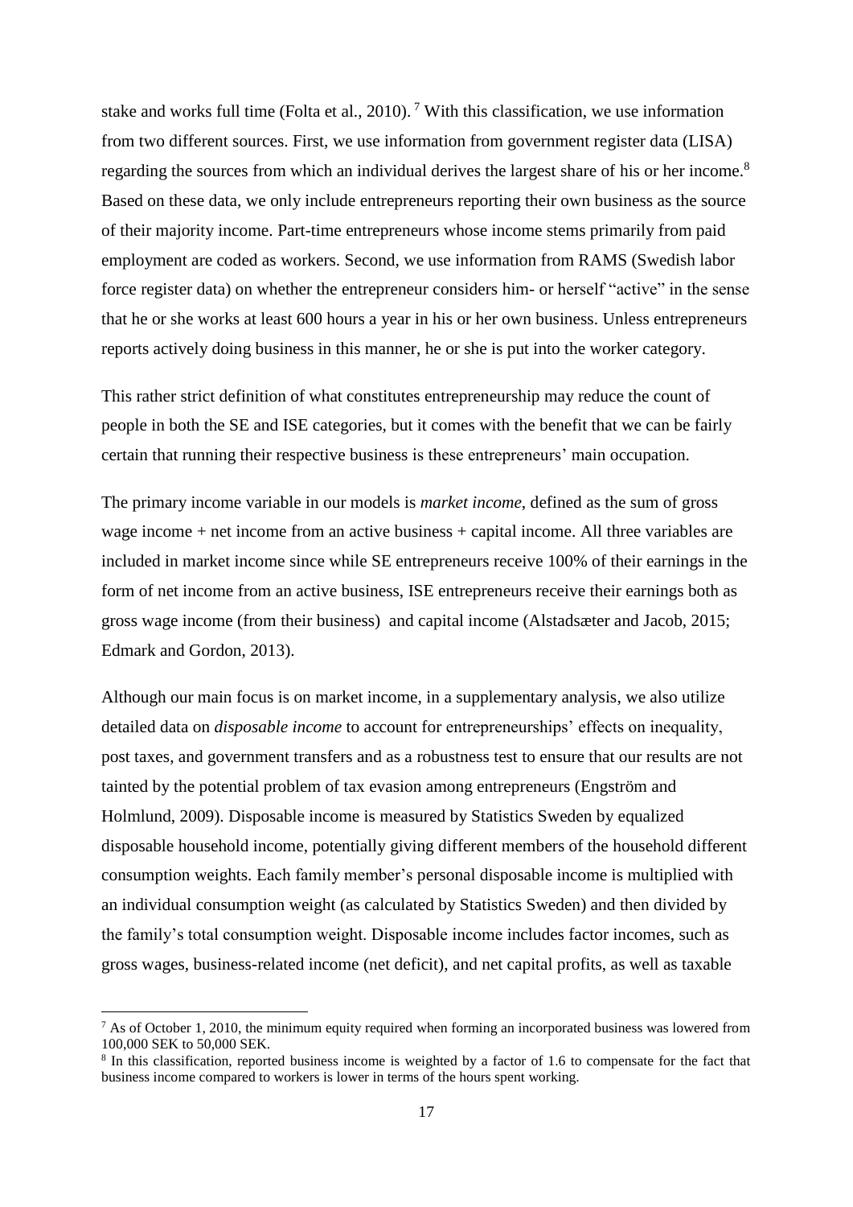stake and works full time (Folta et al., 2010).[7] With this classification, we use information from two different sources. First, we use information from government register data (LISA) regarding the sources from which an individual derives the largest share of his or her income.[8] Based on these data, we only include entrepreneurs reporting their own business as the source of their majority income. Part-time entrepreneurs whose income stems primarily from paid employment are coded as workers. Second, we use information from RAMS (Swedish labor force register data) on whether the entrepreneur considers him- or herself "active" in the sense that he or she works at least 600 hours a year in his or her own business. Unless entrepreneurs reports actively doing business in this manner, he or she is put into the worker category.

This rather strict definition of what constitutes entrepreneurship may reduce the count of people in both the SE and ISE categories, but it comes with the benefit that we can be fairly certain that running their respective business is these entrepreneurs' main occupation.

The primary income variable in our models is *market income*, defined as the sum of gross wage income + net income from an active business + capital income. All three variables are included in market income since while SE entrepreneurs receive 100% of their earnings in the form of net income from an active business, ISE entrepreneurs receive their earnings both as gross wage income (from their business) and capital income (Alstadsæter and Jacob, 2015; Edmark and Gordon, 2013).

Although our main focus is on market income, in a supplementary analysis, we also utilize detailed data on *disposable income* to account for entrepreneurships' effects on inequality, post taxes, and government transfers and as a robustness test to ensure that our results are not tainted by the potential problem of tax evasion among entrepreneurs (Engström and Holmlund, 2009). Disposable income is measured by Statistics Sweden by equalized disposable household income, potentially giving different members of the household different consumption weights. Each family member's personal disposable income is multiplied with an individual consumption weight (as calculated by Statistics Sweden) and then divided by the family's total consumption weight. Disposable income includes factor incomes, such as gross wages, business-related income (net deficit), and net capital profits, as well as taxable

---

[7] As of October 1, 2010, the minimum equity required when forming an incorporated business was lowered from 100,000 SEK to 50,000 SEK.

[8] In this classification, reported business income is weighted by a factor of 1.6 to compensate for the fact that business income compared to workers is lower in terms of the hours spent working.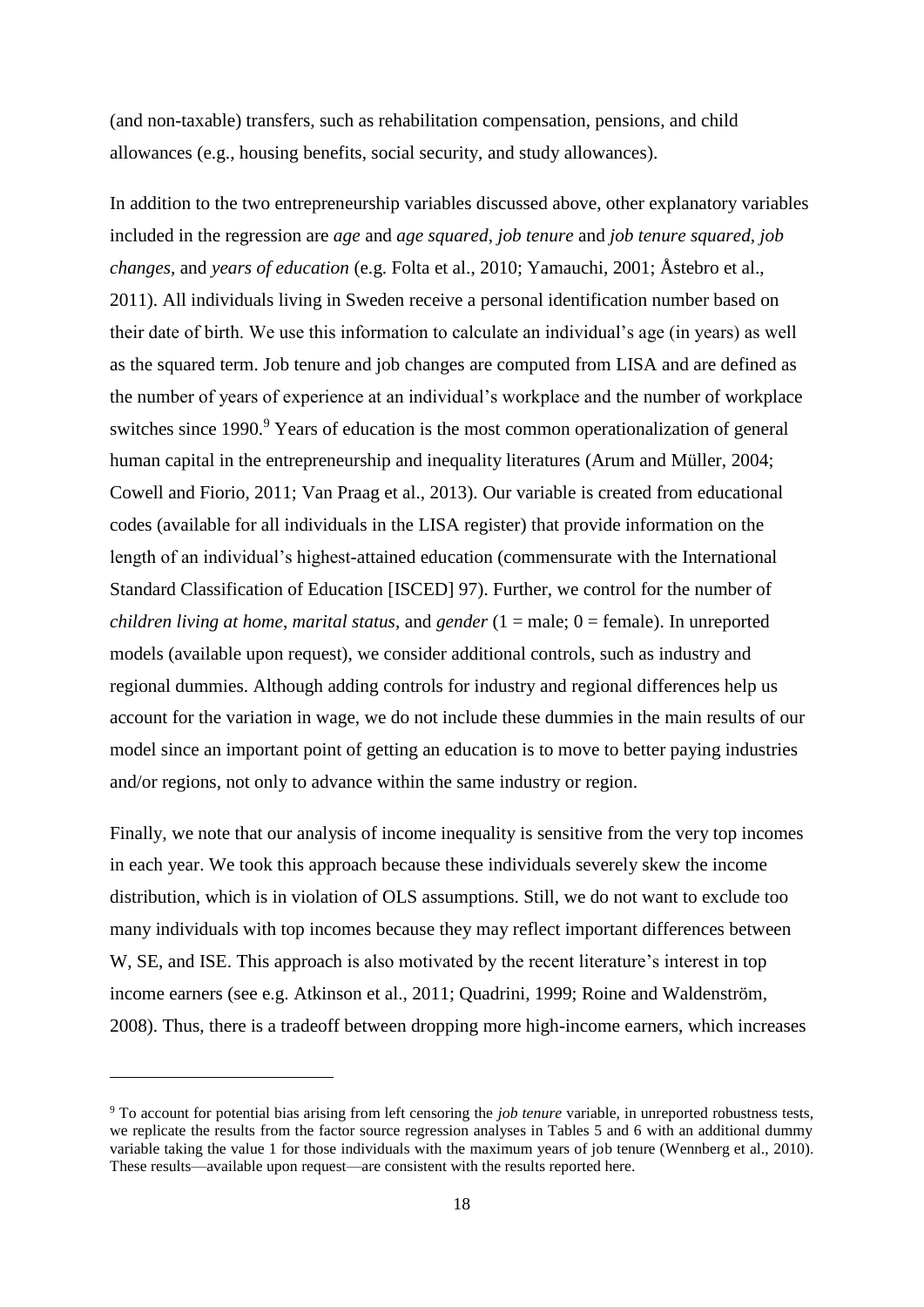(and non-taxable) transfers, such as rehabilitation compensation, pensions, and child allowances (e.g., housing benefits, social security, and study allowances).

In addition to the two entrepreneurship variables discussed above, other explanatory variables included in the regression are *age* and *age squared*, *job tenure* and *job tenure squared*, *job changes*, and *years of education* (e.g. Folta et al., 2010; Yamauchi, 2001; Åstebro et al., 2011). All individuals living in Sweden receive a personal identification number based on their date of birth. We use this information to calculate an individual's age (in years) as well as the squared term. Job tenure and job changes are computed from LISA and are defined as the number of years of experience at an individual's workplace and the number of workplace switches since 1990.[9] Years of education is the most common operationalization of general human capital in the entrepreneurship and inequality literatures (Arum and Müller, 2004; Cowell and Fiorio, 2011; Van Praag et al., 2013). Our variable is created from educational codes (available for all individuals in the LISA register) that provide information on the length of an individual's highest-attained education (commensurate with the International Standard Classification of Education [ISCED] 97). Further, we control for the number of *children living at home*, *marital status*, and *gender* (1 = male; 0 = female). In unreported models (available upon request), we consider additional controls, such as industry and regional dummies. Although adding controls for industry and regional differences help us account for the variation in wage, we do not include these dummies in the main results of our model since an important point of getting an education is to move to better paying industries and/or regions, not only to advance within the same industry or region.

Finally, we note that our analysis of income inequality is sensitive from the very top incomes in each year. We took this approach because these individuals severely skew the income distribution, which is in violation of OLS assumptions. Still, we do not want to exclude too many individuals with top incomes because they may reflect important differences between W, SE, and ISE. This approach is also motivated by the recent literature's interest in top income earners (see e.g. Atkinson et al., 2011; Quadrini, 1999; Roine and Waldenström, 2008). Thus, there is a tradeoff between dropping more high-income earners, which increases

[9] To account for potential bias arising from left censoring the *job tenure* variable, in unreported robustness tests, we replicate the results from the factor source regression analyses in Tables 5 and 6 with an additional dummy variable taking the value 1 for those individuals with the maximum years of job tenure (Wennberg et al., 2010). These results—available upon request—are consistent with the results reported here.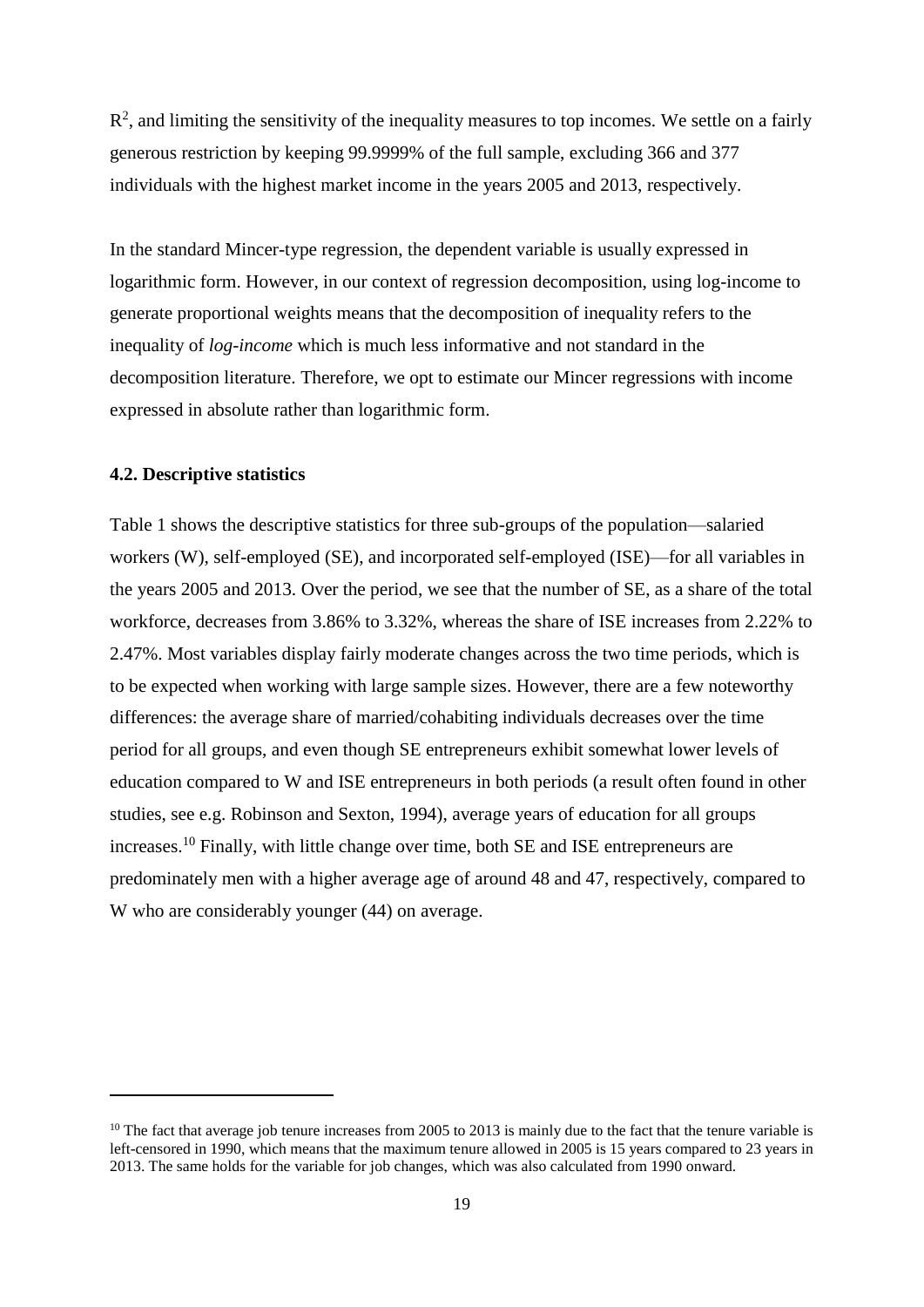$R^2$, and limiting the sensitivity of the inequality measures to top incomes. We settle on a fairly generous restriction by keeping 99.9999% of the full sample, excluding 366 and 377 individuals with the highest market income in the years 2005 and 2013, respectively.

In the standard Mincer-type regression, the dependent variable is usually expressed in logarithmic form. However, in our context of regression decomposition, using log-income to generate proportional weights means that the decomposition of inequality refers to the inequality of *log-income* which is much less informative and not standard in the decomposition literature. Therefore, we opt to estimate our Mincer regressions with income expressed in absolute rather than logarithmic form.

### 4.2. Descriptive statistics

Table 1 shows the descriptive statistics for three sub-groups of the population—salaried workers (W), self-employed (SE), and incorporated self-employed (ISE)—for all variables in the years 2005 and 2013. Over the period, we see that the number of SE, as a share of the total workforce, decreases from 3.86% to 3.32%, whereas the share of ISE increases from 2.22% to 2.47%. Most variables display fairly moderate changes across the two time periods, which is to be expected when working with large sample sizes. However, there are a few noteworthy differences: the average share of married/cohabiting individuals decreases over the time period for all groups, and even though SE entrepreneurs exhibit somewhat lower levels of education compared to W and ISE entrepreneurs in both periods (a result often found in other studies, see e.g. Robinson and Sexton, 1994), average years of education for all groups increases.[10] Finally, with little change over time, both SE and ISE entrepreneurs are predominately men with a higher average age of around 48 and 47, respectively, compared to W who are considerably younger (44) on average.

---

[10] The fact that average job tenure increases from 2005 to 2013 is mainly due to the fact that the tenure variable is left-censored in 1990, which means that the maximum tenure allowed in 2005 is 15 years compared to 23 years in 2013. The same holds for the variable for job changes, which was also calculated from 1990 onward.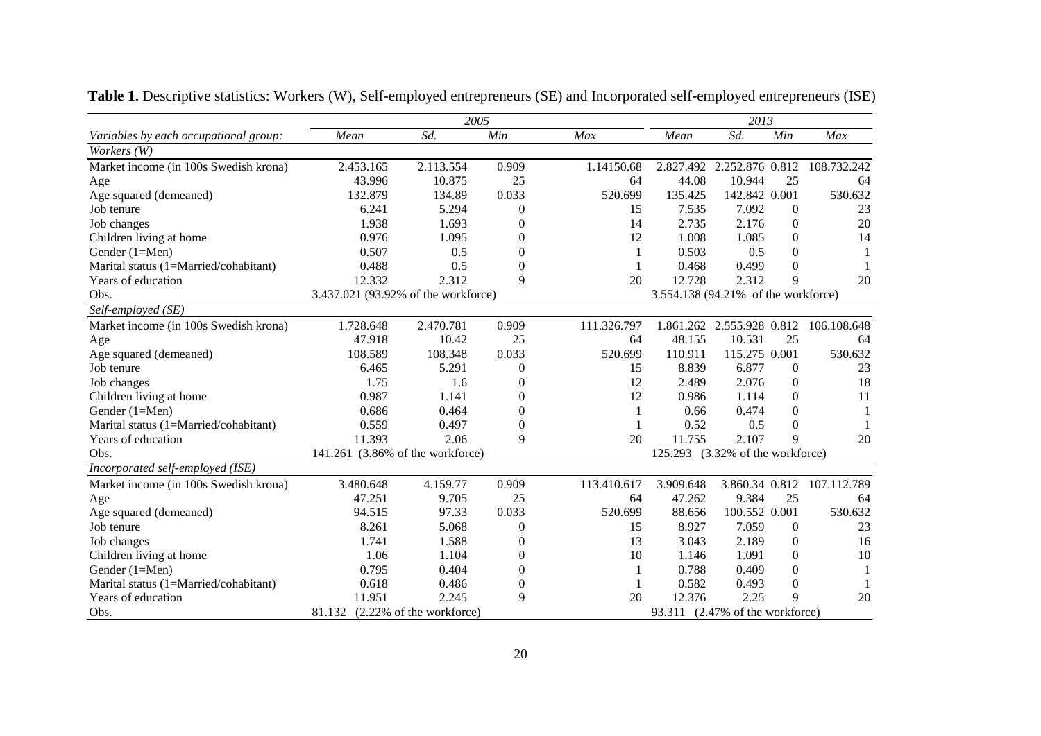**Table 1.** Descriptive statistics: Workers (W), Self-employed entrepreneurs (SE) and Incorporated self-employed entrepreneurs (ISE)

| | *2005* | | | | *2013* | | | |
|---|---|---|---|---|---|---|---|---|
| *Variables by each occupational group:* | *Mean* | *Sd.* | *Min* | *Max* | *Mean* | *Sd.* | *Min* | *Max* |
| *Workers (W)* | | | | | | | | |
| Market income (in 100s Swedish krona) | 2.453.165 | 2.113.554 | 0.909 | 1.14150.68 | 2.827.492 | 2.252.876 | 0.812 | 108.732.242 |
| Age | 43.996 | 10.875 | 25 | 64 | 44.08 | 10.944 | 25 | 64 |
| Age squared (demeaned) | 132.879 | 134.89 | 0.033 | 520.699 | 135.425 | 142.842 | 0.001 | 530.632 |
| Job tenure | 6.241 | 5.294 | 0 | 15 | 7.535 | 7.092 | 0 | 23 |
| Job changes | 1.938 | 1.693 | 0 | 14 | 2.735 | 2.176 | 0 | 20 |
| Children living at home | 0.976 | 1.095 | 0 | 12 | 1.008 | 1.085 | 0 | 14 |
| Gender (1=Men) | 0.507 | 0.5 | 0 | 1 | 0.503 | 0.5 | 0 | 1 |
| Marital status (1=Married/cohabitant) | 0.488 | 0.5 | 0 | 1 | 0.468 | 0.499 | 0 | 1 |
| Years of education | 12.332 | 2.312 | 9 | 20 | 12.728 | 2.312 | 9 | 20 |
| Obs. | 3.437.021 (93.92% of the workforce) | | | | 3.554.138 (94.21% of the workforce) | | | |
| *Self-employed (SE)* | | | | | | | | |
| Market income (in 100s Swedish krona) | 1.728.648 | 2.470.781 | 0.909 | 111.326.797 | 1.861.262 | 2.555.928 | 0.812 | 106.108.648 |
| Age | 47.918 | 10.42 | 25 | 64 | 48.155 | 10.531 | 25 | 64 |
| Age squared (demeaned) | 108.589 | 108.348 | 0.033 | 520.699 | 110.911 | 115.275 | 0.001 | 530.632 |
| Job tenure | 6.465 | 5.291 | 0 | 15 | 8.839 | 6.877 | 0 | 23 |
| Job changes | 1.75 | 1.6 | 0 | 12 | 2.489 | 2.076 | 0 | 18 |
| Children living at home | 0.987 | 1.141 | 0 | 12 | 0.986 | 1.114 | 0 | 11 |
| Gender (1=Men) | 0.686 | 0.464 | 0 | 1 | 0.66 | 0.474 | 0 | 1 |
| Marital status (1=Married/cohabitant) | 0.559 | 0.497 | 0 | 1 | 0.52 | 0.5 | 0 | 1 |
| Years of education | 11.393 | 2.06 | 9 | 20 | 11.755 | 2.107 | 9 | 20 |
| Obs. | 141.261 (3.86% of the workforce) | | | | 125.293 (3.32% of the workforce) | | | |
| *Incorporated self-employed (ISE)* | | | | | | | | |
| Market income (in 100s Swedish krona) | 3.480.648 | 4.159.77 | 0.909 | 113.410.617 | 3.909.648 | 3.860.34 | 0.812 | 107.112.789 |
| Age | 47.251 | 9.705 | 25 | 64 | 47.262 | 9.384 | 25 | 64 |
| Age squared (demeaned) | 94.515 | 97.33 | 0.033 | 520.699 | 88.656 | 100.552 | 0.001 | 530.632 |
| Job tenure | 8.261 | 5.068 | 0 | 15 | 8.927 | 7.059 | 0 | 23 |
| Job changes | 1.741 | 1.588 | 0 | 13 | 3.043 | 2.189 | 0 | 16 |
| Children living at home | 1.06 | 1.104 | 0 | 10 | 1.146 | 1.091 | 0 | 10 |
| Gender (1=Men) | 0.795 | 0.404 | 0 | 1 | 0.788 | 0.409 | 0 | 1 |
| Marital status (1=Married/cohabitant) | 0.618 | 0.486 | 0 | 1 | 0.582 | 0.493 | 0 | 1 |
| Years of education | 11.951 | 2.245 | 9 | 20 | 12.376 | 2.25 | 9 | 20 |
| Obs. | 81.132 (2.22% of the workforce) | | | | 93.311 (2.47% of the workforce) | | | |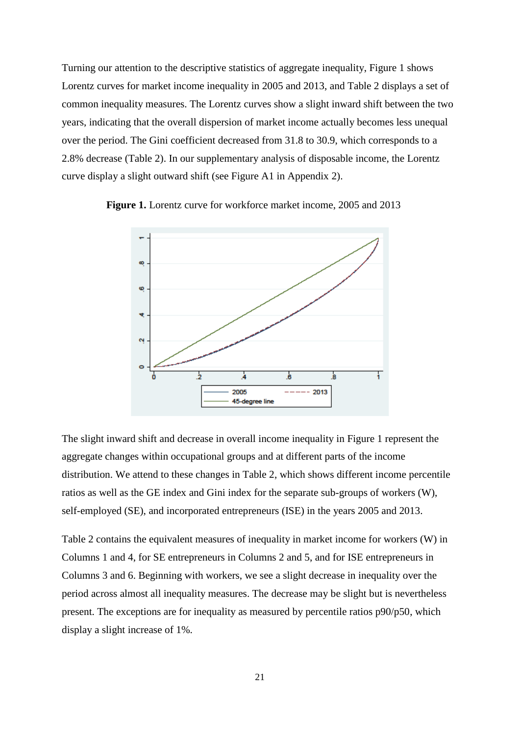Turning our attention to the descriptive statistics of aggregate inequality, Figure 1 shows Lorentz curves for market income inequality in 2005 and 2013, and Table 2 displays a set of common inequality measures. The Lorentz curves show a slight inward shift between the two years, indicating that the overall dispersion of market income actually becomes less unequal over the period. The Gini coefficient decreased from 31.8 to 30.9, which corresponds to a 2.8% decrease (Table 2). In our supplementary analysis of disposable income, the Lorentz curve display a slight outward shift (see Figure A1 in Appendix 2).

**Figure 1.** Lorentz curve for workforce market income, 2005 and 2013

The slight inward shift and decrease in overall income inequality in Figure 1 represent the aggregate changes within occupational groups and at different parts of the income distribution. We attend to these changes in Table 2, which shows different income percentile ratios as well as the GE index and Gini index for the separate sub-groups of workers (W), self-employed (SE), and incorporated entrepreneurs (ISE) in the years 2005 and 2013.

Table 2 contains the equivalent measures of inequality in market income for workers (W) in Columns 1 and 4, for SE entrepreneurs in Columns 2 and 5, and for ISE entrepreneurs in Columns 3 and 6. Beginning with workers, we see a slight decrease in inequality over the period across almost all inequality measures. The decrease may be slight but is nevertheless present. The exceptions are for inequality as measured by percentile ratios p90/p50, which display a slight increase of 1%.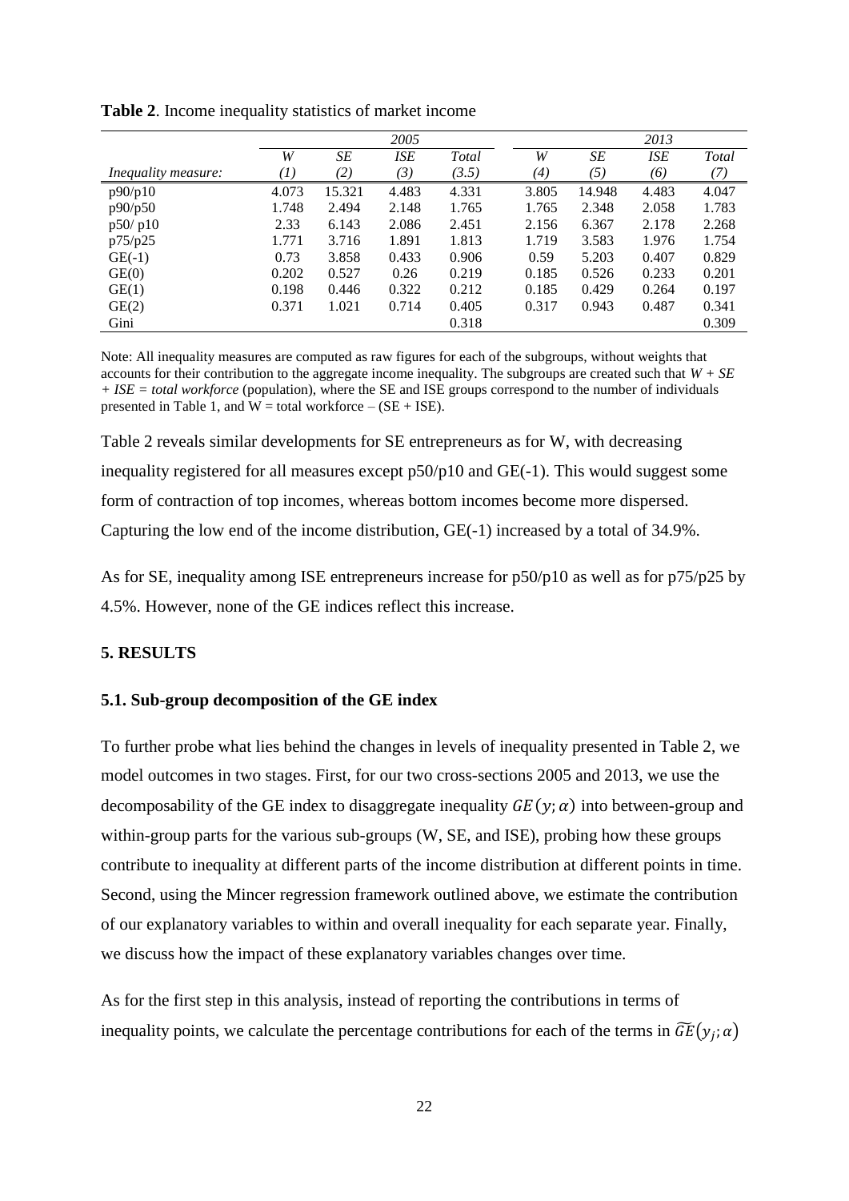**Table 2**. Income inequality statistics of market income

| | 2005 | | | | 2013 | | | |
|---|---|---|---|---|---|---|---|---|
| | *W* | *SE* | *ISE* | *Total* | *W* | *SE* | *ISE* | *Total* |
| *Inequality measure:* | *(1)* | *(2)* | *(3)* | *(3.5)* | *(4)* | *(5)* | *(6)* | *(7)* |
| p90/p10 | 4.073 | 15.321 | 4.483 | 4.331 | 3.805 | 14.948 | 4.483 | 4.047 |
| p90/p50 | 1.748 | 2.494 | 2.148 | 1.765 | 1.765 | 2.348 | 2.058 | 1.783 |
| p50/ p10 | 2.33 | 6.143 | 2.086 | 2.451 | 2.156 | 6.367 | 2.178 | 2.268 |
| p75/p25 | 1.771 | 3.716 | 1.891 | 1.813 | 1.719 | 3.583 | 1.976 | 1.754 |
| GE(-1) | 0.73 | 3.858 | 0.433 | 0.906 | 0.59 | 5.203 | 0.407 | 0.829 |
| GE(0) | 0.202 | 0.527 | 0.26 | 0.219 | 0.185 | 0.526 | 0.233 | 0.201 |
| GE(1) | 0.198 | 0.446 | 0.322 | 0.212 | 0.185 | 0.429 | 0.264 | 0.197 |
| GE(2) | 0.371 | 1.021 | 0.714 | 0.405 | 0.317 | 0.943 | 0.487 | 0.341 |
| Gini | | | | 0.318 | | | | 0.309 |

Note: All inequality measures are computed as raw figures for each of the subgroups, without weights that accounts for their contribution to the aggregate income inequality. The subgroups are created such that *W + SE + ISE = total workforce* (population), where the SE and ISE groups correspond to the number of individuals presented in Table 1, and W = total workforce – (SE + ISE).

Table 2 reveals similar developments for SE entrepreneurs as for W, with decreasing inequality registered for all measures except p50/p10 and GE(-1). This would suggest some form of contraction of top incomes, whereas bottom incomes become more dispersed. Capturing the low end of the income distribution, GE(-1) increased by a total of 34.9%.

As for SE, inequality among ISE entrepreneurs increase for p50/p10 as well as for p75/p25 by 4.5%. However, none of the GE indices reflect this increase.

## 5. RESULTS

### 5.1. Sub-group decomposition of the GE index

To further probe what lies behind the changes in levels of inequality presented in Table 2, we model outcomes in two stages. First, for our two cross-sections 2005 and 2013, we use the decomposability of the GE index to disaggregate inequality $GE(y;\alpha)$ into between-group and within-group parts for the various sub-groups (W, SE, and ISE), probing how these groups contribute to inequality at different parts of the income distribution at different points in time. Second, using the Mincer regression framework outlined above, we estimate the contribution of our explanatory variables to within and overall inequality for each separate year. Finally, we discuss how the impact of these explanatory variables changes over time.

As for the first step in this analysis, instead of reporting the contributions in terms of inequality points, we calculate the percentage contributions for each of the terms in $\widetilde{GE}(y_j;\alpha)$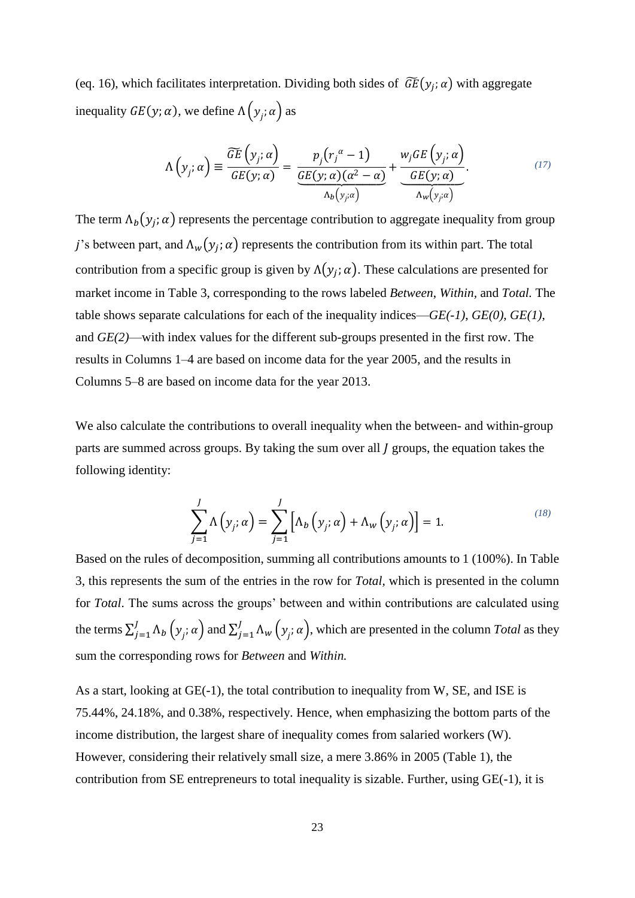(eq. 16), which facilitates interpretation. Dividing both sides of $\widetilde{GE}(y_j;\alpha)$ with aggregate inequality $GE(y;\alpha)$, we define $\Lambda\left(y_j;\alpha\right)$ as

$$\Lambda\left(y_j;\alpha\right) \equiv \frac{\widetilde{GE}\left(y_j;\alpha\right)}{GE(y;\alpha)} = \underbrace{\frac{p_j\left(r_j{}^{\alpha}-1\right)}{GE(y;\alpha)(\alpha^2-\alpha)}}_{\Lambda_b\left(y_j;\alpha\right)} + \underbrace{\frac{w_j GE\left(y_j;\alpha\right)}{GE(y;\alpha)}}_{\Lambda_w\left(y_j;\alpha\right)}. \tag{17}$$

The term $\Lambda_b(y_j;\alpha)$ represents the percentage contribution to aggregate inequality from group $j$'s between part, and $\Lambda_w(y_j;\alpha)$ represents the contribution from its within part. The total contribution from a specific group is given by $\Lambda(y_j;\alpha)$. These calculations are presented for market income in Table 3, corresponding to the rows labeled *Between*, *Within*, and *Total.* The table shows separate calculations for each of the inequality indices—*GE(-1)*, *GE(0)*, *GE(1)*, and *GE(2)*—with index values for the different sub-groups presented in the first row. The results in Columns 1–4 are based on income data for the year 2005, and the results in Columns 5–8 are based on income data for the year 2013.

We also calculate the contributions to overall inequality when the between- and within-group parts are summed across groups. By taking the sum over all $J$ groups, the equation takes the following identity:

$$\sum_{j=1}^{J}\Lambda\left(y_j;\alpha\right) = \sum_{j=1}^{J}\left[\Lambda_b\left(y_j;\alpha\right) + \Lambda_w\left(y_j;\alpha\right)\right] = 1. \tag{18}$$

Based on the rules of decomposition, summing all contributions amounts to 1 (100%). In Table 3, this represents the sum of the entries in the row for *Total*, which is presented in the column for *Total*. The sums across the groups' between and within contributions are calculated using the terms $\sum_{j=1}^{J}\Lambda_b\left(y_j;\alpha\right)$ and $\sum_{j=1}^{J}\Lambda_w\left(y_j;\alpha\right)$, which are presented in the column *Total* as they sum the corresponding rows for *Between* and *Within.*

As a start, looking at GE(-1), the total contribution to inequality from W, SE, and ISE is 75.44%, 24.18%, and 0.38%, respectively. Hence, when emphasizing the bottom parts of the income distribution, the largest share of inequality comes from salaried workers (W). However, considering their relatively small size, a mere 3.86% in 2005 (Table 1), the contribution from SE entrepreneurs to total inequality is sizable. Further, using GE(-1), it is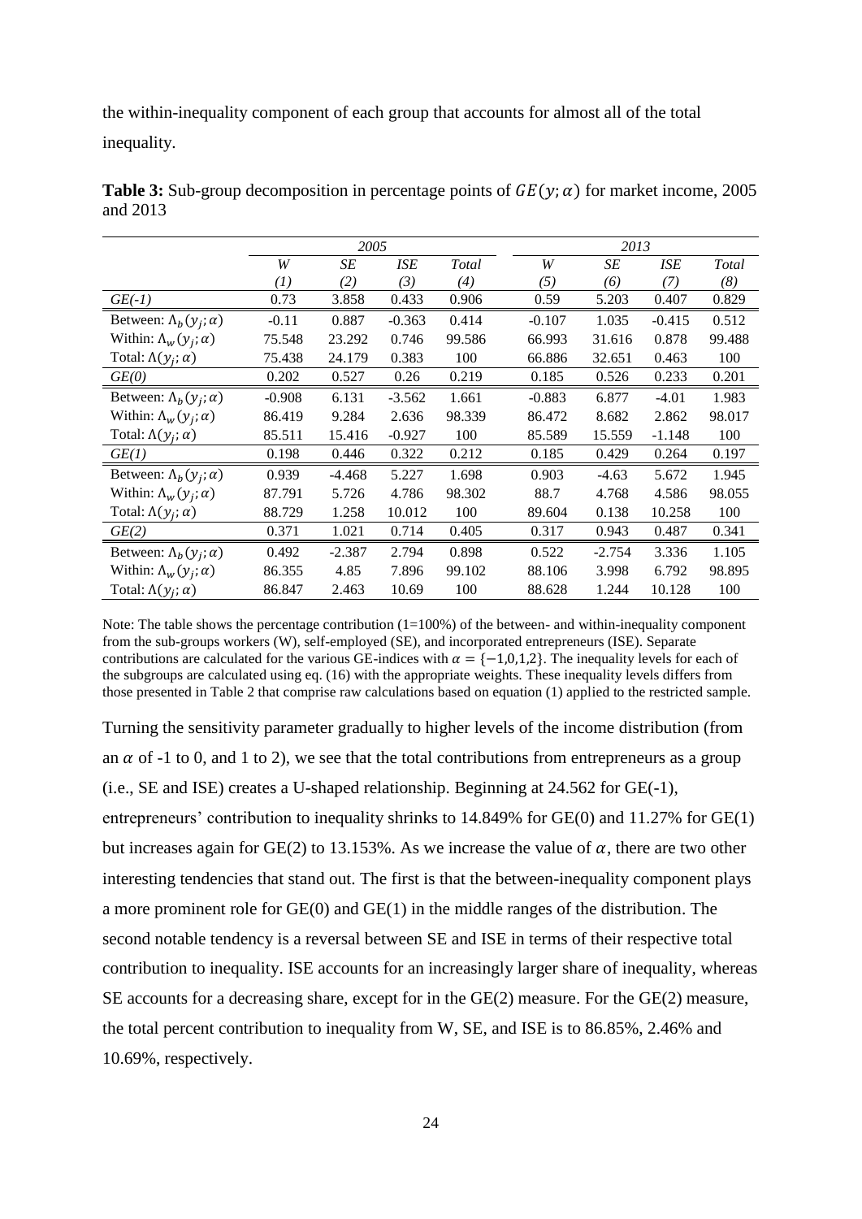the within-inequality component of each group that accounts for almost all of the total inequality.

**Table 3:** Sub-group decomposition in percentage points of $GE(y;\alpha)$ for market income, 2005 and 2013

| | *2005* | | | | *2013* | | | |
|---|---|---|---|---|---|---|---|---|
| | *W* | *SE* | *ISE* | *Total* | *W* | *SE* | *ISE* | *Total* |
| | *(1)* | *(2)* | *(3)* | *(4)* | *(5)* | *(6)* | *(7)* | *(8)* |
| *GE(-1)* | 0.73 | 3.858 | 0.433 | 0.906 | 0.59 | 5.203 | 0.407 | 0.829 |
| Between: $\Lambda_b(y_j;\alpha)$ | -0.11 | 0.887 | -0.363 | 0.414 | -0.107 | 1.035 | -0.415 | 0.512 |
| Within: $\Lambda_w(y_j;\alpha)$ | 75.548 | 23.292 | 0.746 | 99.586 | 66.993 | 31.616 | 0.878 | 99.488 |
| Total: $\Lambda(y_j;\alpha)$ | 75.438 | 24.179 | 0.383 | 100 | 66.886 | 32.651 | 0.463 | 100 |
| *GE(0)* | 0.202 | 0.527 | 0.26 | 0.219 | 0.185 | 0.526 | 0.233 | 0.201 |
| Between: $\Lambda_b(y_j;\alpha)$ | -0.908 | 6.131 | -3.562 | 1.661 | -0.883 | 6.877 | -4.01 | 1.983 |
| Within: $\Lambda_w(y_j;\alpha)$ | 86.419 | 9.284 | 2.636 | 98.339 | 86.472 | 8.682 | 2.862 | 98.017 |
| Total: $\Lambda(y_j;\alpha)$ | 85.511 | 15.416 | -0.927 | 100 | 85.589 | 15.559 | -1.148 | 100 |
| *GE(1)* | 0.198 | 0.446 | 0.322 | 0.212 | 0.185 | 0.429 | 0.264 | 0.197 |
| Between: $\Lambda_b(y_j;\alpha)$ | 0.939 | -4.468 | 5.227 | 1.698 | 0.903 | -4.63 | 5.672 | 1.945 |
| Within: $\Lambda_w(y_j;\alpha)$ | 87.791 | 5.726 | 4.786 | 98.302 | 88.7 | 4.768 | 4.586 | 98.055 |
| Total: $\Lambda(y_j;\alpha)$ | 88.729 | 1.258 | 10.012 | 100 | 89.604 | 0.138 | 10.258 | 100 |
| *GE(2)* | 0.371 | 1.021 | 0.714 | 0.405 | 0.317 | 0.943 | 0.487 | 0.341 |
| Between: $\Lambda_b(y_j;\alpha)$ | 0.492 | -2.387 | 2.794 | 0.898 | 0.522 | -2.754 | 3.336 | 1.105 |
| Within: $\Lambda_w(y_j;\alpha)$ | 86.355 | 4.85 | 7.896 | 99.102 | 88.106 | 3.998 | 6.792 | 98.895 |
| Total: $\Lambda(y_j;\alpha)$ | 86.847 | 2.463 | 10.69 | 100 | 88.628 | 1.244 | 10.128 | 100 |

Note: The table shows the percentage contribution (1=100%) of the between- and within-inequality component from the sub-groups workers (W), self-employed (SE), and incorporated entrepreneurs (ISE). Separate contributions are calculated for the various GE-indices with $\alpha = \{-1,0,1,2\}$. The inequality levels for each of the subgroups are calculated using eq. (16) with the appropriate weights. These inequality levels differs from those presented in Table 2 that comprise raw calculations based on equation (1) applied to the restricted sample.

Turning the sensitivity parameter gradually to higher levels of the income distribution (from an $\alpha$ of -1 to 0, and 1 to 2), we see that the total contributions from entrepreneurs as a group (i.e., SE and ISE) creates a U-shaped relationship. Beginning at 24.562 for GE(-1), entrepreneurs' contribution to inequality shrinks to 14.849% for GE(0) and 11.27% for GE(1) but increases again for GE(2) to 13.153%. As we increase the value of $\alpha$, there are two other interesting tendencies that stand out. The first is that the between-inequality component plays a more prominent role for GE(0) and GE(1) in the middle ranges of the distribution. The second notable tendency is a reversal between SE and ISE in terms of their respective total contribution to inequality. ISE accounts for an increasingly larger share of inequality, whereas SE accounts for a decreasing share, except for in the GE(2) measure. For the GE(2) measure, the total percent contribution to inequality from W, SE, and ISE is to 86.85%, 2.46% and 10.69%, respectively.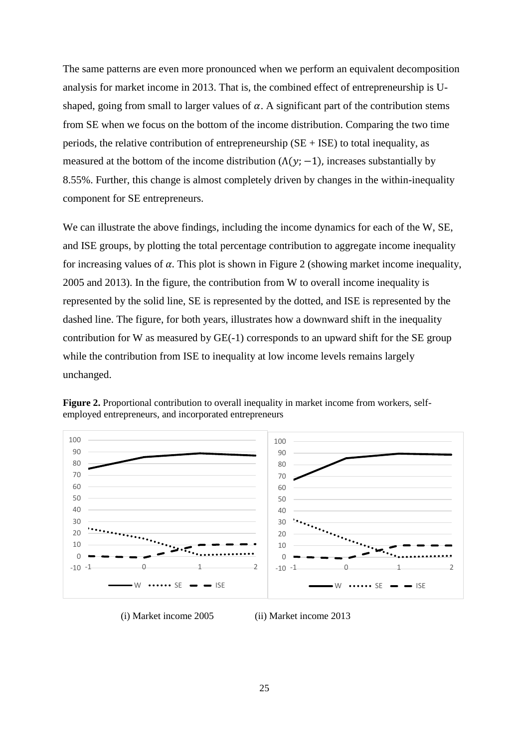The same patterns are even more pronounced when we perform an equivalent decomposition analysis for market income in 2013. That is, the combined effect of entrepreneurship is U-shaped, going from small to larger values of $\alpha$. A significant part of the contribution stems from SE when we focus on the bottom of the income distribution. Comparing the two time periods, the relative contribution of entrepreneurship (SE + ISE) to total inequality, as measured at the bottom of the income distribution ($\Lambda(y; -1)$, increases substantially by 8.55%. Further, this change is almost completely driven by changes in the within-inequality component for SE entrepreneurs.

We can illustrate the above findings, including the income dynamics for each of the W, SE, and ISE groups, by plotting the total percentage contribution to aggregate income inequality for increasing values of $\alpha$. This plot is shown in Figure 2 (showing market income inequality, 2005 and 2013). In the figure, the contribution from W to overall income inequality is represented by the solid line, SE is represented by the dotted, and ISE is represented by the dashed line. The figure, for both years, illustrates how a downward shift in the inequality contribution for W as measured by GE(-1) corresponds to an upward shift for the SE group while the contribution from ISE to inequality at low income levels remains largely unchanged.

**Figure 2.** Proportional contribution to overall inequality in market income from workers, self-employed entrepreneurs, and incorporated entrepreneurs

(i) Market income 2005 (ii) Market income 2013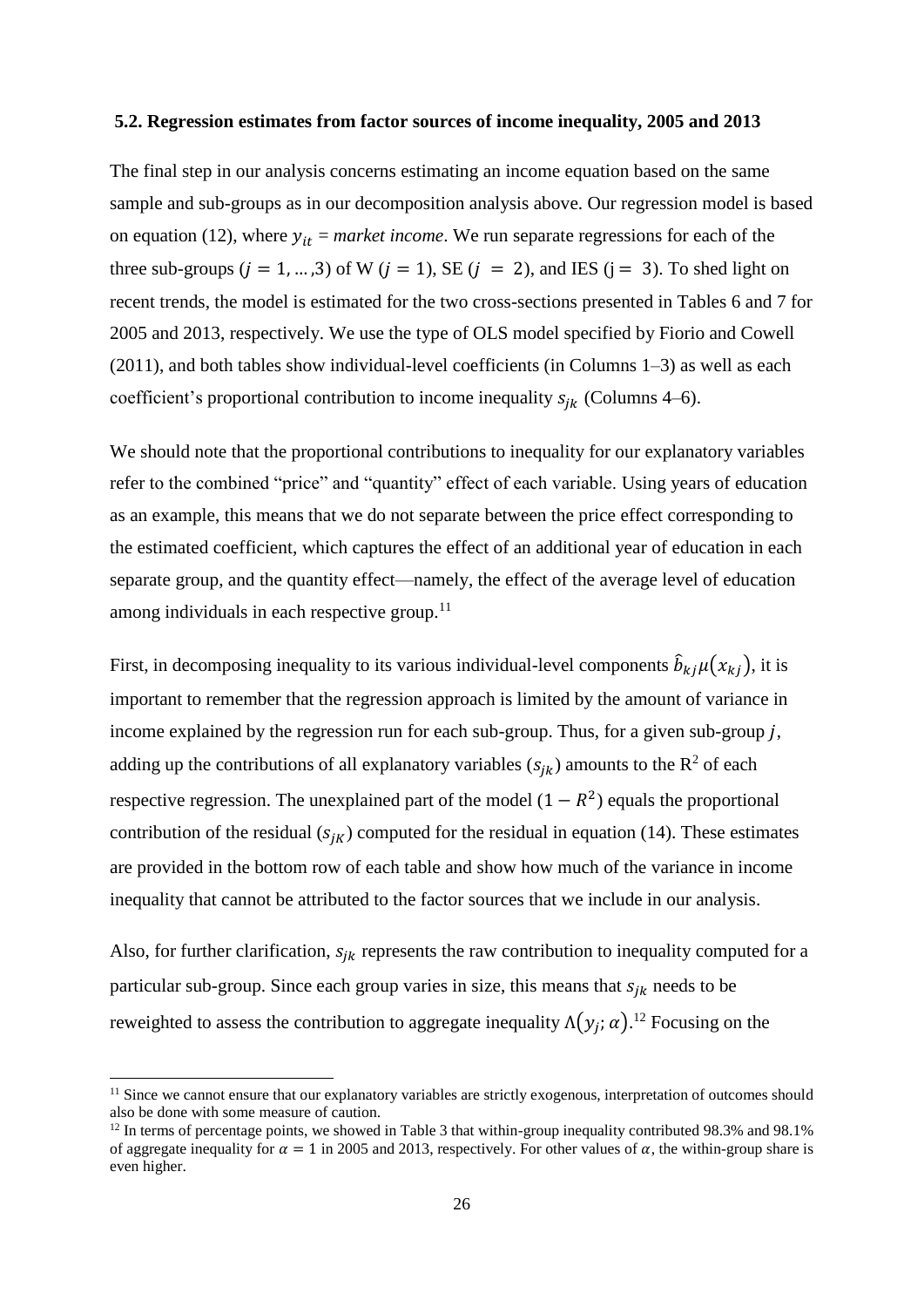### 5.2. Regression estimates from factor sources of income inequality, 2005 and 2013

The final step in our analysis concerns estimating an income equation based on the same sample and sub-groups as in our decomposition analysis above. Our regression model is based on equation (12), where $y_{it}$ = *market income*. We run separate regressions for each of the three sub-groups ($j = 1, \ldots, 3$) of W ($j = 1$), SE ($j = 2$), and IES ($j = 3$). To shed light on recent trends, the model is estimated for the two cross-sections presented in Tables 6 and 7 for 2005 and 2013, respectively. We use the type of OLS model specified by Fiorio and Cowell (2011), and both tables show individual-level coefficients (in Columns 1–3) as well as each coefficient's proportional contribution to income inequality $s_{jk}$ (Columns 4–6).

We should note that the proportional contributions to inequality for our explanatory variables refer to the combined "price" and "quantity" effect of each variable. Using years of education as an example, this means that we do not separate between the price effect corresponding to the estimated coefficient, which captures the effect of an additional year of education in each separate group, and the quantity effect—namely, the effect of the average level of education among individuals in each respective group.[11]

First, in decomposing inequality to its various individual-level components $\hat{b}_{kj}\mu(x_{kj})$, it is important to remember that the regression approach is limited by the amount of variance in income explained by the regression run for each sub-group. Thus, for a given sub-group $j$, adding up the contributions of all explanatory variables ($s_{jk}$) amounts to the $R^2$ of each respective regression. The unexplained part of the model ($1 - R^2$) equals the proportional contribution of the residual ($s_{jK}$) computed for the residual in equation (14). These estimates are provided in the bottom row of each table and show how much of the variance in income inequality that cannot be attributed to the factor sources that we include in our analysis.

Also, for further clarification, $s_{jk}$ represents the raw contribution to inequality computed for a particular sub-group. Since each group varies in size, this means that $s_{jk}$ needs to be reweighted to assess the contribution to aggregate inequality $\Lambda(y_j; \alpha)$.[12] Focusing on the

[11] Since we cannot ensure that our explanatory variables are strictly exogenous, interpretation of outcomes should also be done with some measure of caution.

[12] In terms of percentage points, we showed in Table 3 that within-group inequality contributed 98.3% and 98.1% of aggregate inequality for $\alpha = 1$ in 2005 and 2013, respectively. For other values of $\alpha$, the within-group share is even higher.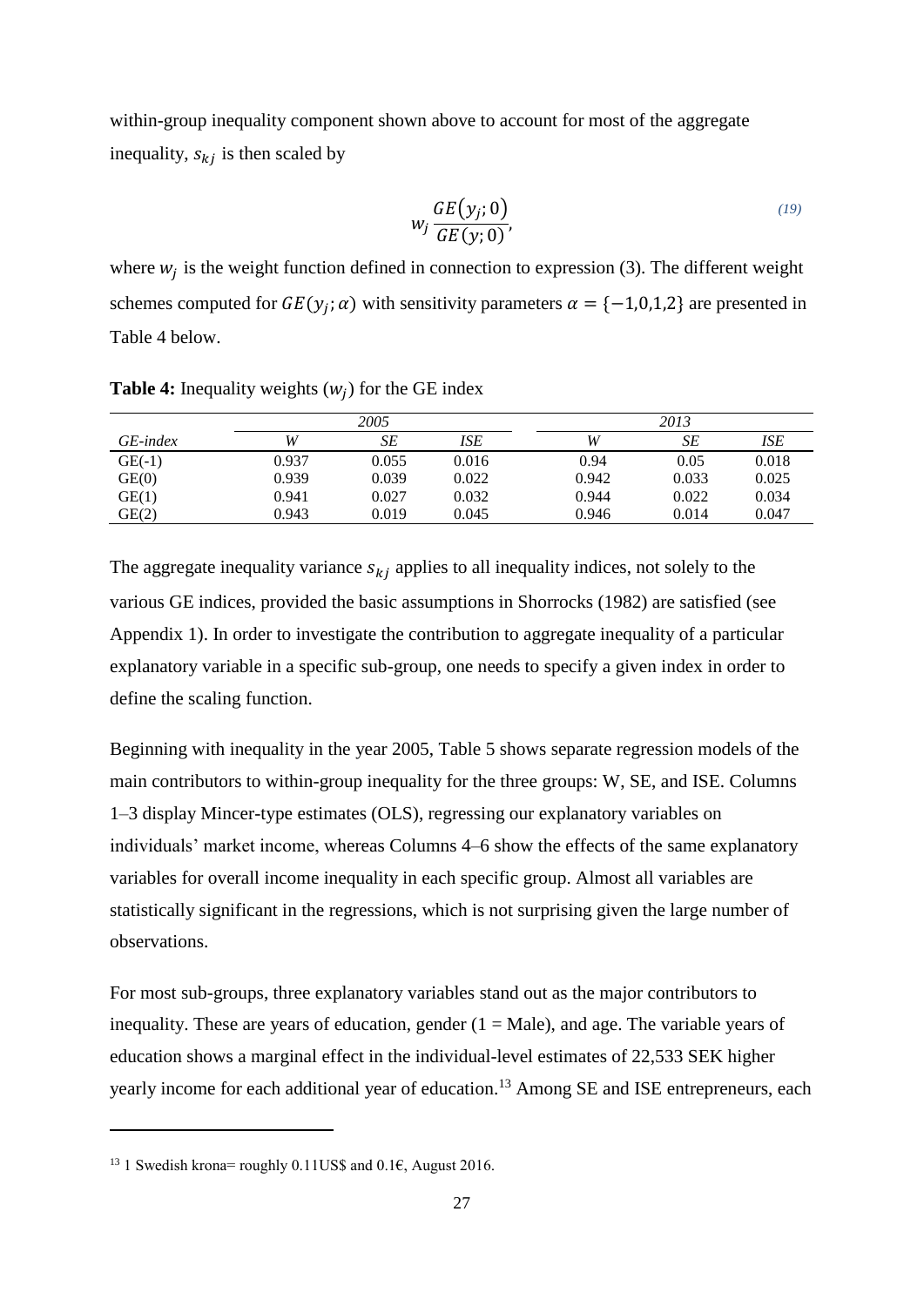within-group inequality component shown above to account for most of the aggregate inequality, $s_{kj}$ is then scaled by

$$w_j \frac{GE(y_j;0)}{GE(y;0)}, \tag{19}$$

where $w_j$ is the weight function defined in connection to expression (3). The different weight schemes computed for $GE(y_j;\alpha)$ with sensitivity parameters $\alpha = \{-1,0,1,2\}$ are presented in Table 4 below.

**Table 4:** Inequality weights ($w_j$) for the GE index

| | 2005 | | | 2013 | | |
|---|---|---|---|---|---|---|
| *GE-index* | *W* | *SE* | *ISE* | *W* | *SE* | *ISE* |
| GE(-1) | 0.937 | 0.055 | 0.016 | 0.94 | 0.05 | 0.018 |
| GE(0) | 0.939 | 0.039 | 0.022 | 0.942 | 0.033 | 0.025 |
| GE(1) | 0.941 | 0.027 | 0.032 | 0.944 | 0.022 | 0.034 |
| GE(2) | 0.943 | 0.019 | 0.045 | 0.946 | 0.014 | 0.047 |

The aggregate inequality variance $s_{kj}$ applies to all inequality indices, not solely to the various GE indices, provided the basic assumptions in Shorrocks (1982) are satisfied (see Appendix 1). In order to investigate the contribution to aggregate inequality of a particular explanatory variable in a specific sub-group, one needs to specify a given index in order to define the scaling function.

Beginning with inequality in the year 2005, Table 5 shows separate regression models of the main contributors to within-group inequality for the three groups: W, SE, and ISE. Columns 1–3 display Mincer-type estimates (OLS), regressing our explanatory variables on individuals' market income, whereas Columns 4–6 show the effects of the same explanatory variables for overall income inequality in each specific group. Almost all variables are statistically significant in the regressions, which is not surprising given the large number of observations.

For most sub-groups, three explanatory variables stand out as the major contributors to inequality. These are years of education, gender (1 = Male), and age. The variable years of education shows a marginal effect in the individual-level estimates of 22,533 SEK higher yearly income for each additional year of education.[13] Among SE and ISE entrepreneurs, each

[13] 1 Swedish krona= roughly 0.11US$ and 0.1€, August 2016.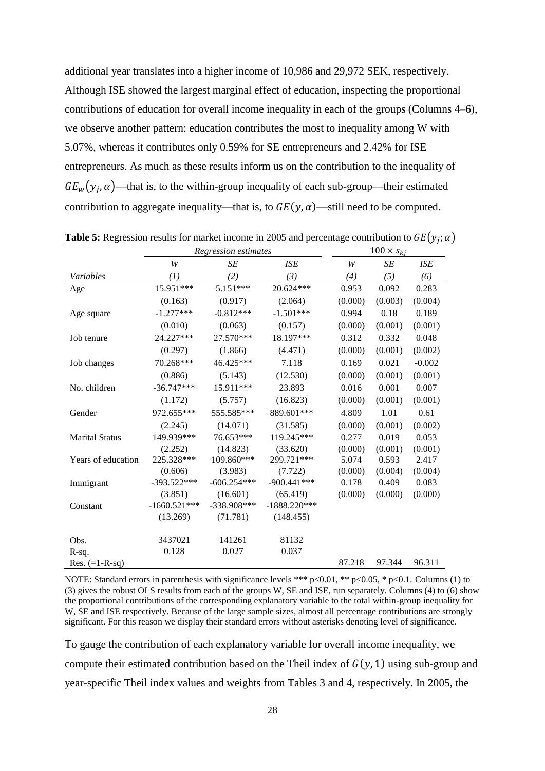additional year translates into a higher income of 10,986 and 29,972 SEK, respectively. Although ISE showed the largest marginal effect of education, inspecting the proportional contributions of education for overall income inequality in each of the groups (Columns 4–6), we observe another pattern: education contributes the most to inequality among W with 5.07%, whereas it contributes only 0.59% for SE entrepreneurs and 2.42% for ISE entrepreneurs. As much as these results inform us on the contribution to the inequality of $GE_w(y_j, \alpha)$—that is, to the within-group inequality of each sub-group—their estimated contribution to aggregate inequality—that is, to $GE(y, \alpha)$—still need to be computed.

**Table 5:** Regression results for market income in 2005 and percentage contribution to $GE(y_j; \alpha)$

| | *Regression estimates* | | | $100 \times s_{kj}$ | | |
|---|---|---|---|---|---|---|
| | *W* | *SE* | *ISE* | *W* | *SE* | *ISE* |
| *Variables* | *(1)* | *(2)* | *(3)* | *(4)* | *(5)* | *(6)* |
| Age | 15.951*** | 5.151*** | 20.624*** | 0.953 | 0.092 | 0.283 |
| | (0.163) | (0.917) | (2.064) | (0.000) | (0.003) | (0.004) |
| Age square | -1.277*** | -0.812*** | -1.501*** | 0.994 | 0.18 | 0.189 |
| | (0.010) | (0.063) | (0.157) | (0.000) | (0.001) | (0.001) |
| Job tenure | 24.227*** | 27.570*** | 18.197*** | 0.312 | 0.332 | 0.048 |
| | (0.297) | (1.866) | (4.471) | (0.000) | (0.001) | (0.002) |
| Job changes | 70.268*** | 46.425*** | 7.118 | 0.169 | 0.021 | -0.002 |
| | (0.886) | (5.143) | (12.530) | (0.000) | (0.001) | (0.001) |
| No. children | -36.747*** | 15.911*** | 23.893 | 0.016 | 0.001 | 0.007 |
| | (1.172) | (5.757) | (16.823) | (0.000) | (0.001) | (0.001) |
| Gender | 972.655*** | 555.585*** | 889.601*** | 4.809 | 1.01 | 0.61 |
| | (2.245) | (14.071) | (31.585) | (0.000) | (0.001) | (0.002) |
| Marital Status | 149.939*** | 76.653*** | 119.245*** | 0.277 | 0.019 | 0.053 |
| | (2.252) | (14.823) | (33.620) | (0.000) | (0.001) | (0.001) |
| Years of education | 225.328*** | 109.860*** | 299.721*** | 5.074 | 0.593 | 2.417 |
| | (0.606) | (3.983) | (7.722) | (0.000) | (0.004) | (0.004) |
| Immigrant | -393.522*** | -606.254*** | -900.441*** | 0.178 | 0.409 | 0.083 |
| | (3.851) | (16.601) | (65.419) | (0.000) | (0.000) | (0.000) |
| Constant | -1660.521*** | -338.908*** | -1888.220*** | | | |
| | (13.269) | (71.781) | (148.455) | | | |
| Obs. | 3437021 | 141261 | 81132 | | | |
| R-sq. | 0.128 | 0.027 | 0.037 | | | |
| Res. (=1-R-sq) | | | | 87.218 | 97.344 | 96.311 |

NOTE: Standard errors in parenthesis with significance levels *** p<0.01, ** p<0.05, * p<0.1. Columns (1) to (3) gives the robust OLS results from each of the groups W, SE and ISE, run separately. Columns (4) to (6) show the proportional contributions of the corresponding explanatory variable to the total within-group inequality for W, SE and ISE respectively. Because of the large sample sizes, almost all percentage contributions are strongly significant. For this reason we display their standard errors without asterisks denoting level of significance.

To gauge the contribution of each explanatory variable for overall income inequality, we compute their estimated contribution based on the Theil index of $G(y, 1)$ using sub-group and year-specific Theil index values and weights from Tables 3 and 4, respectively. In 2005, the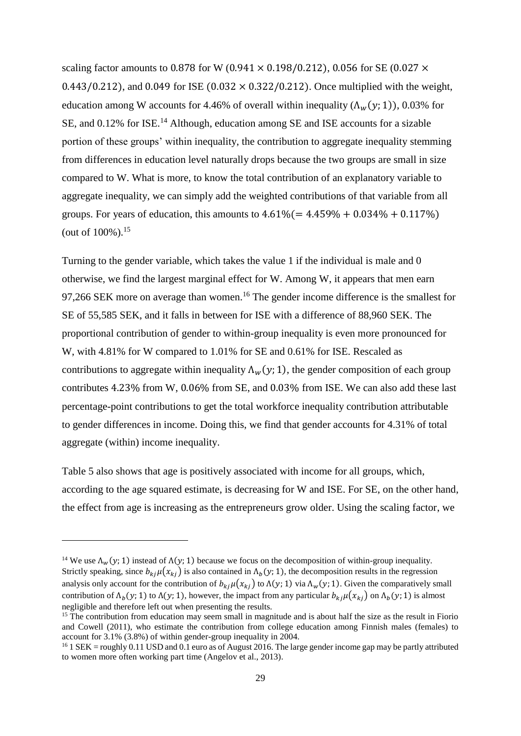scaling factor amounts to $0.878$ for W ($0.941 \times 0.198/0.212$), $0.056$ for SE ($0.027 \times 0.443/0.212$), and $0.049$ for ISE ($0.032 \times 0.322/0.212$). Once multiplied with the weight, education among W accounts for 4.46% of overall within inequality ($\Lambda_w(y;1)$), 0.03% for SE, and 0.12% for ISE.[14] Although, education among SE and ISE accounts for a sizable portion of these groups' within inequality, the contribution to aggregate inequality stemming from differences in education level naturally drops because the two groups are small in size compared to W. What is more, to know the total contribution of an explanatory variable to aggregate inequality, we can simply add the weighted contributions of that variable from all groups. For years of education, this amounts to $4.61\% (= 4.459\% + 0.034\% + 0.117\%)$ (out of 100%).[15]

Turning to the gender variable, which takes the value 1 if the individual is male and 0 otherwise, we find the largest marginal effect for W. Among W, it appears that men earn 97,266 SEK more on average than women.[16] The gender income difference is the smallest for SE of 55,585 SEK, and it falls in between for ISE with a difference of 88,960 SEK. The proportional contribution of gender to within-group inequality is even more pronounced for W, with 4.81% for W compared to 1.01% for SE and 0.61% for ISE. Rescaled as contributions to aggregate within inequality $\Lambda_w(y;1)$, the gender composition of each group contributes 4.23% from W, 0.06% from SE, and 0.03% from ISE. We can also add these last percentage-point contributions to get the total workforce inequality contribution attributable to gender differences in income. Doing this, we find that gender accounts for 4.31% of total aggregate (within) income inequality.

Table 5 also shows that age is positively associated with income for all groups, which, according to the age squared estimate, is decreasing for W and ISE. For SE, on the other hand, the effect from age is increasing as the entrepreneurs grow older. Using the scaling factor, we

---

[14] We use $\Lambda_w(y;1)$ instead of $\Lambda(y;1)$ because we focus on the decomposition of within-group inequality. Strictly speaking, since $b_{kj}\mu(x_{kj})$ is also contained in $\Lambda_b(y;1)$, the decomposition results in the regression analysis only account for the contribution of $b_{kj}\mu(x_{kj})$ to $\Lambda(y;1)$ via $\Lambda_w(y;1)$. Given the comparatively small contribution of $\Lambda_b(y;1)$ to $\Lambda(y;1)$, however, the impact from any particular $b_{kj}\mu(x_{kj})$ on $\Lambda_b(y;1)$ is almost negligible and therefore left out when presenting the results.

[15] The contribution from education may seem small in magnitude and is about half the size as the result in Fiorio and Cowell (2011), who estimate the contribution from college education among Finnish males (females) to account for 3.1% (3.8%) of within gender-group inequality in 2004.

[16] 1 SEK = roughly 0.11 USD and 0.1 euro as of August 2016. The large gender income gap may be partly attributed to women more often working part time (Angelov et al., 2013).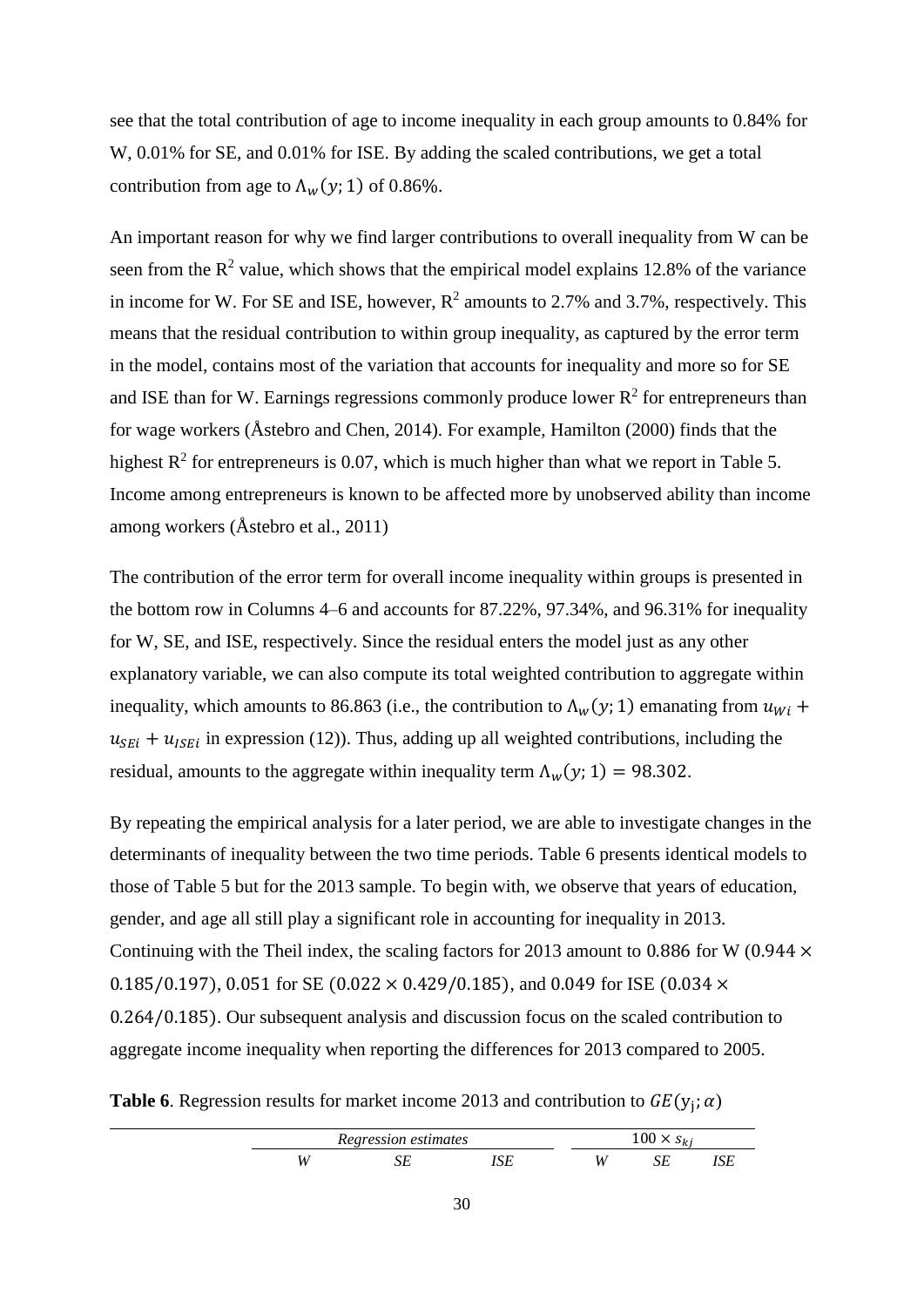see that the total contribution of age to income inequality in each group amounts to 0.84% for W, 0.01% for SE, and 0.01% for ISE. By adding the scaled contributions, we get a total contribution from age to $\Lambda_w(y;1)$ of 0.86%.

An important reason for why we find larger contributions to overall inequality from W can be seen from the $R^2$ value, which shows that the empirical model explains 12.8% of the variance in income for W. For SE and ISE, however, $R^2$ amounts to 2.7% and 3.7%, respectively. This means that the residual contribution to within group inequality, as captured by the error term in the model, contains most of the variation that accounts for inequality and more so for SE and ISE than for W. Earnings regressions commonly produce lower $R^2$ for entrepreneurs than for wage workers (Åstebro and Chen, 2014). For example, Hamilton (2000) finds that the highest $R^2$ for entrepreneurs is 0.07, which is much higher than what we report in Table 5. Income among entrepreneurs is known to be affected more by unobserved ability than income among workers (Åstebro et al., 2011)

The contribution of the error term for overall income inequality within groups is presented in the bottom row in Columns 4–6 and accounts for 87.22%, 97.34%, and 96.31% for inequality for W, SE, and ISE, respectively. Since the residual enters the model just as any other explanatory variable, we can also compute its total weighted contribution to aggregate within inequality, which amounts to 86.863 (i.e., the contribution to $\Lambda_w(y;1)$ emanating from $u_{Wi} + u_{SEi} + u_{ISEi}$ in expression (12)). Thus, adding up all weighted contributions, including the residual, amounts to the aggregate within inequality term $\Lambda_w(y;1) = 98.302$.

By repeating the empirical analysis for a later period, we are able to investigate changes in the determinants of inequality between the two time periods. Table 6 presents identical models to those of Table 5 but for the 2013 sample. To begin with, we observe that years of education, gender, and age all still play a significant role in accounting for inequality in 2013. Continuing with the Theil index, the scaling factors for 2013 amount to 0.886 for W ($0.944 \times 0.185/0.197$), 0.051 for SE ($0.022 \times 0.429/0.185$), and 0.049 for ISE ($0.034 \times 0.264/0.185$). Our subsequent analysis and discussion focus on the scaled contribution to aggregate income inequality when reporting the differences for 2013 compared to 2005.

**Table 6**. Regression results for market income 2013 and contribution to $GE(y_j;\alpha)$

| | *Regression estimates* | | | $100 \times s_{kj}$ | | |
|---|---|---|---|---|---|---|
| | *W* | *SE* | *ISE* | *W* | *SE* | *ISE* |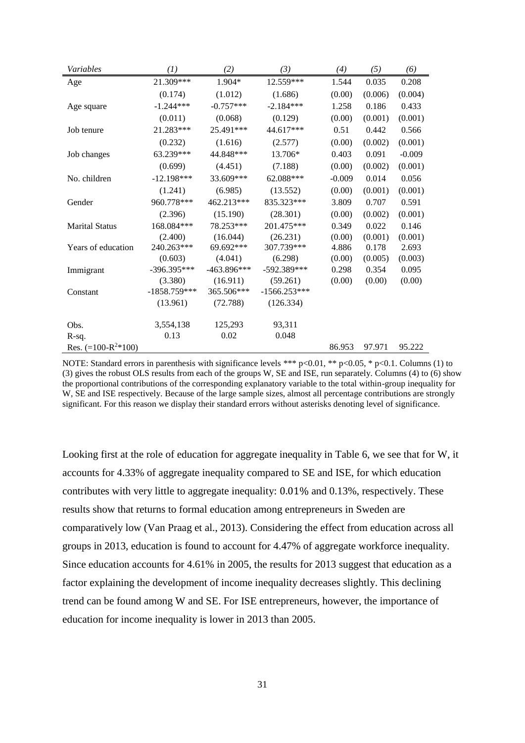| *Variables* | *(1)* | *(2)* | *(3)* | *(4)* | *(5)* | *(6)* |
|---|---|---|---|---|---|---|
| Age | 21.309*** | 1.904* | 12.559*** | 1.544 | 0.035 | 0.208 |
| | (0.174) | (1.012) | (1.686) | (0.00) | (0.006) | (0.004) |
| Age square | -1.244*** | -0.757*** | -2.184*** | 1.258 | 0.186 | 0.433 |
| | (0.011) | (0.068) | (0.129) | (0.00) | (0.001) | (0.001) |
| Job tenure | 21.283*** | 25.491*** | 44.617*** | 0.51 | 0.442 | 0.566 |
| | (0.232) | (1.616) | (2.577) | (0.00) | (0.002) | (0.001) |
| Job changes | 63.239*** | 44.848*** | 13.706* | 0.403 | 0.091 | -0.009 |
| | (0.699) | (4.451) | (7.188) | (0.00) | (0.002) | (0.001) |
| No. children | -12.198*** | 33.609*** | 62.088*** | -0.009 | 0.014 | 0.056 |
| | (1.241) | (6.985) | (13.552) | (0.00) | (0.001) | (0.001) |
| Gender | 960.778*** | 462.213*** | 835.323*** | 3.809 | 0.707 | 0.591 |
| | (2.396) | (15.190) | (28.301) | (0.00) | (0.002) | (0.001) |
| Marital Status | 168.084*** | 78.253*** | 201.475*** | 0.349 | 0.022 | 0.146 |
| | (2.400) | (16.044) | (26.231) | (0.00) | (0.001) | (0.001) |
| Years of education | 240.263*** | 69.692*** | 307.739*** | 4.886 | 0.178 | 2.693 |
| | (0.603) | (4.041) | (6.298) | (0.00) | (0.005) | (0.003) |
| Immigrant | -396.395*** | -463.896*** | -592.389*** | 0.298 | 0.354 | 0.095 |
| | (3.380) | (16.911) | (59.261) | (0.00) | (0.00) | (0.00) |
| Constant | -1858.759*** | 365.506*** | -1566.253*** | | | |
| | (13.961) | (72.788) | (126.334) | | | |
| Obs. | 3,554,138 | 125,293 | 93,311 | | | |
| R-sq. | 0.13 | 0.02 | 0.048 | | | |
| Res. ($=100-R^2*100$) | | | | 86.953 | 97.971 | 95.222 |

NOTE: Standard errors in parenthesis with significance levels *** p<0.01, ** p<0.05, * p<0.1. Columns (1) to (3) gives the robust OLS results from each of the groups W, SE and ISE, run separately. Columns (4) to (6) show the proportional contributions of the corresponding explanatory variable to the total within-group inequality for W, SE and ISE respectively. Because of the large sample sizes, almost all percentage contributions are strongly significant. For this reason we display their standard errors without asterisks denoting level of significance.

Looking first at the role of education for aggregate inequality in Table 6, we see that for W, it accounts for 4.33% of aggregate inequality compared to SE and ISE, for which education contributes with very little to aggregate inequality: 0.01% and 0.13%, respectively. These results show that returns to formal education among entrepreneurs in Sweden are comparatively low (Van Praag et al., 2013). Considering the effect from education across all groups in 2013, education is found to account for 4.47% of aggregate workforce inequality. Since education accounts for 4.61% in 2005, the results for 2013 suggest that education as a factor explaining the development of income inequality decreases slightly. This declining trend can be found among W and SE. For ISE entrepreneurs, however, the importance of education for income inequality is lower in 2013 than 2005.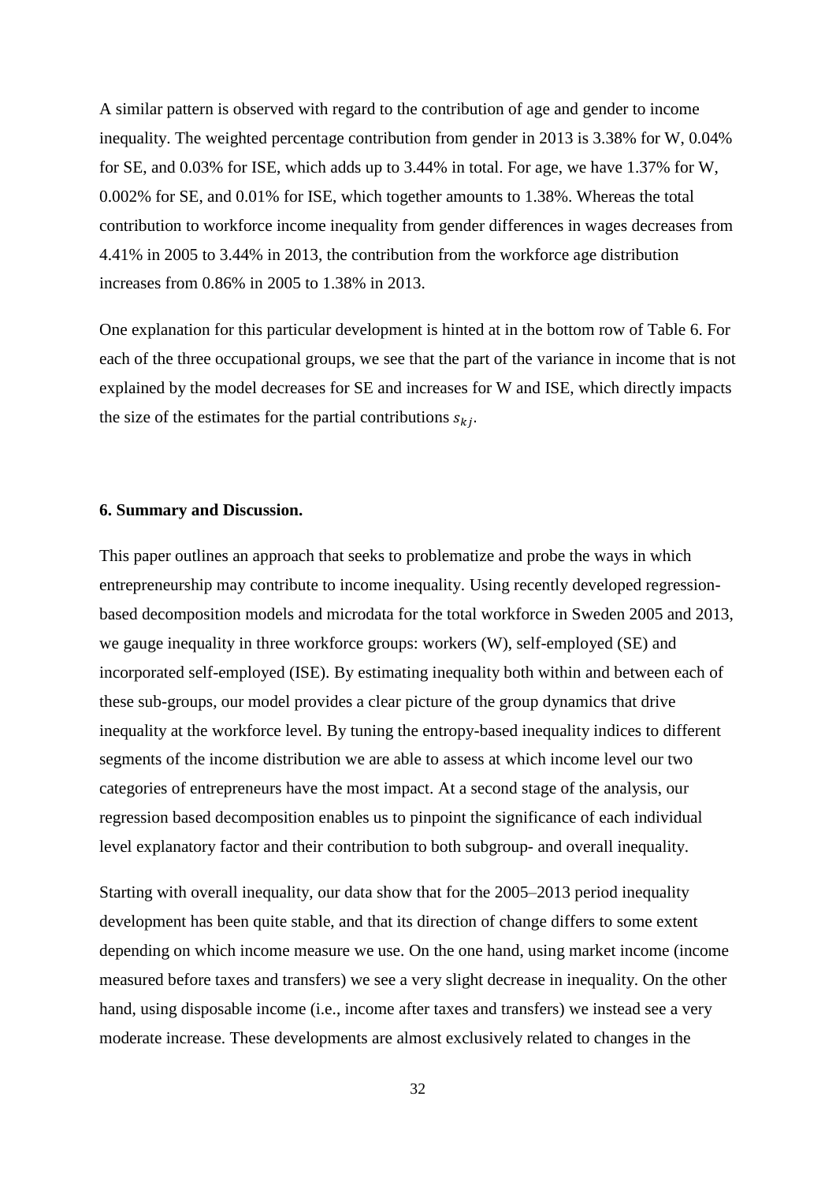A similar pattern is observed with regard to the contribution of age and gender to income inequality. The weighted percentage contribution from gender in 2013 is 3.38% for W, 0.04% for SE, and 0.03% for ISE, which adds up to 3.44% in total. For age, we have 1.37% for W, 0.002% for SE, and 0.01% for ISE, which together amounts to 1.38%. Whereas the total contribution to workforce income inequality from gender differences in wages decreases from 4.41% in 2005 to 3.44% in 2013, the contribution from the workforce age distribution increases from 0.86% in 2005 to 1.38% in 2013.

One explanation for this particular development is hinted at in the bottom row of Table 6. For each of the three occupational groups, we see that the part of the variance in income that is not explained by the model decreases for SE and increases for W and ISE, which directly impacts the size of the estimates for the partial contributions $s_{kj}$.

**6. Summary and Discussion.**

This paper outlines an approach that seeks to problematize and probe the ways in which entrepreneurship may contribute to income inequality. Using recently developed regression-based decomposition models and microdata for the total workforce in Sweden 2005 and 2013, we gauge inequality in three workforce groups: workers (W), self-employed (SE) and incorporated self-employed (ISE). By estimating inequality both within and between each of these sub-groups, our model provides a clear picture of the group dynamics that drive inequality at the workforce level. By tuning the entropy-based inequality indices to different segments of the income distribution we are able to assess at which income level our two categories of entrepreneurs have the most impact. At a second stage of the analysis, our regression based decomposition enables us to pinpoint the significance of each individual level explanatory factor and their contribution to both subgroup- and overall inequality.

Starting with overall inequality, our data show that for the 2005–2013 period inequality development has been quite stable, and that its direction of change differs to some extent depending on which income measure we use. On the one hand, using market income (income measured before taxes and transfers) we see a very slight decrease in inequality. On the other hand, using disposable income (i.e., income after taxes and transfers) we instead see a very moderate increase. These developments are almost exclusively related to changes in the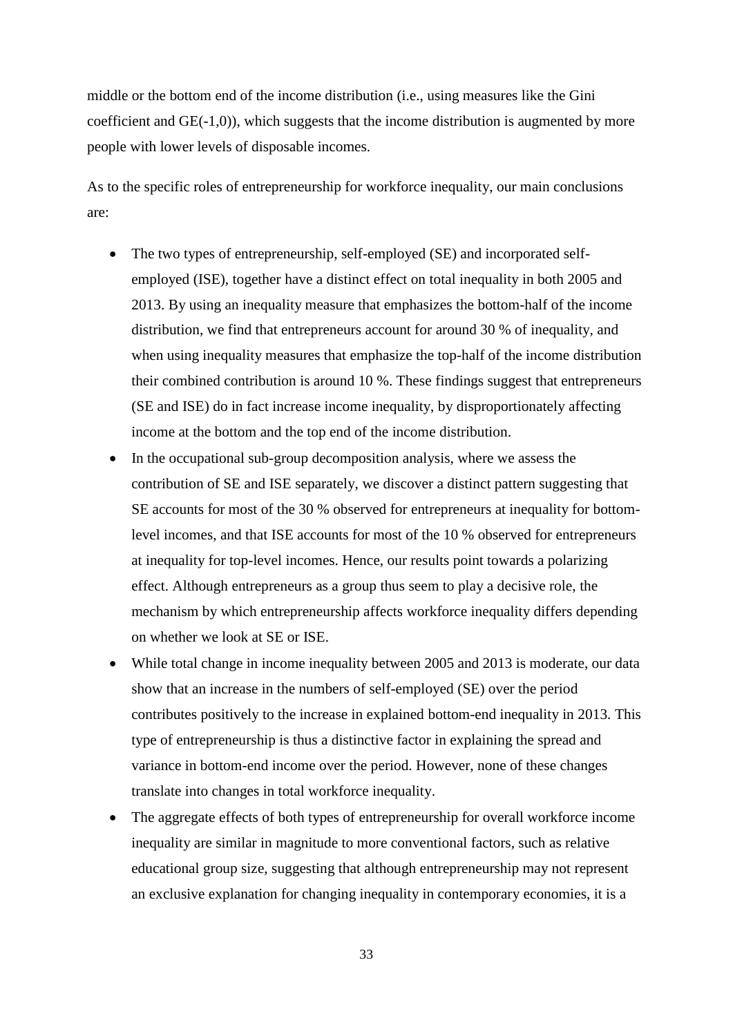middle or the bottom end of the income distribution (i.e., using measures like the Gini coefficient and GE(-1,0)), which suggests that the income distribution is augmented by more people with lower levels of disposable incomes.

As to the specific roles of entrepreneurship for workforce inequality, our main conclusions are:

- The two types of entrepreneurship, self-employed (SE) and incorporated self-employed (ISE), together have a distinct effect on total inequality in both 2005 and 2013. By using an inequality measure that emphasizes the bottom-half of the income distribution, we find that entrepreneurs account for around 30 % of inequality, and when using inequality measures that emphasize the top-half of the income distribution their combined contribution is around 10 %. These findings suggest that entrepreneurs (SE and ISE) do in fact increase income inequality, by disproportionately affecting income at the bottom and the top end of the income distribution.
- In the occupational sub-group decomposition analysis, where we assess the contribution of SE and ISE separately, we discover a distinct pattern suggesting that SE accounts for most of the 30 % observed for entrepreneurs at inequality for bottom-level incomes, and that ISE accounts for most of the 10 % observed for entrepreneurs at inequality for top-level incomes. Hence, our results point towards a polarizing effect. Although entrepreneurs as a group thus seem to play a decisive role, the mechanism by which entrepreneurship affects workforce inequality differs depending on whether we look at SE or ISE.
- While total change in income inequality between 2005 and 2013 is moderate, our data show that an increase in the numbers of self-employed (SE) over the period contributes positively to the increase in explained bottom-end inequality in 2013. This type of entrepreneurship is thus a distinctive factor in explaining the spread and variance in bottom-end income over the period. However, none of these changes translate into changes in total workforce inequality.
- The aggregate effects of both types of entrepreneurship for overall workforce income inequality are similar in magnitude to more conventional factors, such as relative educational group size, suggesting that although entrepreneurship may not represent an exclusive explanation for changing inequality in contemporary economies, it is a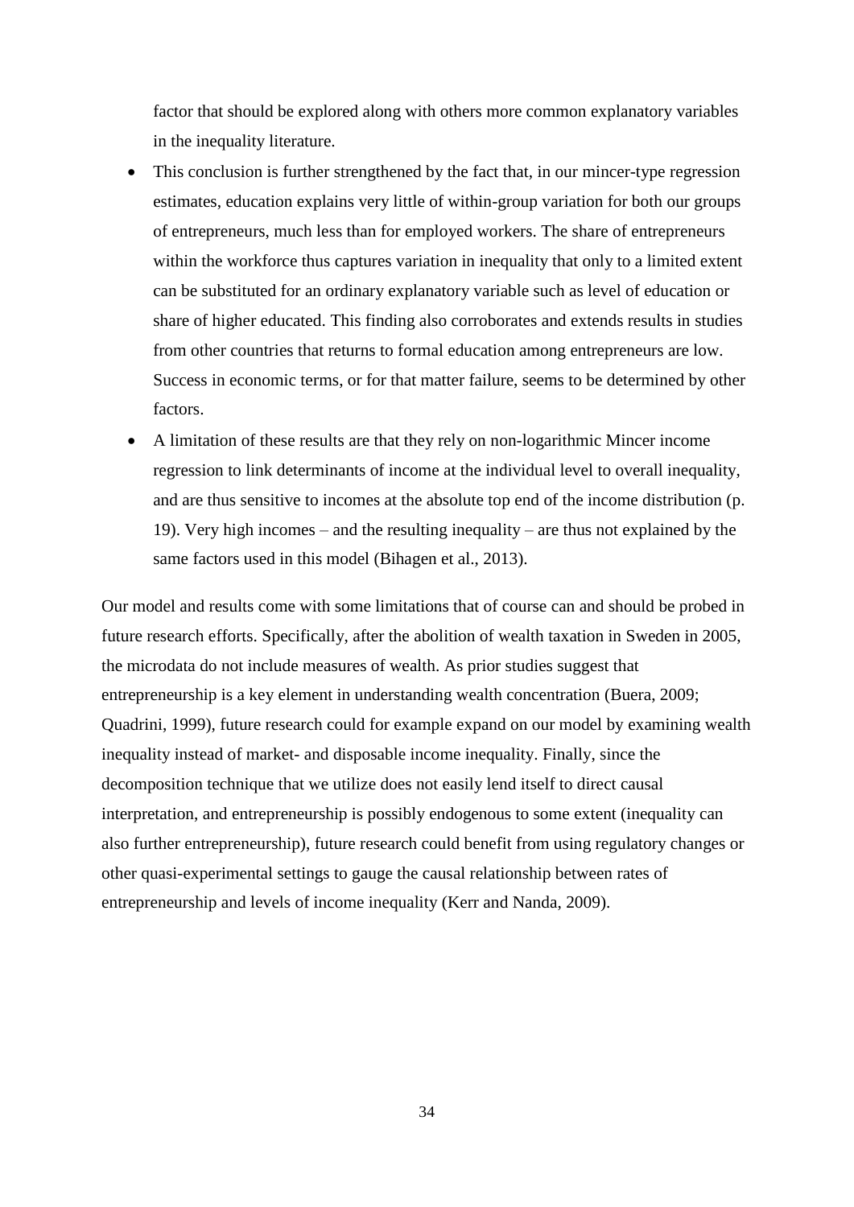factor that should be explored along with others more common explanatory variables in the inequality literature.

- This conclusion is further strengthened by the fact that, in our mincer-type regression estimates, education explains very little of within-group variation for both our groups of entrepreneurs, much less than for employed workers. The share of entrepreneurs within the workforce thus captures variation in inequality that only to a limited extent can be substituted for an ordinary explanatory variable such as level of education or share of higher educated. This finding also corroborates and extends results in studies from other countries that returns to formal education among entrepreneurs are low. Success in economic terms, or for that matter failure, seems to be determined by other factors.
- A limitation of these results are that they rely on non-logarithmic Mincer income regression to link determinants of income at the individual level to overall inequality, and are thus sensitive to incomes at the absolute top end of the income distribution (p. 19). Very high incomes – and the resulting inequality – are thus not explained by the same factors used in this model (Bihagen et al., 2013).

Our model and results come with some limitations that of course can and should be probed in future research efforts. Specifically, after the abolition of wealth taxation in Sweden in 2005, the microdata do not include measures of wealth. As prior studies suggest that entrepreneurship is a key element in understanding wealth concentration (Buera, 2009; Quadrini, 1999), future research could for example expand on our model by examining wealth inequality instead of market- and disposable income inequality. Finally, since the decomposition technique that we utilize does not easily lend itself to direct causal interpretation, and entrepreneurship is possibly endogenous to some extent (inequality can also further entrepreneurship), future research could benefit from using regulatory changes or other quasi-experimental settings to gauge the causal relationship between rates of entrepreneurship and levels of income inequality (Kerr and Nanda, 2009).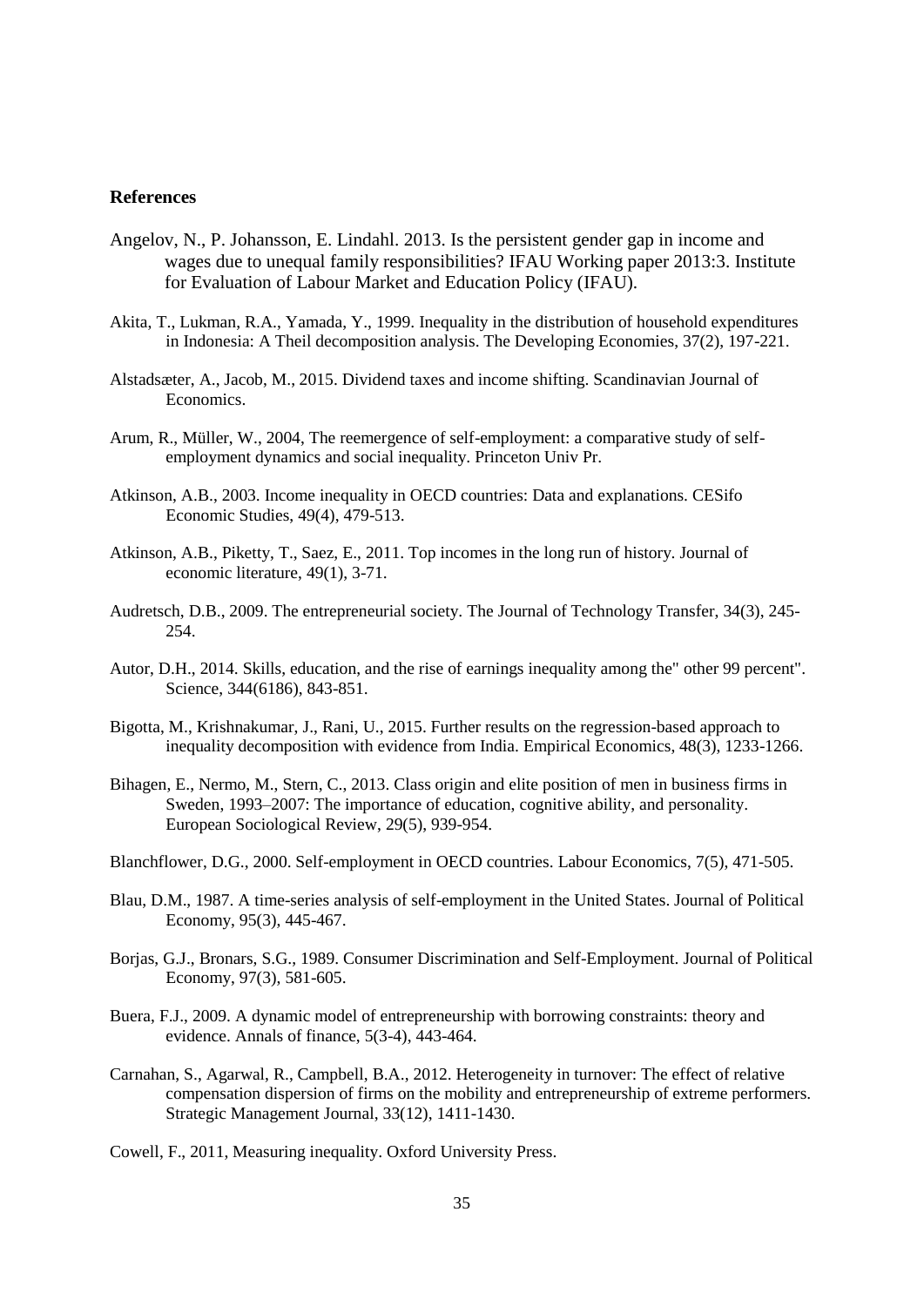## References

Angelov, N., P. Johansson, E. Lindahl. 2013. Is the persistent gender gap in income and wages due to unequal family responsibilities? IFAU Working paper 2013:3. Institute for Evaluation of Labour Market and Education Policy (IFAU).

Akita, T., Lukman, R.A., Yamada, Y., 1999. Inequality in the distribution of household expenditures in Indonesia: A Theil decomposition analysis. The Developing Economies, 37(2), 197-221.

Alstadsæter, A., Jacob, M., 2015. Dividend taxes and income shifting. Scandinavian Journal of Economics.

Arum, R., Müller, W., 2004, The reemergence of self-employment: a comparative study of self-employment dynamics and social inequality. Princeton Univ Pr.

Atkinson, A.B., 2003. Income inequality in OECD countries: Data and explanations. CESifo Economic Studies, 49(4), 479-513.

Atkinson, A.B., Piketty, T., Saez, E., 2011. Top incomes in the long run of history. Journal of economic literature, 49(1), 3-71.

Audretsch, D.B., 2009. The entrepreneurial society. The Journal of Technology Transfer, 34(3), 245-254.

Autor, D.H., 2014. Skills, education, and the rise of earnings inequality among the" other 99 percent". Science, 344(6186), 843-851.

Bigotta, M., Krishnakumar, J., Rani, U., 2015. Further results on the regression-based approach to inequality decomposition with evidence from India. Empirical Economics, 48(3), 1233-1266.

Bihagen, E., Nermo, M., Stern, C., 2013. Class origin and elite position of men in business firms in Sweden, 1993–2007: The importance of education, cognitive ability, and personality. European Sociological Review, 29(5), 939-954.

Blanchflower, D.G., 2000. Self-employment in OECD countries. Labour Economics, 7(5), 471-505.

Blau, D.M., 1987. A time-series analysis of self-employment in the United States. Journal of Political Economy, 95(3), 445-467.

Borjas, G.J., Bronars, S.G., 1989. Consumer Discrimination and Self-Employment. Journal of Political Economy, 97(3), 581-605.

Buera, F.J., 2009. A dynamic model of entrepreneurship with borrowing constraints: theory and evidence. Annals of finance, 5(3-4), 443-464.

Carnahan, S., Agarwal, R., Campbell, B.A., 2012. Heterogeneity in turnover: The effect of relative compensation dispersion of firms on the mobility and entrepreneurship of extreme performers. Strategic Management Journal, 33(12), 1411-1430.

Cowell, F., 2011, Measuring inequality. Oxford University Press.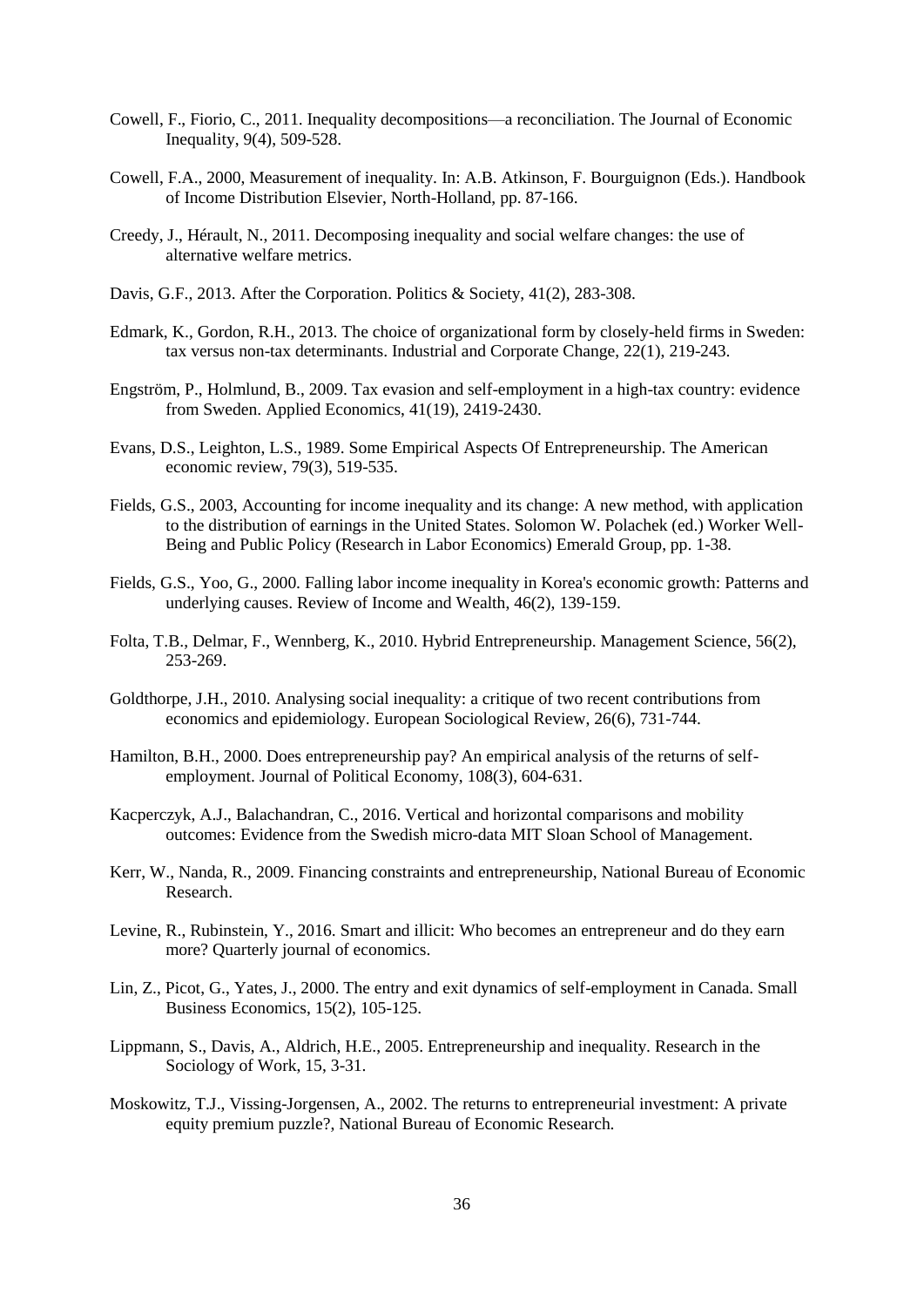Cowell, F., Fiorio, C., 2011. Inequality decompositions—a reconciliation. The Journal of Economic Inequality, 9(4), 509-528.

Cowell, F.A., 2000, Measurement of inequality. In: A.B. Atkinson, F. Bourguignon (Eds.). Handbook of Income Distribution Elsevier, North-Holland, pp. 87-166.

Creedy, J., Hérault, N., 2011. Decomposing inequality and social welfare changes: the use of alternative welfare metrics.

Davis, G.F., 2013. After the Corporation. Politics & Society, 41(2), 283-308.

Edmark, K., Gordon, R.H., 2013. The choice of organizational form by closely-held firms in Sweden: tax versus non-tax determinants. Industrial and Corporate Change, 22(1), 219-243.

Engström, P., Holmlund, B., 2009. Tax evasion and self-employment in a high-tax country: evidence from Sweden. Applied Economics, 41(19), 2419-2430.

Evans, D.S., Leighton, L.S., 1989. Some Empirical Aspects Of Entrepreneurship. The American economic review, 79(3), 519-535.

Fields, G.S., 2003, Accounting for income inequality and its change: A new method, with application to the distribution of earnings in the United States. Solomon W. Polachek (ed.) Worker Well-Being and Public Policy (Research in Labor Economics) Emerald Group, pp. 1-38.

Fields, G.S., Yoo, G., 2000. Falling labor income inequality in Korea's economic growth: Patterns and underlying causes. Review of Income and Wealth, 46(2), 139-159.

Folta, T.B., Delmar, F., Wennberg, K., 2010. Hybrid Entrepreneurship. Management Science, 56(2), 253-269.

Goldthorpe, J.H., 2010. Analysing social inequality: a critique of two recent contributions from economics and epidemiology. European Sociological Review, 26(6), 731-744.

Hamilton, B.H., 2000. Does entrepreneurship pay? An empirical analysis of the returns of self-employment. Journal of Political Economy, 108(3), 604-631.

Kacperczyk, A.J., Balachandran, C., 2016. Vertical and horizontal comparisons and mobility outcomes: Evidence from the Swedish micro-data MIT Sloan School of Management.

Kerr, W., Nanda, R., 2009. Financing constraints and entrepreneurship, National Bureau of Economic Research.

Levine, R., Rubinstein, Y., 2016. Smart and illicit: Who becomes an entrepreneur and do they earn more? Quarterly journal of economics.

Lin, Z., Picot, G., Yates, J., 2000. The entry and exit dynamics of self-employment in Canada. Small Business Economics, 15(2), 105-125.

Lippmann, S., Davis, A., Aldrich, H.E., 2005. Entrepreneurship and inequality. Research in the Sociology of Work, 15, 3-31.

Moskowitz, T.J., Vissing-Jorgensen, A., 2002. The returns to entrepreneurial investment: A private equity premium puzzle?, National Bureau of Economic Research.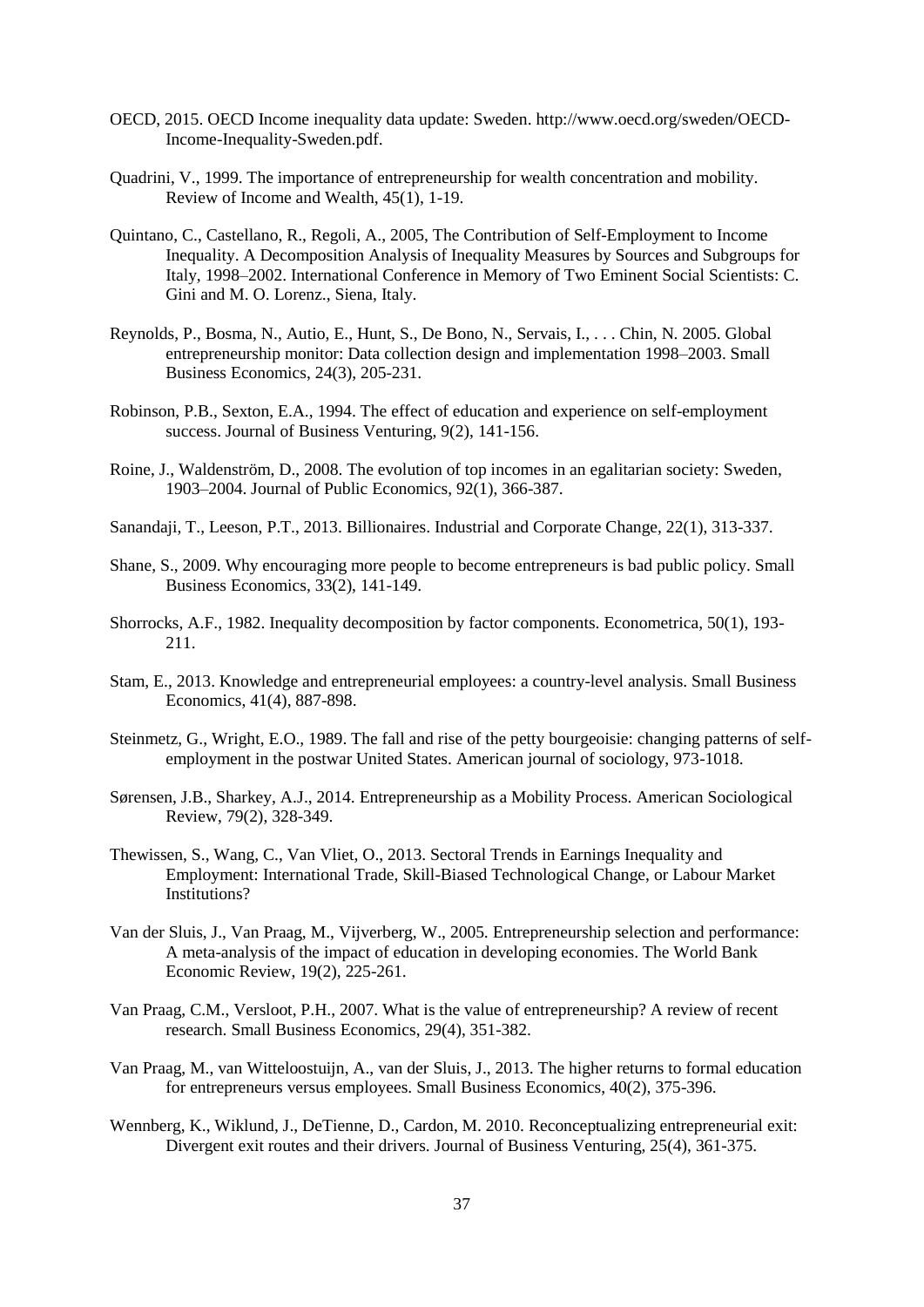OECD, 2015. OECD Income inequality data update: Sweden. http://www.oecd.org/sweden/OECD-Income-Inequality-Sweden.pdf.

Quadrini, V., 1999. The importance of entrepreneurship for wealth concentration and mobility. Review of Income and Wealth, 45(1), 1-19.

Quintano, C., Castellano, R., Regoli, A., 2005, The Contribution of Self-Employment to Income Inequality. A Decomposition Analysis of Inequality Measures by Sources and Subgroups for Italy, 1998–2002. International Conference in Memory of Two Eminent Social Scientists: C. Gini and M. O. Lorenz., Siena, Italy.

Reynolds, P., Bosma, N., Autio, E., Hunt, S., De Bono, N., Servais, I., . . . Chin, N. 2005. Global entrepreneurship monitor: Data collection design and implementation 1998–2003. Small Business Economics, 24(3), 205-231.

Robinson, P.B., Sexton, E.A., 1994. The effect of education and experience on self-employment success. Journal of Business Venturing, 9(2), 141-156.

Roine, J., Waldenström, D., 2008. The evolution of top incomes in an egalitarian society: Sweden, 1903–2004. Journal of Public Economics, 92(1), 366-387.

Sanandaji, T., Leeson, P.T., 2013. Billionaires. Industrial and Corporate Change, 22(1), 313-337.

Shane, S., 2009. Why encouraging more people to become entrepreneurs is bad public policy. Small Business Economics, 33(2), 141-149.

Shorrocks, A.F., 1982. Inequality decomposition by factor components. Econometrica, 50(1), 193-211.

Stam, E., 2013. Knowledge and entrepreneurial employees: a country-level analysis. Small Business Economics, 41(4), 887-898.

Steinmetz, G., Wright, E.O., 1989. The fall and rise of the petty bourgeoisie: changing patterns of self-employment in the postwar United States. American journal of sociology, 973-1018.

Sørensen, J.B., Sharkey, A.J., 2014. Entrepreneurship as a Mobility Process. American Sociological Review, 79(2), 328-349.

Thewissen, S., Wang, C., Van Vliet, O., 2013. Sectoral Trends in Earnings Inequality and Employment: International Trade, Skill-Biased Technological Change, or Labour Market Institutions?

Van der Sluis, J., Van Praag, M., Vijverberg, W., 2005. Entrepreneurship selection and performance: A meta-analysis of the impact of education in developing economies. The World Bank Economic Review, 19(2), 225-261.

Van Praag, C.M., Versloot, P.H., 2007. What is the value of entrepreneurship? A review of recent research. Small Business Economics, 29(4), 351-382.

Van Praag, M., van Witteloostuijn, A., van der Sluis, J., 2013. The higher returns to formal education for entrepreneurs versus employees. Small Business Economics, 40(2), 375-396.

Wennberg, K., Wiklund, J., DeTienne, D., Cardon, M. 2010. Reconceptualizing entrepreneurial exit: Divergent exit routes and their drivers. Journal of Business Venturing, 25(4), 361-375.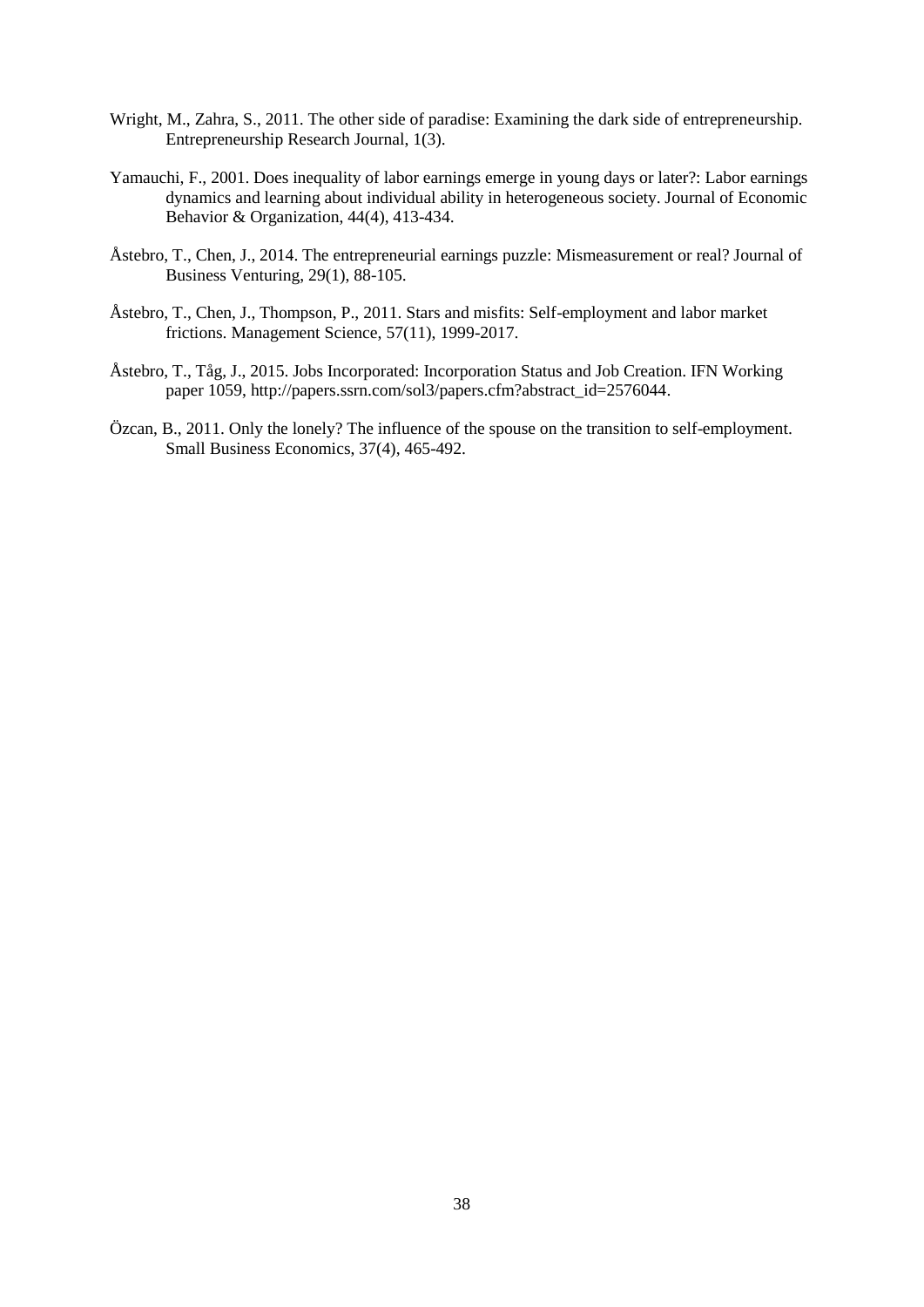Wright, M., Zahra, S., 2011. The other side of paradise: Examining the dark side of entrepreneurship. Entrepreneurship Research Journal, 1(3).

Yamauchi, F., 2001. Does inequality of labor earnings emerge in young days or later?: Labor earnings dynamics and learning about individual ability in heterogeneous society. Journal of Economic Behavior & Organization, 44(4), 413-434.

Åstebro, T., Chen, J., 2014. The entrepreneurial earnings puzzle: Mismeasurement or real? Journal of Business Venturing, 29(1), 88-105.

Åstebro, T., Chen, J., Thompson, P., 2011. Stars and misfits: Self-employment and labor market frictions. Management Science, 57(11), 1999-2017.

Åstebro, T., Tåg, J., 2015. Jobs Incorporated: Incorporation Status and Job Creation. IFN Working paper 1059, http://papers.ssrn.com/sol3/papers.cfm?abstract_id=2576044.

Özcan, B., 2011. Only the lonely? The influence of the spouse on the transition to self-employment. Small Business Economics, 37(4), 465-492.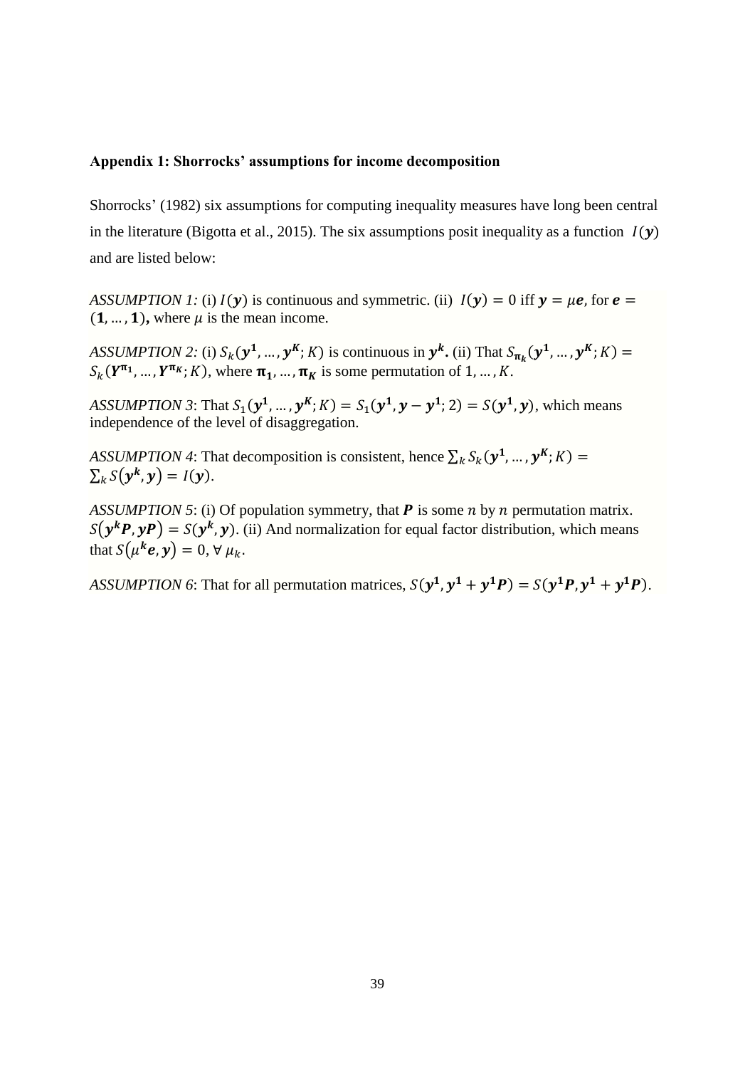**Appendix 1: Shorrocks' assumptions for income decomposition**

Shorrocks' (1982) six assumptions for computing inequality measures have long been central in the literature (Bigotta et al., 2015). The six assumptions posit inequality as a function $I(\boldsymbol{y})$ and are listed below:

*ASSUMPTION 1:* (i) $I(\boldsymbol{y})$ is continuous and symmetric. (ii) $I(\boldsymbol{y}) = 0$ iff $\boldsymbol{y} = \mu\boldsymbol{e}$, for $\boldsymbol{e} = (\mathbf{1}, \ldots, \mathbf{1})$, where $\mu$ is the mean income.

*ASSUMPTION 2:* (i) $S_k(\boldsymbol{y^1}, \ldots, \boldsymbol{y^K}; K)$ is continuous in $\boldsymbol{y^k}$**.** (ii) That $S_{\boldsymbol{\pi_k}}(\boldsymbol{y^1}, \ldots, \boldsymbol{y^K}; K) = S_k(\boldsymbol{Y^{\pi_1}}, \ldots, \boldsymbol{Y^{\pi_K}}; K)$, where $\boldsymbol{\pi_1}, \ldots, \boldsymbol{\pi_K}$ is some permutation of $1, \ldots, K$.

*ASSUMPTION 3*: That $S_1(\boldsymbol{y^1}, \ldots, \boldsymbol{y^K}; K) = S_1(\boldsymbol{y^1}, \boldsymbol{y} - \boldsymbol{y^1}; 2) = S(\boldsymbol{y^1}, \boldsymbol{y})$, which means independence of the level of disaggregation.

*ASSUMPTION 4*: That decomposition is consistent, hence $\sum_k S_k(\boldsymbol{y^1}, \ldots, \boldsymbol{y^K}; K) = \sum_k S(\boldsymbol{y^k}, \boldsymbol{y}) = I(\boldsymbol{y})$.

*ASSUMPTION 5*: (i) Of population symmetry, that $\boldsymbol{P}$ is some $n$ by $n$ permutation matrix. $S(\boldsymbol{y^k P}, \boldsymbol{yP}) = S(\boldsymbol{y^k}, \boldsymbol{y})$. (ii) And normalization for equal factor distribution, which means that $S(\mu^{\boldsymbol{k}}\boldsymbol{e}, \boldsymbol{y}) = 0, \forall\, \mu_k$.

*ASSUMPTION 6*: That for all permutation matrices, $S(\boldsymbol{y^1}, \boldsymbol{y^1} + \boldsymbol{y^1 P}) = S(\boldsymbol{y^1 P}, \boldsymbol{y^1} + \boldsymbol{y^1 P})$.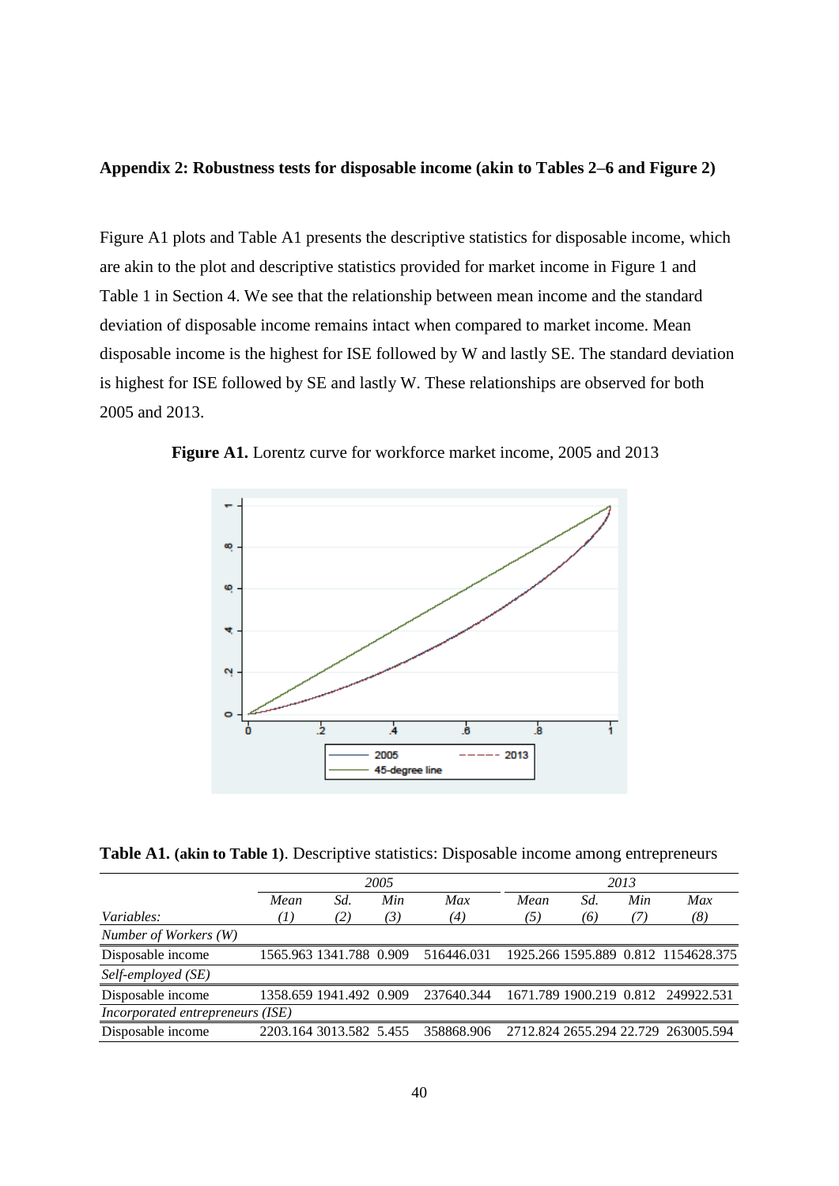**Appendix 2: Robustness tests for disposable income (akin to Tables 2–6 and Figure 2)**

Figure A1 plots and Table A1 presents the descriptive statistics for disposable income, which are akin to the plot and descriptive statistics provided for market income in Figure 1 and Table 1 in Section 4. We see that the relationship between mean income and the standard deviation of disposable income remains intact when compared to market income. Mean disposable income is the highest for ISE followed by W and lastly SE. The standard deviation is highest for ISE followed by SE and lastly W. These relationships are observed for both 2005 and 2013.

**Figure A1.** Lorentz curve for workforce market income, 2005 and 2013

**Table A1. (akin to Table 1)**. Descriptive statistics: Disposable income among entrepreneurs

| | 2005 | | | | 2013 | | | |
|---|---|---|---|---|---|---|---|---|
| | *Mean* | *Sd.* | *Min* | *Max* | *Mean* | *Sd.* | *Min* | *Max* |
| *Variables:* | *(1)* | *(2)* | *(3)* | *(4)* | *(5)* | *(6)* | *(7)* | *(8)* |
| *Number of Workers (W)* | | | | | | | | |
| Disposable income | 1565.963 | 1341.788 | 0.909 | 516446.031 | 1925.266 | 1595.889 | 0.812 | 1154628.375 |
| *Self-employed (SE)* | | | | | | | | |
| Disposable income | 1358.659 | 1941.492 | 0.909 | 237640.344 | 1671.789 | 1900.219 | 0.812 | 249922.531 |
| *Incorporated entrepreneurs (ISE)* | | | | | | | | |
| Disposable income | 2203.164 | 3013.582 | 5.455 | 358868.906 | 2712.824 | 2655.294 | 22.729 | 263005.594 |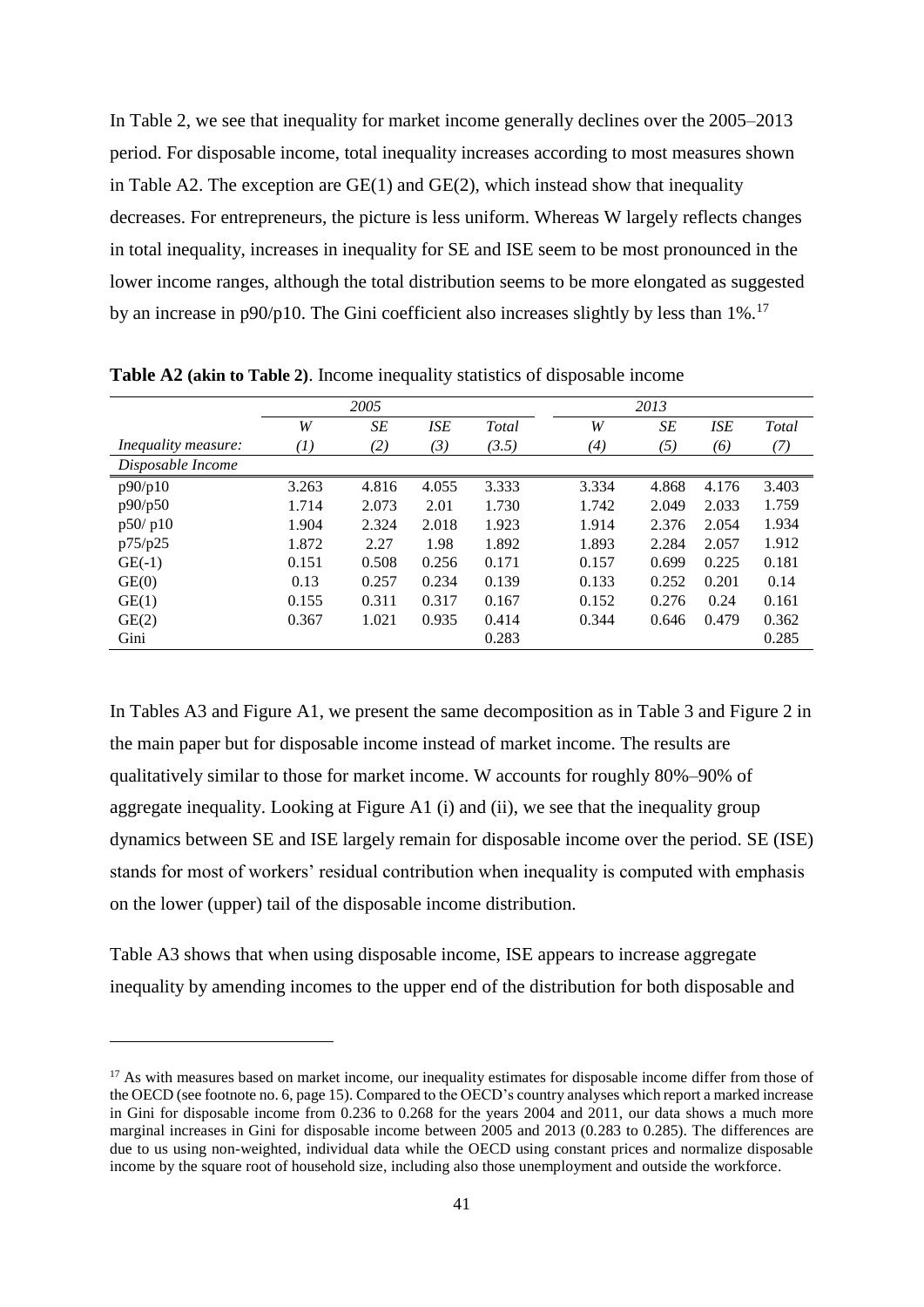In Table 2, we see that inequality for market income generally declines over the 2005–2013 period. For disposable income, total inequality increases according to most measures shown in Table A2. The exception are GE(1) and GE(2), which instead show that inequality decreases. For entrepreneurs, the picture is less uniform. Whereas W largely reflects changes in total inequality, increases in inequality for SE and ISE seem to be most pronounced in the lower income ranges, although the total distribution seems to be more elongated as suggested by an increase in p90/p10. The Gini coefficient also increases slightly by less than 1%.[17]

**Table A2 (akin to Table 2)**. Income inequality statistics of disposable income

| | 2005 | | | | 2013 | | | |
|---|---|---|---|---|---|---|---|---|
| | *W* | *SE* | *ISE* | *Total* | *W* | *SE* | *ISE* | *Total* |
| *Inequality measure:* | *(1)* | *(2)* | *(3)* | *(3.5)* | *(4)* | *(5)* | *(6)* | *(7)* |
| *Disposable Income* | | | | | | | | |
| p90/p10 | 3.263 | 4.816 | 4.055 | 3.333 | 3.334 | 4.868 | 4.176 | 3.403 |
| p90/p50 | 1.714 | 2.073 | 2.01 | 1.730 | 1.742 | 2.049 | 2.033 | 1.759 |
| p50/ p10 | 1.904 | 2.324 | 2.018 | 1.923 | 1.914 | 2.376 | 2.054 | 1.934 |
| p75/p25 | 1.872 | 2.27 | 1.98 | 1.892 | 1.893 | 2.284 | 2.057 | 1.912 |
| GE(-1) | 0.151 | 0.508 | 0.256 | 0.171 | 0.157 | 0.699 | 0.225 | 0.181 |
| GE(0) | 0.13 | 0.257 | 0.234 | 0.139 | 0.133 | 0.252 | 0.201 | 0.14 |
| GE(1) | 0.155 | 0.311 | 0.317 | 0.167 | 0.152 | 0.276 | 0.24 | 0.161 |
| GE(2) | 0.367 | 1.021 | 0.935 | 0.414 | 0.344 | 0.646 | 0.479 | 0.362 |
| Gini | | | | 0.283 | | | | 0.285 |

In Tables A3 and Figure A1, we present the same decomposition as in Table 3 and Figure 2 in the main paper but for disposable income instead of market income. The results are qualitatively similar to those for market income. W accounts for roughly 80%–90% of aggregate inequality. Looking at Figure A1 (i) and (ii), we see that the inequality group dynamics between SE and ISE largely remain for disposable income over the period. SE (ISE) stands for most of workers' residual contribution when inequality is computed with emphasis on the lower (upper) tail of the disposable income distribution.

Table A3 shows that when using disposable income, ISE appears to increase aggregate inequality by amending incomes to the upper end of the distribution for both disposable and

[17] As with measures based on market income, our inequality estimates for disposable income differ from those of the OECD (see footnote no. 6, page 15). Compared to the OECD's country analyses which report a marked increase in Gini for disposable income from 0.236 to 0.268 for the years 2004 and 2011, our data shows a much more marginal increases in Gini for disposable income between 2005 and 2013 (0.283 to 0.285). The differences are due to us using non-weighted, individual data while the OECD using constant prices and normalize disposable income by the square root of household size, including also those unemployment and outside the workforce.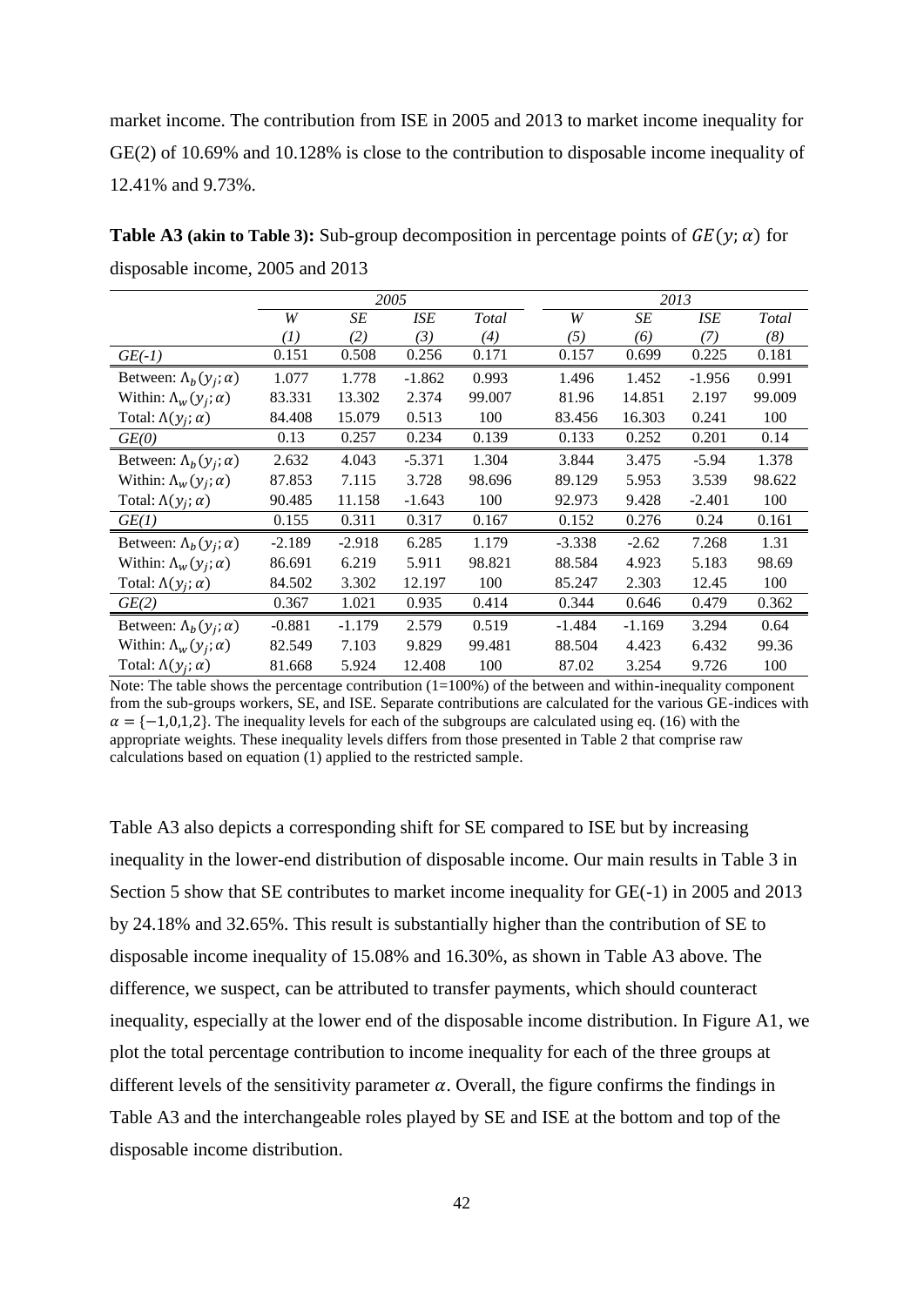market income. The contribution from ISE in 2005 and 2013 to market income inequality for GE(2) of 10.69% and 10.128% is close to the contribution to disposable income inequality of 12.41% and 9.73%.

**Table A3 (akin to Table 3):** Sub-group decomposition in percentage points of $GE(y; \alpha)$ for disposable income, 2005 and 2013

| | 2005 | | | | 2013 | | | |
|---|---|---|---|---|---|---|---|---|
| | *W* | *SE* | *ISE* | *Total* | *W* | *SE* | *ISE* | *Total* |
| | *(1)* | *(2)* | *(3)* | *(4)* | *(5)* | *(6)* | *(7)* | *(8)* |
| *GE(-1)* | 0.151 | 0.508 | 0.256 | 0.171 | 0.157 | 0.699 | 0.225 | 0.181 |
| Between: $\Lambda_b(y_j; \alpha)$ | 1.077 | 1.778 | -1.862 | 0.993 | 1.496 | 1.452 | -1.956 | 0.991 |
| Within: $\Lambda_w(y_j; \alpha)$ | 83.331 | 13.302 | 2.374 | 99.007 | 81.96 | 14.851 | 2.197 | 99.009 |
| Total: $\Lambda(y_j; \alpha)$ | 84.408 | 15.079 | 0.513 | 100 | 83.456 | 16.303 | 0.241 | 100 |
| *GE(0)* | 0.13 | 0.257 | 0.234 | 0.139 | 0.133 | 0.252 | 0.201 | 0.14 |
| Between: $\Lambda_b(y_j; \alpha)$ | 2.632 | 4.043 | -5.371 | 1.304 | 3.844 | 3.475 | -5.94 | 1.378 |
| Within: $\Lambda_w(y_j; \alpha)$ | 87.853 | 7.115 | 3.728 | 98.696 | 89.129 | 5.953 | 3.539 | 98.622 |
| Total: $\Lambda(y_j; \alpha)$ | 90.485 | 11.158 | -1.643 | 100 | 92.973 | 9.428 | -2.401 | 100 |
| *GE(1)* | 0.155 | 0.311 | 0.317 | 0.167 | 0.152 | 0.276 | 0.24 | 0.161 |
| Between: $\Lambda_b(y_j; \alpha)$ | -2.189 | -2.918 | 6.285 | 1.179 | -3.338 | -2.62 | 7.268 | 1.31 |
| Within: $\Lambda_w(y_j; \alpha)$ | 86.691 | 6.219 | 5.911 | 98.821 | 88.584 | 4.923 | 5.183 | 98.69 |
| Total: $\Lambda(y_j; \alpha)$ | 84.502 | 3.302 | 12.197 | 100 | 85.247 | 2.303 | 12.45 | 100 |
| *GE(2)* | 0.367 | 1.021 | 0.935 | 0.414 | 0.344 | 0.646 | 0.479 | 0.362 |
| Between: $\Lambda_b(y_j; \alpha)$ | -0.881 | -1.179 | 2.579 | 0.519 | -1.484 | -1.169 | 3.294 | 0.64 |
| Within: $\Lambda_w(y_j; \alpha)$ | 82.549 | 7.103 | 9.829 | 99.481 | 88.504 | 4.423 | 6.432 | 99.36 |
| Total: $\Lambda(y_j; \alpha)$ | 81.668 | 5.924 | 12.408 | 100 | 87.02 | 3.254 | 9.726 | 100 |

Note: The table shows the percentage contribution (1=100%) of the between and within-inequality component from the sub-groups workers, SE, and ISE. Separate contributions are calculated for the various GE-indices with $\alpha = \{-1,0,1,2\}$. The inequality levels for each of the subgroups are calculated using eq. (16) with the appropriate weights. These inequality levels differs from those presented in Table 2 that comprise raw calculations based on equation (1) applied to the restricted sample.

Table A3 also depicts a corresponding shift for SE compared to ISE but by increasing inequality in the lower-end distribution of disposable income. Our main results in Table 3 in Section 5 show that SE contributes to market income inequality for GE(-1) in 2005 and 2013 by 24.18% and 32.65%. This result is substantially higher than the contribution of SE to disposable income inequality of 15.08% and 16.30%, as shown in Table A3 above. The difference, we suspect, can be attributed to transfer payments, which should counteract inequality, especially at the lower end of the disposable income distribution. In Figure A1, we plot the total percentage contribution to income inequality for each of the three groups at different levels of the sensitivity parameter $\alpha$. Overall, the figure confirms the findings in Table A3 and the interchangeable roles played by SE and ISE at the bottom and top of the disposable income distribution.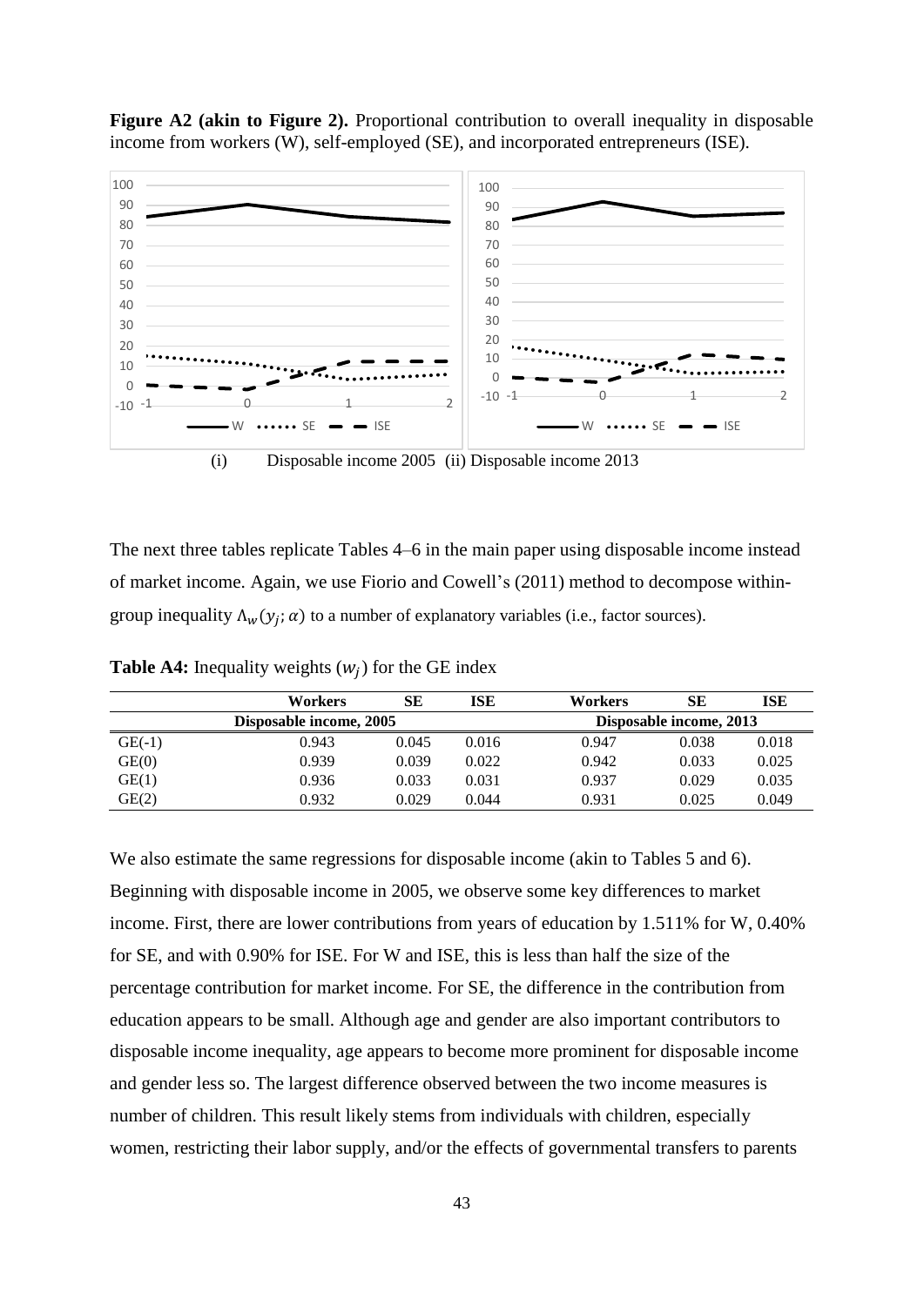**Figure A2 (akin to Figure 2).** Proportional contribution to overall inequality in disposable income from workers (W), self-employed (SE), and incorporated entrepreneurs (ISE).

(i) Disposable income 2005 (ii) Disposable income 2013

The next three tables replicate Tables 4–6 in the main paper using disposable income instead of market income. Again, we use Fiorio and Cowell's (2011) method to decompose within-group inequality $\Lambda_w(y_j;\alpha)$ to a number of explanatory variables (i.e., factor sources).

**Table A4:** Inequality weights ($w_j$) for the GE index

| | Workers | SE | ISE | Workers | SE | ISE |
|---|---|---|---|---|---|---|
| | Disposable income, 2005 | | | Disposable income, 2013 | | |
| GE(-1) | 0.943 | 0.045 | 0.016 | 0.947 | 0.038 | 0.018 |
| GE(0) | 0.939 | 0.039 | 0.022 | 0.942 | 0.033 | 0.025 |
| GE(1) | 0.936 | 0.033 | 0.031 | 0.937 | 0.029 | 0.035 |
| GE(2) | 0.932 | 0.029 | 0.044 | 0.931 | 0.025 | 0.049 |

We also estimate the same regressions for disposable income (akin to Tables 5 and 6). Beginning with disposable income in 2005, we observe some key differences to market income. First, there are lower contributions from years of education by 1.511% for W, 0.40% for SE, and with 0.90% for ISE. For W and ISE, this is less than half the size of the percentage contribution for market income. For SE, the difference in the contribution from education appears to be small. Although age and gender are also important contributors to disposable income inequality, age appears to become more prominent for disposable income and gender less so. The largest difference observed between the two income measures is number of children. This result likely stems from individuals with children, especially women, restricting their labor supply, and/or the effects of governmental transfers to parents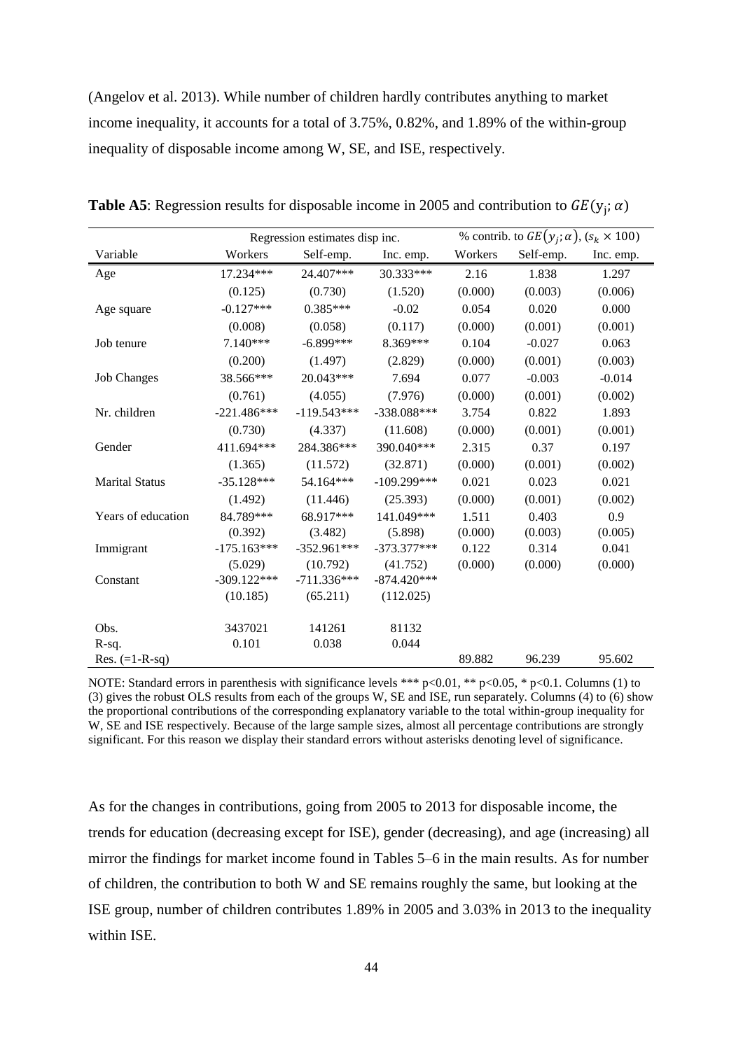(Angelov et al. 2013). While number of children hardly contributes anything to market income inequality, it accounts for a total of 3.75%, 0.82%, and 1.89% of the within-group inequality of disposable income among W, SE, and ISE, respectively.

**Table A5**: Regression results for disposable income in 2005 and contribution to $GE(y_j; \alpha)$

| | Regression estimates disp inc. | | | % contrib. to $GE(y_j; \alpha)$, $(s_k \times 100)$ | | |
|---|---|---|---|---|---|---|
| Variable | Workers | Self-emp. | Inc. emp. | Workers | Self-emp. | Inc. emp. |
| Age | 17.234*** | 24.407*** | 30.333*** | 2.16 | 1.838 | 1.297 |
| | (0.125) | (0.730) | (1.520) | (0.000) | (0.003) | (0.006) |
| Age square | -0.127*** | 0.385*** | -0.02 | 0.054 | 0.020 | 0.000 |
| | (0.008) | (0.058) | (0.117) | (0.000) | (0.001) | (0.001) |
| Job tenure | 7.140*** | -6.899*** | 8.369*** | 0.104 | -0.027 | 0.063 |
| | (0.200) | (1.497) | (2.829) | (0.000) | (0.001) | (0.003) |
| Job Changes | 38.566*** | 20.043*** | 7.694 | 0.077 | -0.003 | -0.014 |
| | (0.761) | (4.055) | (7.976) | (0.000) | (0.001) | (0.002) |
| Nr. children | -221.486*** | -119.543*** | -338.088*** | 3.754 | 0.822 | 1.893 |
| | (0.730) | (4.337) | (11.608) | (0.000) | (0.001) | (0.001) |
| Gender | 411.694*** | 284.386*** | 390.040*** | 2.315 | 0.37 | 0.197 |
| | (1.365) | (11.572) | (32.871) | (0.000) | (0.001) | (0.002) |
| Marital Status | -35.128*** | 54.164*** | -109.299*** | 0.021 | 0.023 | 0.021 |
| | (1.492) | (11.446) | (25.393) | (0.000) | (0.001) | (0.002) |
| Years of education | 84.789*** | 68.917*** | 141.049*** | 1.511 | 0.403 | 0.9 |
| | (0.392) | (3.482) | (5.898) | (0.000) | (0.003) | (0.005) |
| Immigrant | -175.163*** | -352.961*** | -373.377*** | 0.122 | 0.314 | 0.041 |
| | (5.029) | (10.792) | (41.752) | (0.000) | (0.000) | (0.000) |
| Constant | -309.122*** | -711.336*** | -874.420*** | | | |
| | (10.185) | (65.211) | (112.025) | | | |
| Obs. | 3437021 | 141261 | 81132 | | | |
| R-sq. | 0.101 | 0.038 | 0.044 | | | |
| Res. (=1-R-sq) | | | | 89.882 | 96.239 | 95.602 |

NOTE: Standard errors in parenthesis with significance levels *** p<0.01, ** p<0.05, * p<0.1. Columns (1) to (3) gives the robust OLS results from each of the groups W, SE and ISE, run separately. Columns (4) to (6) show the proportional contributions of the corresponding explanatory variable to the total within-group inequality for W, SE and ISE respectively. Because of the large sample sizes, almost all percentage contributions are strongly significant. For this reason we display their standard errors without asterisks denoting level of significance.

As for the changes in contributions, going from 2005 to 2013 for disposable income, the trends for education (decreasing except for ISE), gender (decreasing), and age (increasing) all mirror the findings for market income found in Tables 5–6 in the main results. As for number of children, the contribution to both W and SE remains roughly the same, but looking at the ISE group, number of children contributes 1.89% in 2005 and 3.03% in 2013 to the inequality within ISE.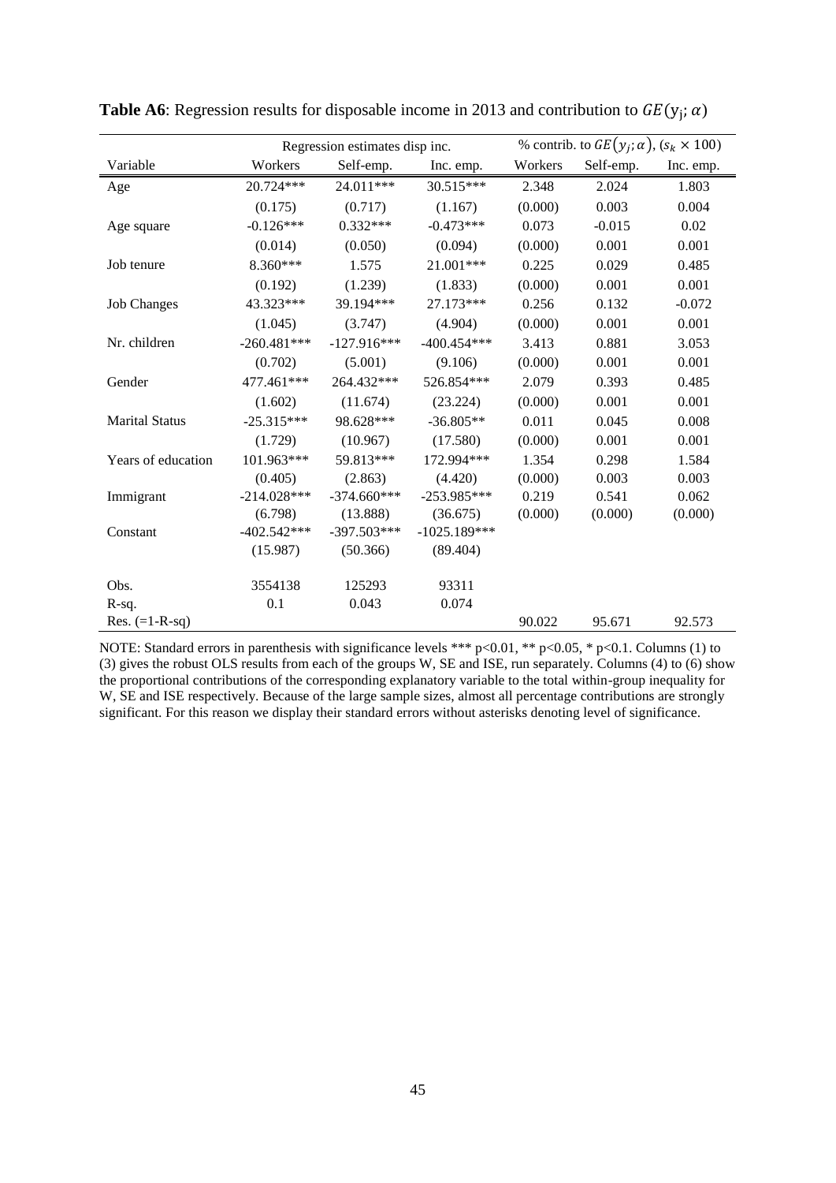**Table A6**: Regression results for disposable income in 2013 and contribution to $GE(y_j; \alpha)$

| | Regression estimates disp inc. | | | % contrib. to $GE(y_j; \alpha)$, $(s_k \times 100)$ | | |
|---|---|---|---|---|---|---|
| Variable | Workers | Self-emp. | Inc. emp. | Workers | Self-emp. | Inc. emp. |
| Age | 20.724*** | 24.011*** | 30.515*** | 2.348 | 2.024 | 1.803 |
| | (0.175) | (0.717) | (1.167) | (0.000) | 0.003 | 0.004 |
| Age square | -0.126*** | 0.332*** | -0.473*** | 0.073 | -0.015 | 0.02 |
| | (0.014) | (0.050) | (0.094) | (0.000) | 0.001 | 0.001 |
| Job tenure | 8.360*** | 1.575 | 21.001*** | 0.225 | 0.029 | 0.485 |
| | (0.192) | (1.239) | (1.833) | (0.000) | 0.001 | 0.001 |
| Job Changes | 43.323*** | 39.194*** | 27.173*** | 0.256 | 0.132 | -0.072 |
| | (1.045) | (3.747) | (4.904) | (0.000) | 0.001 | 0.001 |
| Nr. children | -260.481*** | -127.916*** | -400.454*** | 3.413 | 0.881 | 3.053 |
| | (0.702) | (5.001) | (9.106) | (0.000) | 0.001 | 0.001 |
| Gender | 477.461*** | 264.432*** | 526.854*** | 2.079 | 0.393 | 0.485 |
| | (1.602) | (11.674) | (23.224) | (0.000) | 0.001 | 0.001 |
| Marital Status | -25.315*** | 98.628*** | -36.805** | 0.011 | 0.045 | 0.008 |
| | (1.729) | (10.967) | (17.580) | (0.000) | 0.001 | 0.001 |
| Years of education | 101.963*** | 59.813*** | 172.994*** | 1.354 | 0.298 | 1.584 |
| | (0.405) | (2.863) | (4.420) | (0.000) | 0.003 | 0.003 |
| Immigrant | -214.028*** | -374.660*** | -253.985*** | 0.219 | 0.541 | 0.062 |
| | (6.798) | (13.888) | (36.675) | (0.000) | (0.000) | (0.000) |
| Constant | -402.542*** | -397.503*** | -1025.189*** | | | |
| | (15.987) | (50.366) | (89.404) | | | |
| Obs. | 3554138 | 125293 | 93311 | | | |
| R-sq. | 0.1 | 0.043 | 0.074 | | | |
| Res. (=1-R-sq) | | | | 90.022 | 95.671 | 92.573 |

NOTE: Standard errors in parenthesis with significance levels *** p<0.01, ** p<0.05, * p<0.1. Columns (1) to (3) gives the robust OLS results from each of the groups W, SE and ISE, run separately. Columns (4) to (6) show the proportional contributions of the corresponding explanatory variable to the total within-group inequality for W, SE and ISE respectively. Because of the large sample sizes, almost all percentage contributions are strongly significant. For this reason we display their standard errors without asterisks denoting level of significance.